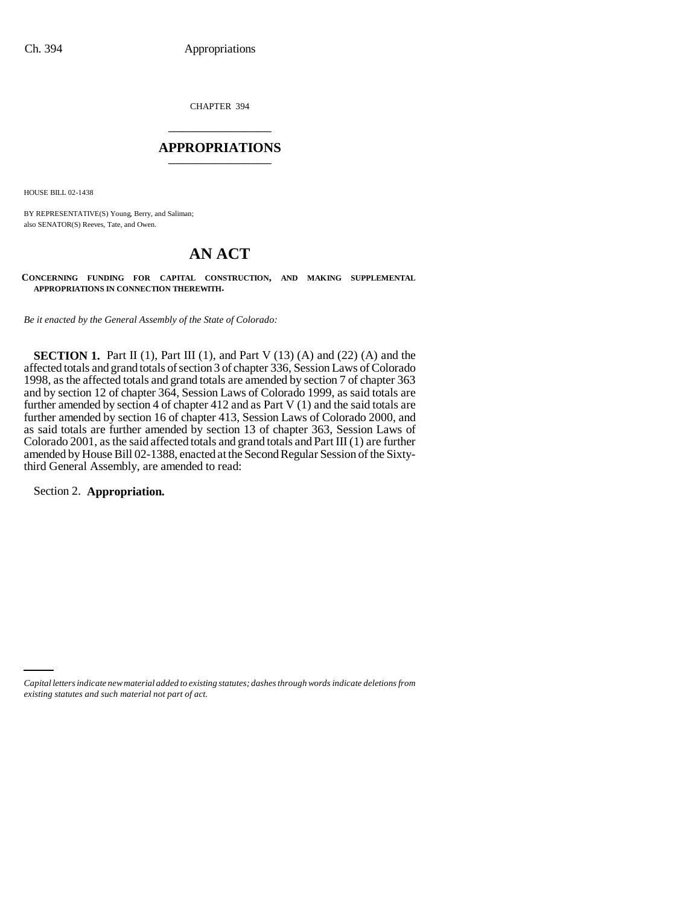CHAPTER 394

# APPROPRIATIONS

HOUSE BILL 02-1438

BY REPRESENTATIVE(S) Young, Berry, and Saliman;
also SENATOR(S) Reeves, Tate, and Owen.

# AN ACT

**CONCERNING FUNDING FOR CAPITAL CONSTRUCTION, AND MAKING SUPPLEMENTAL APPROPRIATIONS IN CONNECTION THEREWITH.**

*Be it enacted by the General Assembly of the State of Colorado:*

**SECTION 1.** Part II (1), Part III (1), and Part V (13) (A) and (22) (A) and the affected totals and grand totals of section 3 of chapter 336, Session Laws of Colorado 1998, as the affected totals and grand totals are amended by section 7 of chapter 363 and by section 12 of chapter 364, Session Laws of Colorado 1999, as said totals are further amended by section 4 of chapter 412 and as Part V (1) and the said totals are further amended by section 16 of chapter 413, Session Laws of Colorado 2000, and as said totals are further amended by section 13 of chapter 363, Session Laws of Colorado 2001, as the said affected totals and grand totals and Part III (1) are further amended by House Bill 02-1388, enacted at the Second Regular Session of the Sixty-third General Assembly, are amended to read:

Section 2. **Appropriation.**

*Capital letters indicate new material added to existing statutes; dashes through words indicate deletions from existing statutes and such material not part of act.*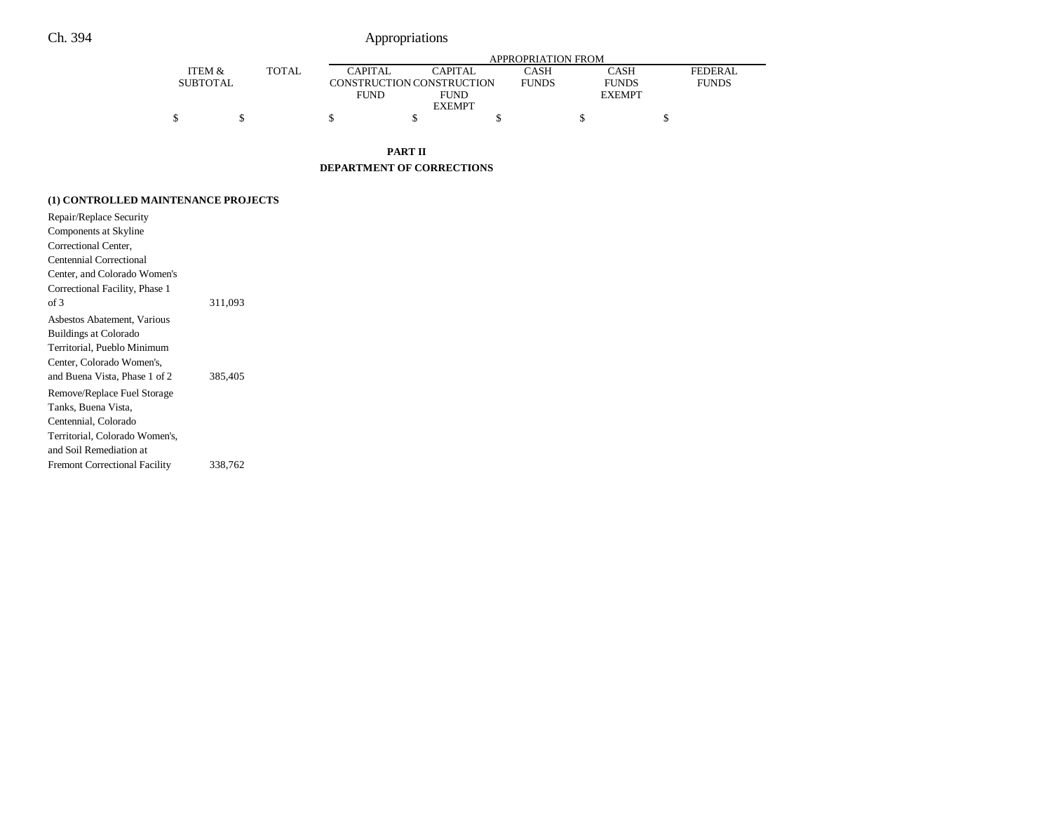| | ITEM & SUBTOTAL | TOTAL | APPROPRIATION FROM CAPITAL CONSTRUCTION FUND | CAPITAL CONSTRUCTION FUND EXEMPT | CASH FUNDS | CASH FUNDS EXEMPT | FEDERAL FUNDS |
|---|---|---|---|---|---|---|---|
| | $ | $ | $ | $ | $ | $ | $ |

**PART II**

**DEPARTMENT OF CORRECTIONS**

**(1) CONTROLLED MAINTENANCE PROJECTS**

| | ITEM & SUBTOTAL | TOTAL | CAPITAL CONSTRUCTION FUND | CAPITAL CONSTRUCTION FUND EXEMPT | CASH FUNDS | CASH FUNDS EXEMPT | FEDERAL FUNDS |
|---|---|---|---|---|---|---|---|
| Repair/Replace Security Components at Skyline Correctional Center, Centennial Correctional Center, and Colorado Women's Correctional Facility, Phase 1 of 3 | 311,093 | | | | | | |
| Asbestos Abatement, Various Buildings at Colorado Territorial, Pueblo Minimum Center, Colorado Women's, and Buena Vista, Phase 1 of 2 | 385,405 | | | | | | |
| Remove/Replace Fuel Storage Tanks, Buena Vista, Centennial, Colorado Territorial, Colorado Women's, and Soil Remediation at Fremont Correctional Facility | 338,762 | | | | | | |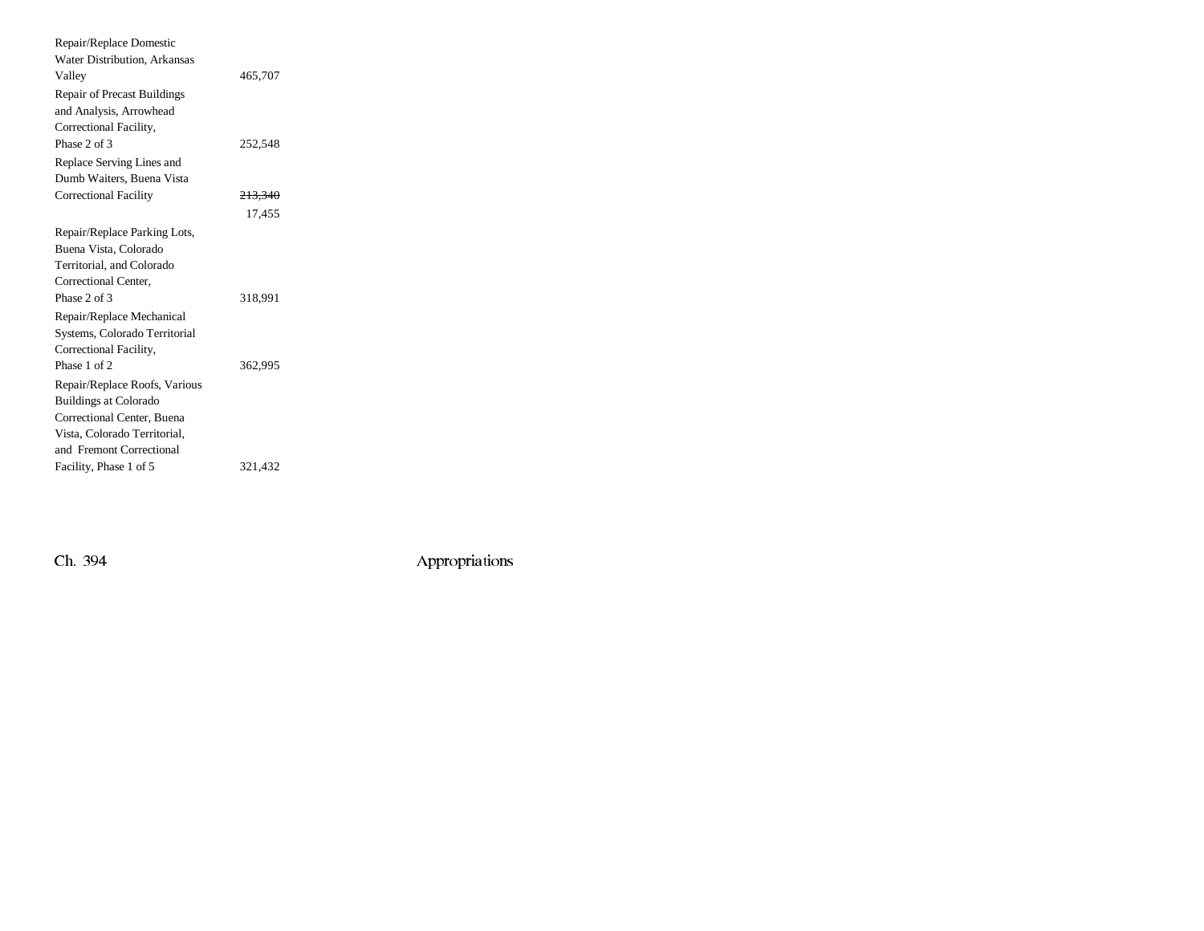| | |
|---|---|
| Repair/Replace Domestic Water Distribution, Arkansas Valley | 465,707 |
| Repair of Precast Buildings and Analysis, Arrowhead Correctional Facility, Phase 2 of 3 | 252,548 |
| Replace Serving Lines and Dumb Waiters, Buena Vista Correctional Facility | ~~213,340~~ |
| | 17,455 |
| Repair/Replace Parking Lots, Buena Vista, Colorado Territorial, and Colorado Correctional Center, Phase 2 of 3 | 318,991 |
| Repair/Replace Mechanical Systems, Colorado Territorial Correctional Facility, Phase 1 of 2 | 362,995 |
| Repair/Replace Roofs, Various Buildings at Colorado Correctional Center, Buena Vista, Colorado Territorial, and Fremont Correctional Facility, Phase 1 of 5 | 321,432 |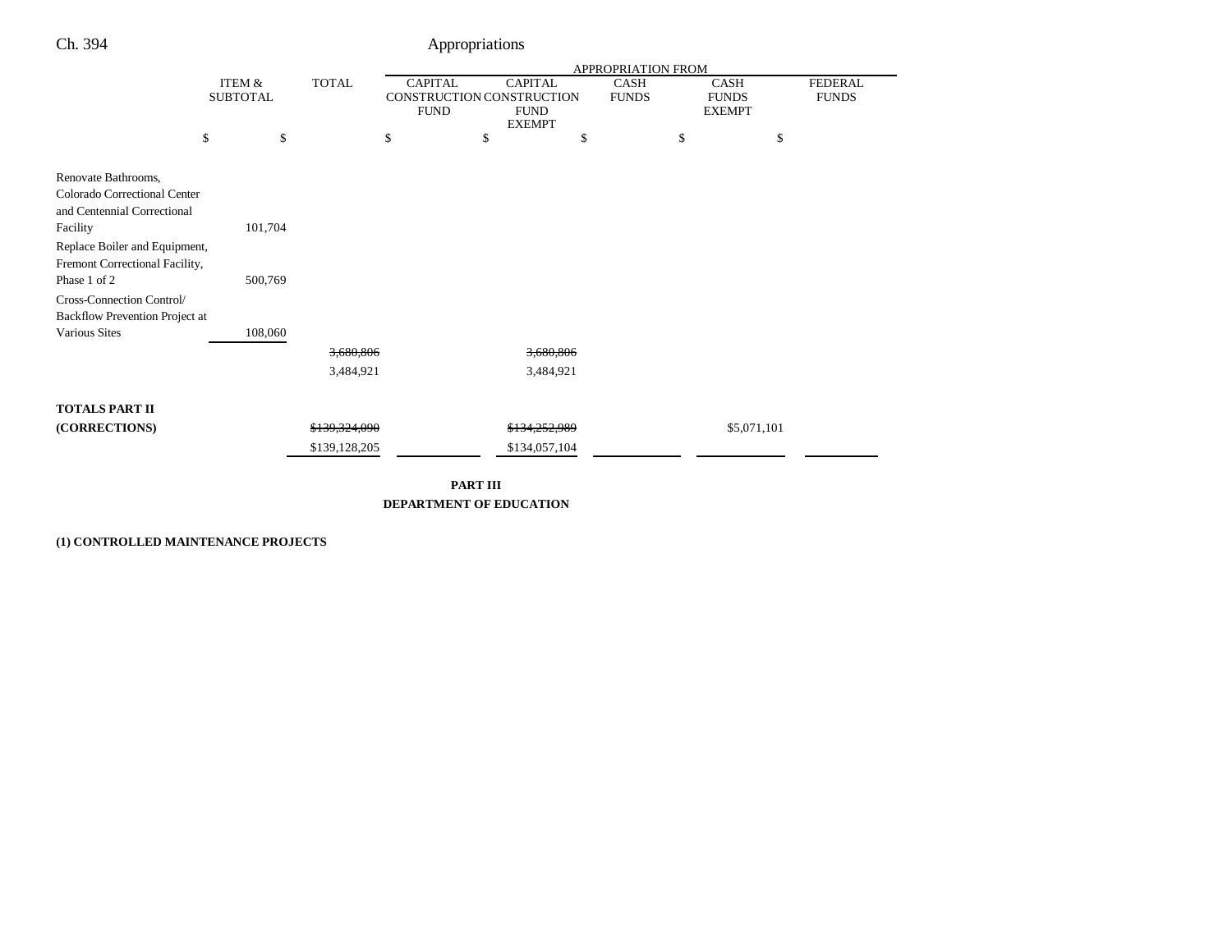| | ITEM & SUBTOTAL | TOTAL | APPROPRIATION FROM CAPITAL CONSTRUCTION FUND | CAPITAL CONSTRUCTION FUND EXEMPT | CASH FUNDS | CASH FUNDS EXEMPT | FEDERAL FUNDS |
|---|---|---|---|---|---|---|---|
| | $ | $ | $ | $ | $ | $ | $ |
| Renovate Bathrooms, Colorado Correctional Center and Centennial Correctional Facility | 101,704 | | | | | | |
| Replace Boiler and Equipment, Fremont Correctional Facility, Phase 1 of 2 | 500,769 | | | | | | |
| Cross-Connection Control/ Backflow Prevention Project at Various Sites | 108,060 | | | | | | |
| | | ~~3,680,806~~ | | ~~3,680,806~~ | | | |
| | | 3,484,921 | | 3,484,921 | | | |
| **TOTALS PART II (CORRECTIONS)** | | ~~$139,324,090~~ | | ~~$134,252,989~~ | | $5,071,101 | |
| | | $139,128,205 | | $134,057,104 | | | |

**PART III**
**DEPARTMENT OF EDUCATION**

**(1) CONTROLLED MAINTENANCE PROJECTS**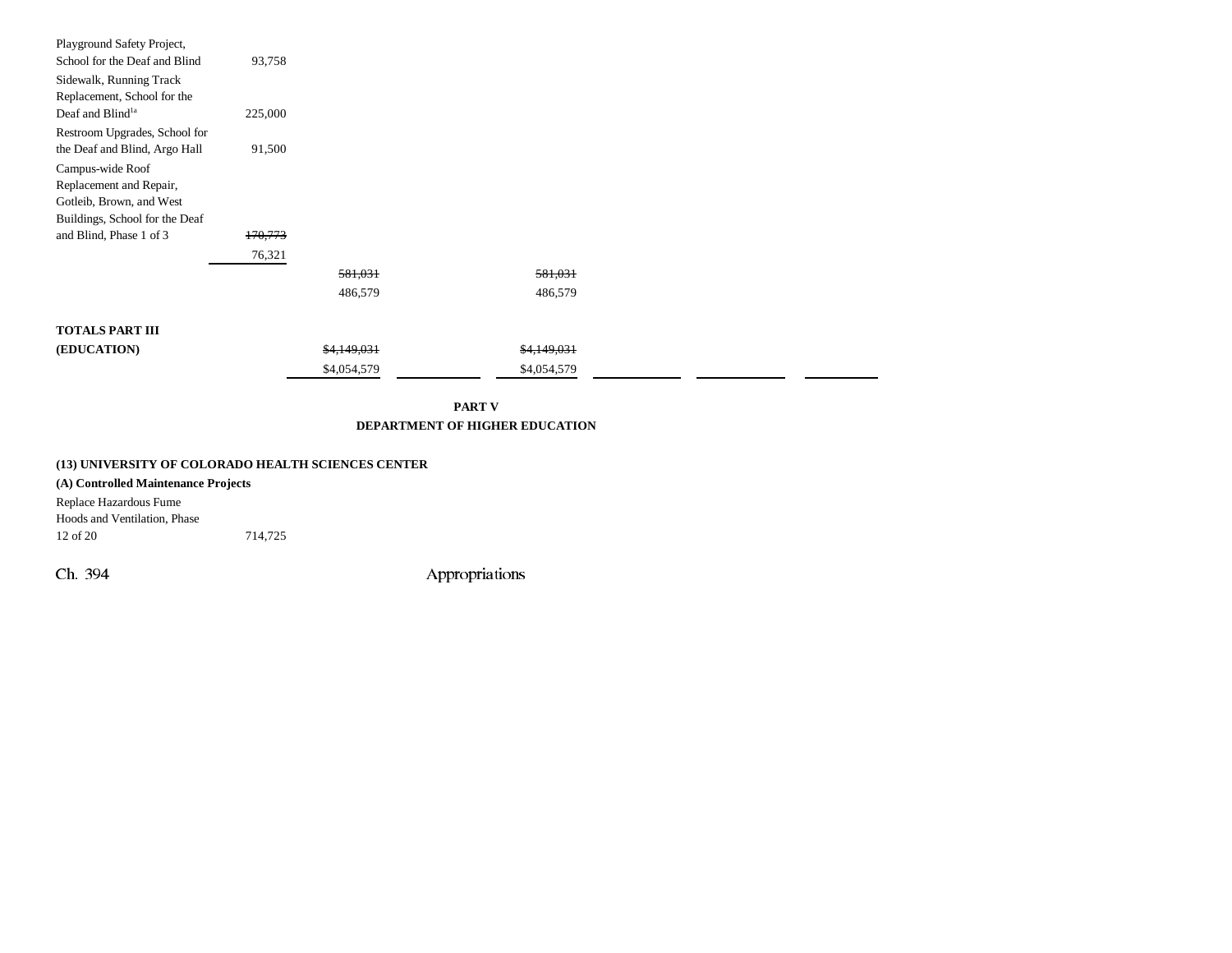| | | | | | | | |
|---|---|---|---|---|---|---|---|
| Playground Safety Project, School for the Deaf and Blind | 93,758 | | | | | | |
| Sidewalk, Running Track Replacement, School for the Deaf and Blind[1a] | 225,000 | | | | | | |
| Restroom Upgrades, School for the Deaf and Blind, Argo Hall | 91,500 | | | | | | |
| Campus-wide Roof Replacement and Repair, Gotleib, Brown, and West Buildings, School for the Deaf and Blind, Phase 1 of 3 | ~~170,773~~ 76,321 | | | | | | |
| | | ~~581,031~~ 486,579 | | ~~581,031~~ 486,579 | | | |
| **TOTALS PART III (EDUCATION)** | | ~~$4,149,031~~ $4,054,579 | | ~~$4,149,031~~ $4,054,579 | | | |

**PART V**
**DEPARTMENT OF HIGHER EDUCATION**

**(13) UNIVERSITY OF COLORADO HEALTH SCIENCES CENTER**

**(A) Controlled Maintenance Projects**

| | |
|---|---|
| Replace Hazardous Fume Hoods and Ventilation, Phase 12 of 20 | 714,725 |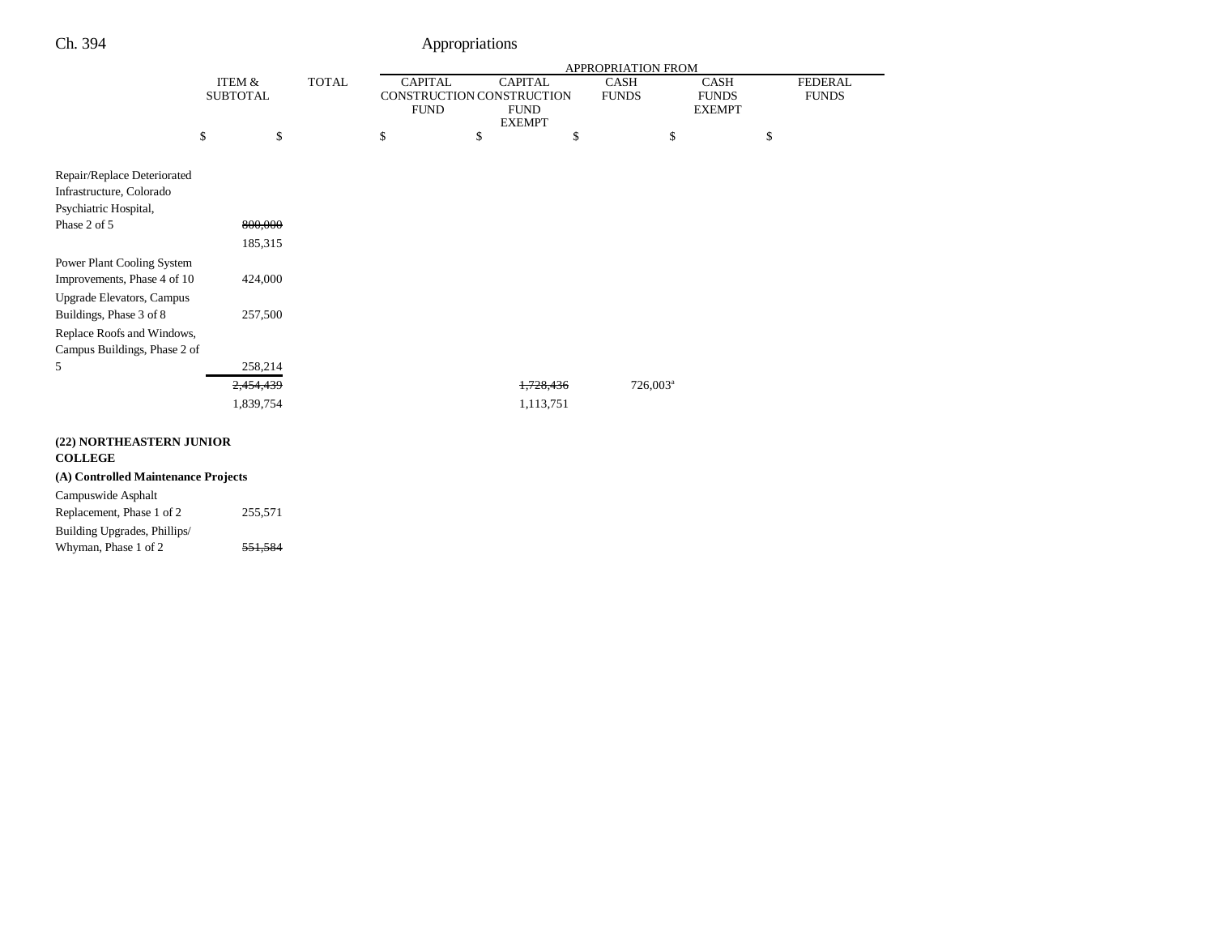| | ITEM & SUBTOTAL | TOTAL | APPROPRIATION FROM CAPITAL CONSTRUCTION FUND | CAPITAL CONSTRUCTION FUND EXEMPT | CASH FUNDS | CASH FUNDS EXEMPT | FEDERAL FUNDS |
|---|---|---|---|---|---|---|---|
| | $ | $ | $ | $ | $ | $ | $ |
| Repair/Replace Deteriorated Infrastructure, Colorado Psychiatric Hospital, Phase 2 of 5 | ~~800,000~~ 185,315 | | | | | | |
| Power Plant Cooling System Improvements, Phase 4 of 10 | 424,000 | | | | | | |
| Upgrade Elevators, Campus Buildings, Phase 3 of 8 | 257,500 | | | | | | |
| Replace Roofs and Windows, Campus Buildings, Phase 2 of 5 | 258,214 | | | | | | |
| | ~~2,454,439~~ 1,839,754 | | | ~~1,728,436~~ 1,113,751 | 726,003[a] | | |
| **(22) NORTHEASTERN JUNIOR COLLEGE** | | | | | | | |
| **(A) Controlled Maintenance Projects** | | | | | | | |
| Campuswide Asphalt Replacement, Phase 1 of 2 | 255,571 | | | | | | |
| Building Upgrades, Phillips/ Whyman, Phase 1 of 2 | ~~551,584~~ | | | | | | |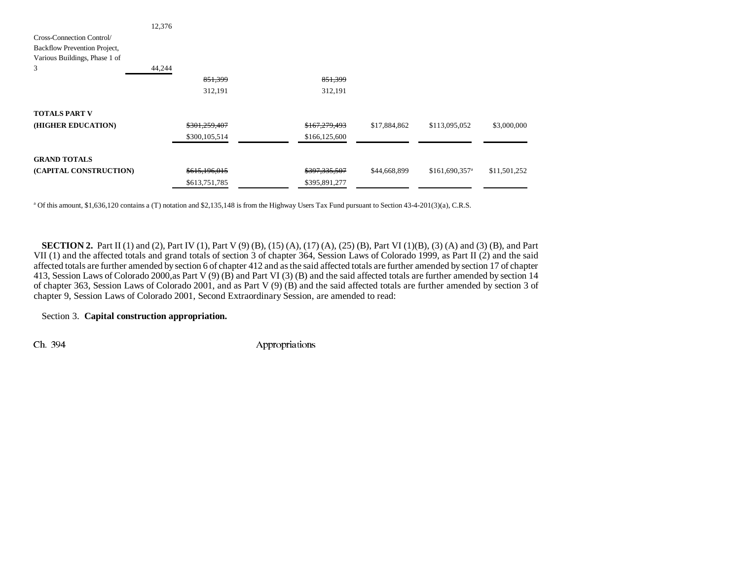| | | | | | | | |
|---|---|---|---|---|---|---|---|
| | 12,376 | | | | | | |
| Cross-Connection Control/ Backflow Prevention Project, Various Buildings, Phase 1 of 3 | 44,244 | | | | | | |
| | | ~~851,399~~ 312,191 | | ~~851,399~~ 312,191 | | | |
| **TOTALS PART V (HIGHER EDUCATION)** | | ~~$301,259,407~~ $300,105,514 | | ~~$167,279,493~~ $166,125,600 | $17,884,862 | $113,095,052 | $3,000,000 |
| **GRAND TOTALS (CAPITAL CONSTRUCTION)** | | ~~$615,196,015~~ $613,751,785 | | ~~$397,335,507~~ $395,891,277 | $44,668,899 | $161,690,357[a] | $11,501,252 |

[a] Of this amount, $1,636,120 contains a (T) notation and $2,135,148 is from the Highway Users Tax Fund pursuant to Section 43-4-201(3)(a), C.R.S.

**SECTION 2.** Part II (1) and (2), Part IV (1), Part V (9) (B), (15) (A), (17) (A), (25) (B), Part VI (1)(B), (3) (A) and (3) (B), and Part VII (1) and the affected totals and grand totals of section 3 of chapter 364, Session Laws of Colorado 1999, as Part II (2) and the said affected totals are further amended by section 6 of chapter 412 and as the said affected totals are further amended by section 17 of chapter 413, Session Laws of Colorado 2000,as Part V (9) (B) and Part VI (3) (B) and the said affected totals are further amended by section 14 of chapter 363, Session Laws of Colorado 2001, and as Part V (9) (B) and the said affected totals are further amended by section 3 of chapter 9, Session Laws of Colorado 2001, Second Extraordinary Session, are amended to read:

Section 3. **Capital construction appropriation.**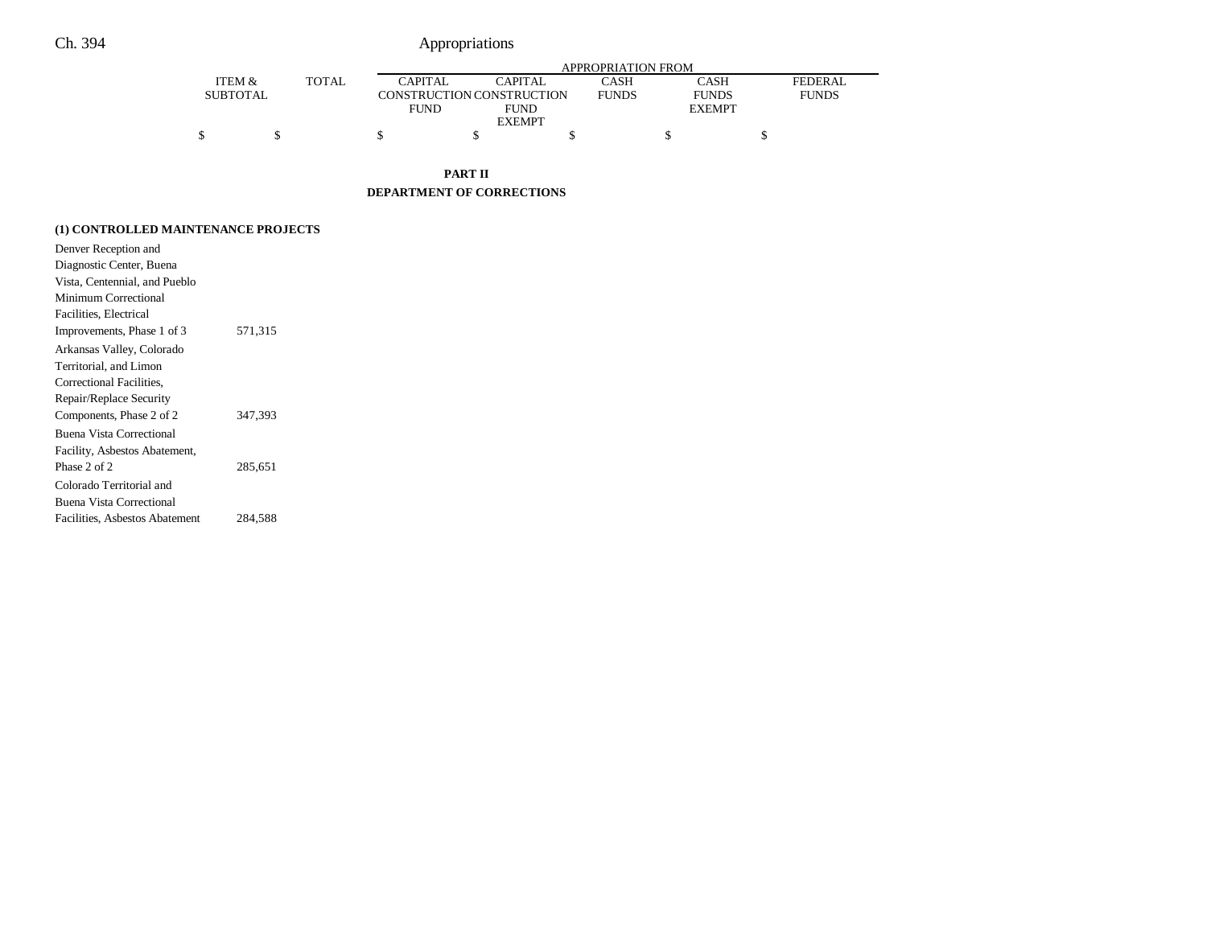|  | ITEM & SUBTOTAL | TOTAL | CAPITAL CONSTRUCTION FUND | CAPITAL CONSTRUCTION FUND EXEMPT | CASH FUNDS | CASH FUNDS EXEMPT | FEDERAL FUNDS |
|---|---|---|---|---|---|---|---|
|  |  |  | APPROPRIATION FROM |  |  |  |  |
|  | $ | $ | $ | $ | $ | $ | $ |

## PART II
## DEPARTMENT OF CORRECTIONS

**(1) CONTROLLED MAINTENANCE PROJECTS**

|  | ITEM & SUBTOTAL | TOTAL | CAPITAL CONSTRUCTION FUND | CAPITAL CONSTRUCTION FUND EXEMPT | CASH FUNDS | CASH FUNDS EXEMPT | FEDERAL FUNDS |
|---|---|---|---|---|---|---|---|
| Denver Reception and Diagnostic Center, Buena Vista, Centennial, and Pueblo Minimum Correctional Facilities, Electrical Improvements, Phase 1 of 3 | 571,315 |  |  |  |  |  |  |
| Arkansas Valley, Colorado Territorial, and Limon Correctional Facilities, Repair/Replace Security Components, Phase 2 of 2 | 347,393 |  |  |  |  |  |  |
| Buena Vista Correctional Facility, Asbestos Abatement, Phase 2 of 2 | 285,651 |  |  |  |  |  |  |
| Colorado Territorial and Buena Vista Correctional Facilities, Asbestos Abatement | 284,588 |  |  |  |  |  |  |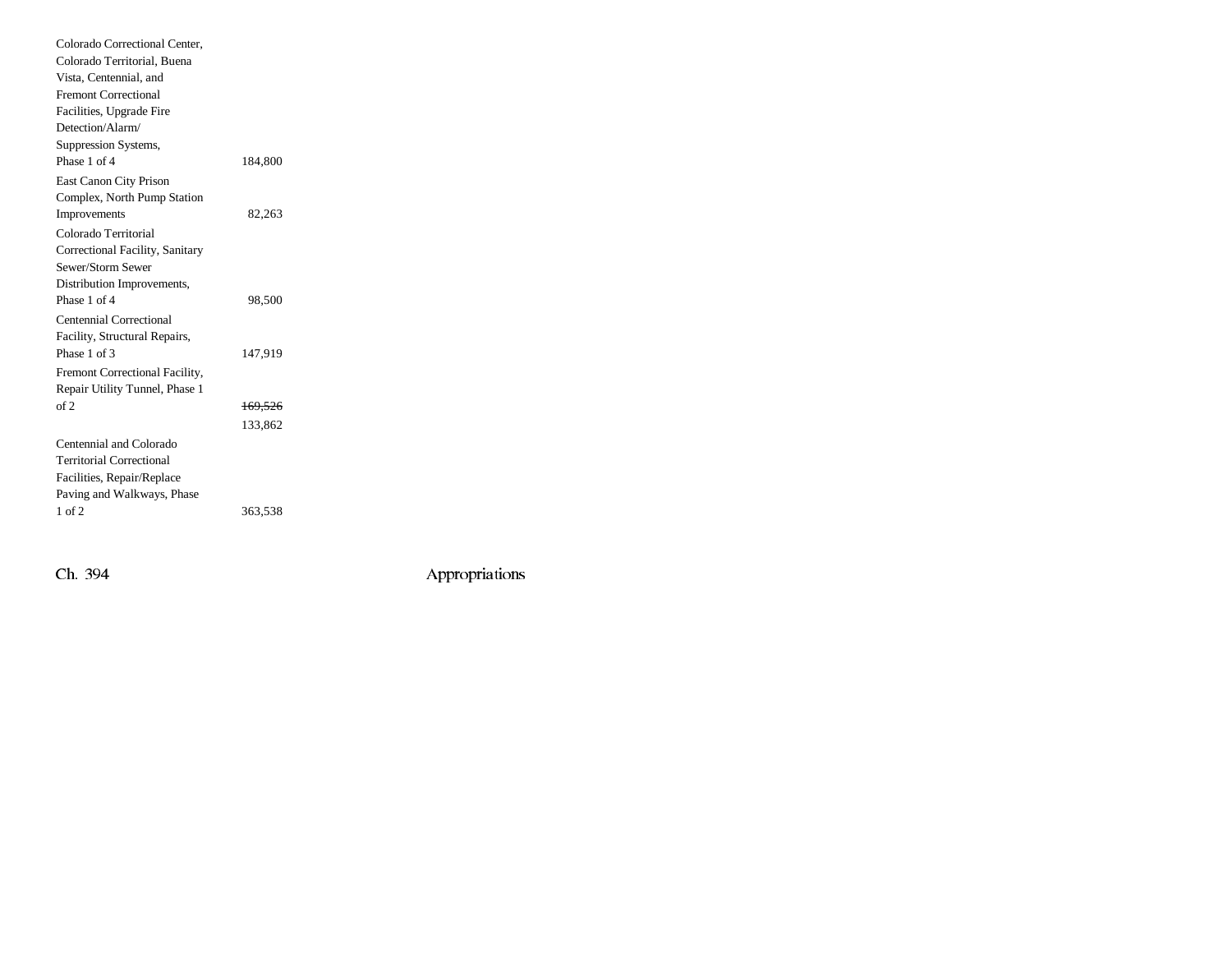| | |
|---|---|
| Colorado Correctional Center, Colorado Territorial, Buena Vista, Centennial, and Fremont Correctional Facilities, Upgrade Fire Detection/Alarm/ Suppression Systems, Phase 1 of 4 | 184,800 |
| East Canon City Prison Complex, North Pump Station Improvements | 82,263 |
| Colorado Territorial Correctional Facility, Sanitary Sewer/Storm Sewer Distribution Improvements, Phase 1 of 4 | 98,500 |
| Centennial Correctional Facility, Structural Repairs, Phase 1 of 3 | 147,919 |
| Fremont Correctional Facility, Repair Utility Tunnel, Phase 1 of 2 | ~~169,526~~ 133,862 |
| Centennial and Colorado Territorial Correctional Facilities, Repair/Replace Paving and Walkways, Phase 1 of 2 | 363,538 |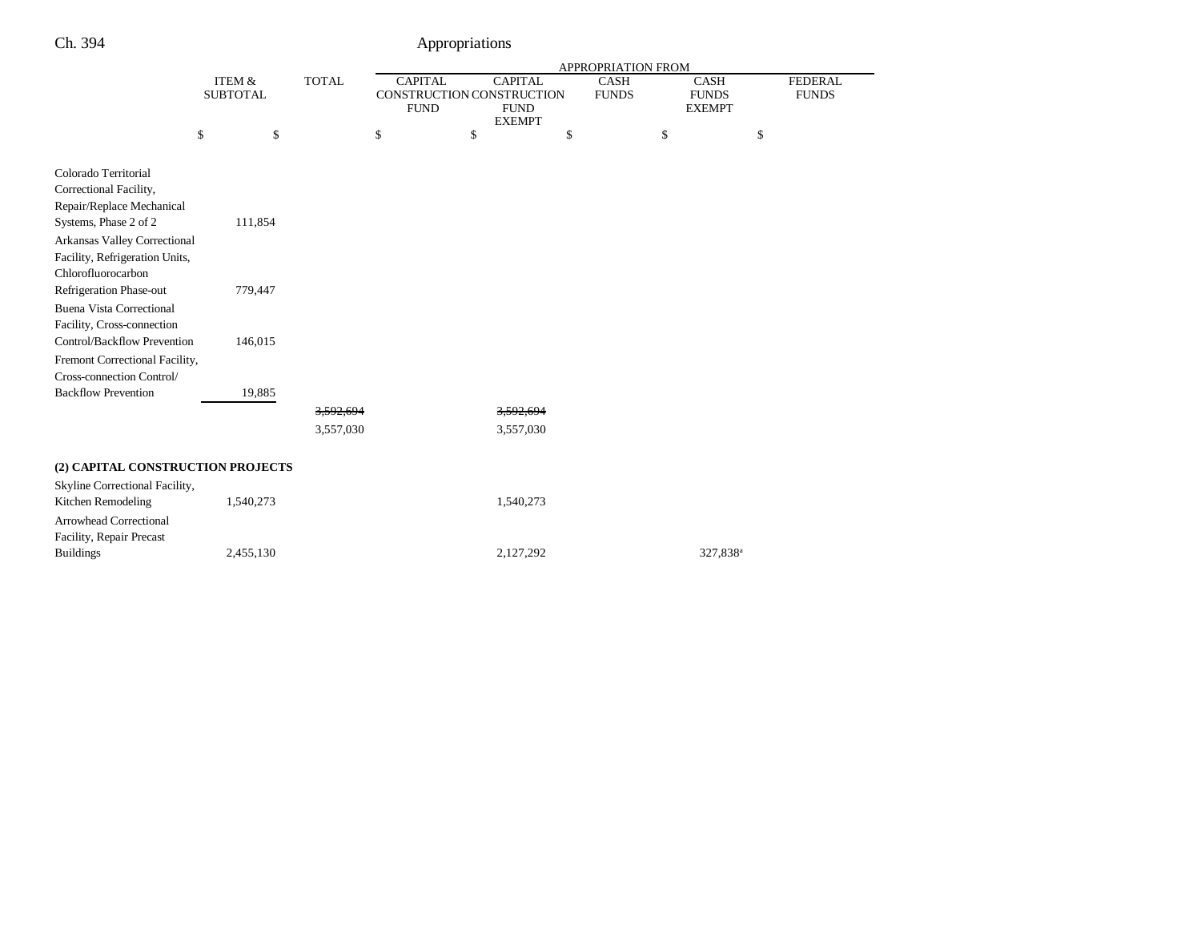| | ITEM & SUBTOTAL | TOTAL | APPROPRIATION FROM CAPITAL CONSTRUCTION FUND | CAPITAL CONSTRUCTION FUND EXEMPT | CASH FUNDS | CASH FUNDS EXEMPT | FEDERAL FUNDS |
|---|---|---|---|---|---|---|---|
| | $ | $ | $ | $ | $ | $ | $ |
| Colorado Territorial Correctional Facility, Repair/Replace Mechanical Systems, Phase 2 of 2 | 111,854 | | | | | | |
| Arkansas Valley Correctional Facility, Refrigeration Units, Chlorofluorocarbon Refrigeration Phase-out | 779,447 | | | | | | |
| Buena Vista Correctional Facility, Cross-connection Control/Backflow Prevention | 146,015 | | | | | | |
| Fremont Correctional Facility, Cross-connection Control/ Backflow Prevention | 19,885 | | | | | | |
| | | ~~3,592,694~~ | | ~~3,592,694~~ | | | |
| | | 3,557,030 | | 3,557,030 | | | |
| **(2) CAPITAL CONSTRUCTION PROJECTS** | | | | | | | |
| Skyline Correctional Facility, Kitchen Remodeling | 1,540,273 | | | 1,540,273 | | | |
| Arrowhead Correctional Facility, Repair Precast Buildings | 2,455,130 | | | 2,127,292 | | 327,838[a] | |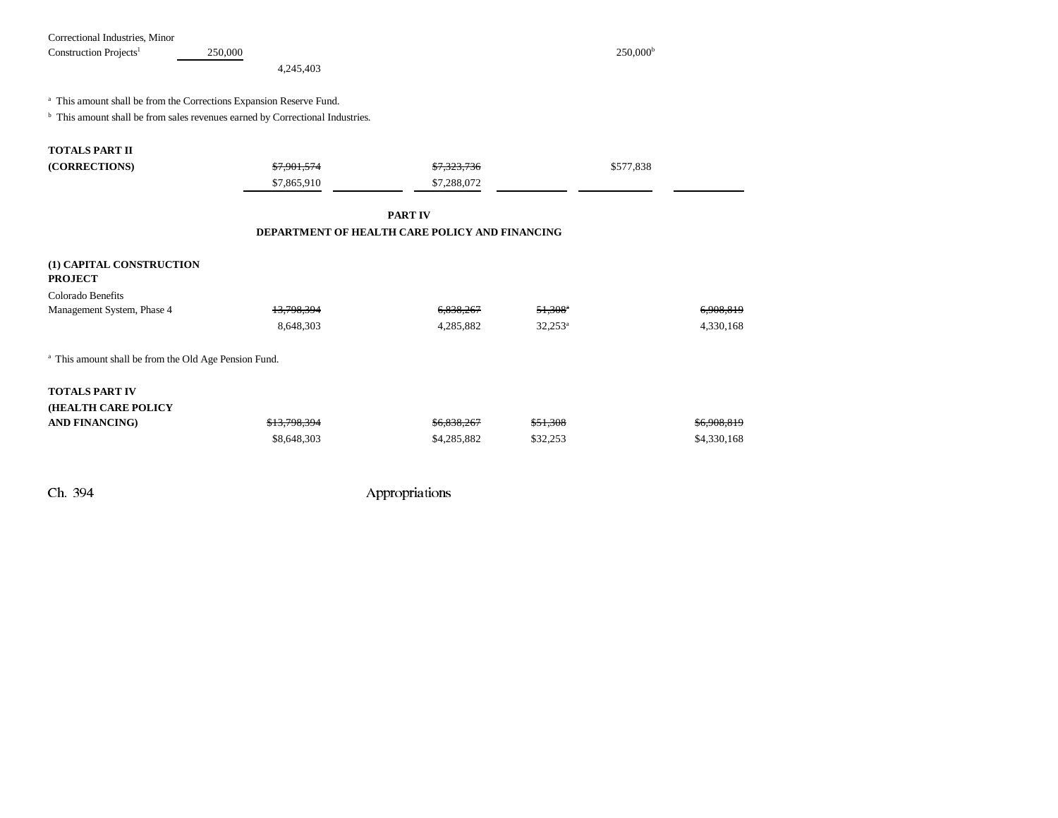| | | | | | | | |
|---|---|---|---|---|---|---|---|
| Correctional Industries, Minor Construction Projects[1] | 250,000 | | | | | 250,000[b] | |
| | | 4,245,403 | | | | | |

[a] This amount shall be from the Corrections Expansion Reserve Fund.

[b] This amount shall be from sales revenues earned by Correctional Industries.

| | | | | | | |
|---|---|---|---|---|---|---|
| **TOTALS PART II (CORRECTIONS)** | ~~$7,901,574~~ | | ~~$7,323,736~~ | | $577,838 | |
| | $7,865,910 | | $7,288,072 | | | |

**PART IV**

**DEPARTMENT OF HEALTH CARE POLICY AND FINANCING**

| | | | | | | |
|---|---|---|---|---|---|---|
| **(1) CAPITAL CONSTRUCTION PROJECT** | | | | | | |
| Colorado Benefits Management System, Phase 4 | ~~13,798,394~~ | | ~~6,838,267~~ | ~~51,308~~[a] | | ~~6,908,819~~ |
| | 8,648,303 | | 4,285,882 | 32,253[a] | | 4,330,168 |

[a] This amount shall be from the Old Age Pension Fund.

| | | | | | | |
|---|---|---|---|---|---|---|
| **TOTALS PART IV (HEALTH CARE POLICY AND FINANCING)** | ~~$13,798,394~~ | | ~~$6,838,267~~ | ~~$51,308~~ | | ~~$6,908,819~~ |
| | $8,648,303 | | $4,285,882 | $32,253 | | $4,330,168 |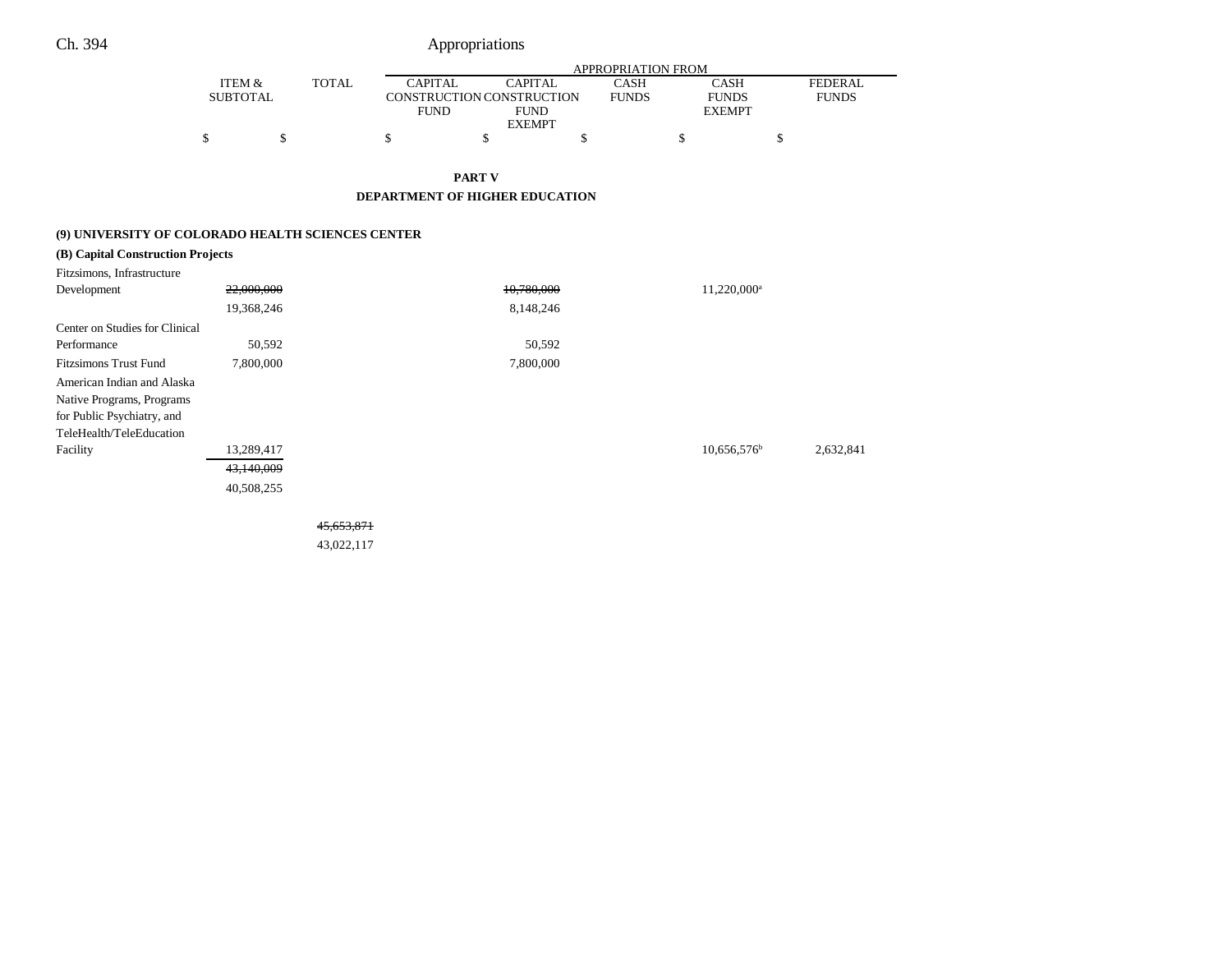## PART V

## DEPARTMENT OF HIGHER EDUCATION

| | ITEM & SUBTOTAL | TOTAL | APPROPRIATION FROM CAPITAL CONSTRUCTION FUND | CAPITAL CONSTRUCTION FUND EXEMPT | CASH FUNDS | CASH FUNDS EXEMPT | FEDERAL FUNDS |
|---|---|---|---|---|---|---|---|
| | $ | $ | $ | $ | $ | $ | $ |
| **(9) UNIVERSITY OF COLORADO HEALTH SCIENCES CENTER** | | | | | | | |
| **(B) Capital Construction Projects** | | | | | | | |
| Fitzsimons, Infrastructure Development | ~~22,000,000~~ 19,368,246 | | | ~~10,780,000~~ 8,148,246 | | 11,220,000[a] | |
| Center on Studies for Clinical Performance | 50,592 | | | 50,592 | | | |
| Fitzsimons Trust Fund | 7,800,000 | | | 7,800,000 | | | |
| American Indian and Alaska Native Programs, Programs for Public Psychiatry, and TeleHealth/TeleEducation Facility | 13,289,417 | | | | | 10,656,576[b] | 2,632,841 |
| | ~~43,140,009~~ 40,508,255 | | | | | | |
| | | ~~45,653,871~~ 43,022,117 | | | | | |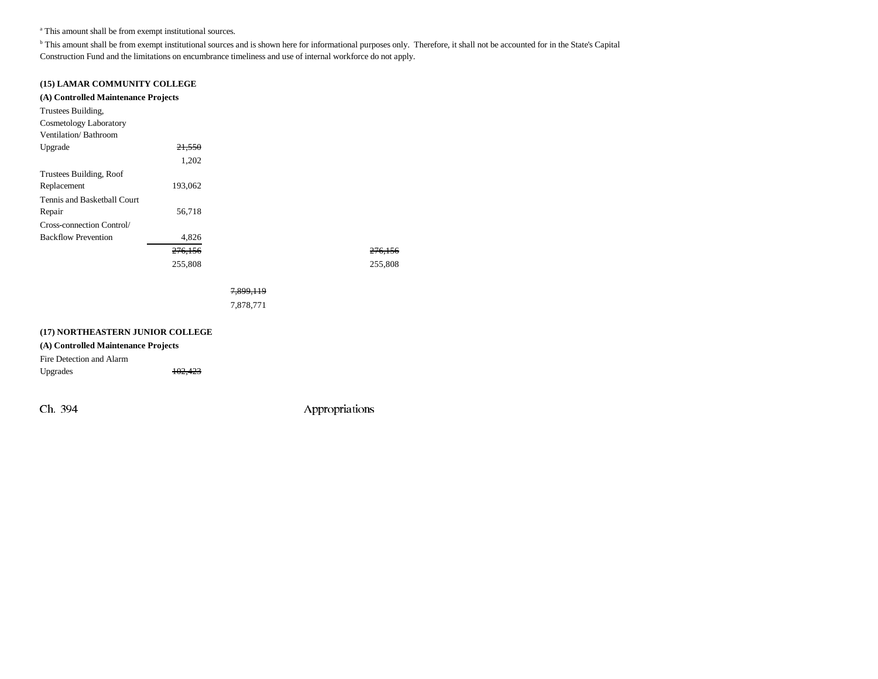[a] This amount shall be from exempt institutional sources.

[b] This amount shall be from exempt institutional sources and is shown here for informational purposes only. Therefore, it shall not be accounted for in the State's Capital Construction Fund and the limitations on encumbrance timeliness and use of internal workforce do not apply.

**(15) LAMAR COMMUNITY COLLEGE**

**(A) Controlled Maintenance Projects**

| | | | | |
|---|---|---|---|---|
| Trustees Building, Cosmetology Laboratory Ventilation/ Bathroom Upgrade | ~~21,550~~ 1,202 | | | |
| Trustees Building, Roof Replacement | 193,062 | | | |
| Tennis and Basketball Court Repair | 56,718 | | | |
| Cross-connection Control/ Backflow Prevention | 4,826 | | | |
| | ~~276,156~~ 255,808 | | | ~~276,156~~ 255,808 |
| | | ~~7,899,119~~ 7,878,771 | | |

**(17) NORTHEASTERN JUNIOR COLLEGE**

**(A) Controlled Maintenance Projects**

| | |
|---|---|
| Fire Detection and Alarm Upgrades | ~~102,423~~ |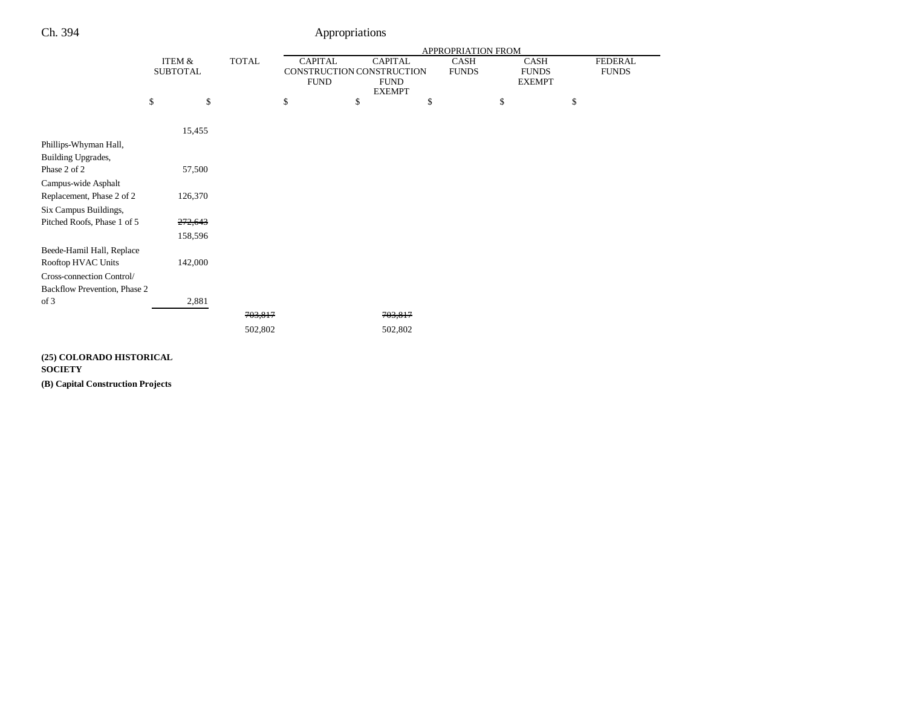| | ITEM & SUBTOTAL | TOTAL | APPROPRIATION FROM CAPITAL CONSTRUCTION FUND | CAPITAL CONSTRUCTION FUND EXEMPT | CASH FUNDS | CASH FUNDS EXEMPT | FEDERAL FUNDS |
|---|---|---|---|---|---|---|---|
| | $ | $ | $ | $ | $ | $ | $ |
| | 15,455 | | | | | | |
| Phillips-Whyman Hall, Building Upgrades, Phase 2 of 2 | 57,500 | | | | | | |
| Campus-wide Asphalt Replacement, Phase 2 of 2 | 126,370 | | | | | | |
| Six Campus Buildings, Pitched Roofs, Phase 1 of 5 | ~~272,643~~ 158,596 | | | | | | |
| Beede-Hamil Hall, Replace Rooftop HVAC Units | 142,000 | | | | | | |
| Cross-connection Control/ Backflow Prevention, Phase 2 of 3 | 2,881 | | | | | | |
| | | ~~703,817~~ 502,802 | | ~~703,817~~ 502,802 | | | |

**(25) COLORADO HISTORICAL SOCIETY**

**(B) Capital Construction Projects**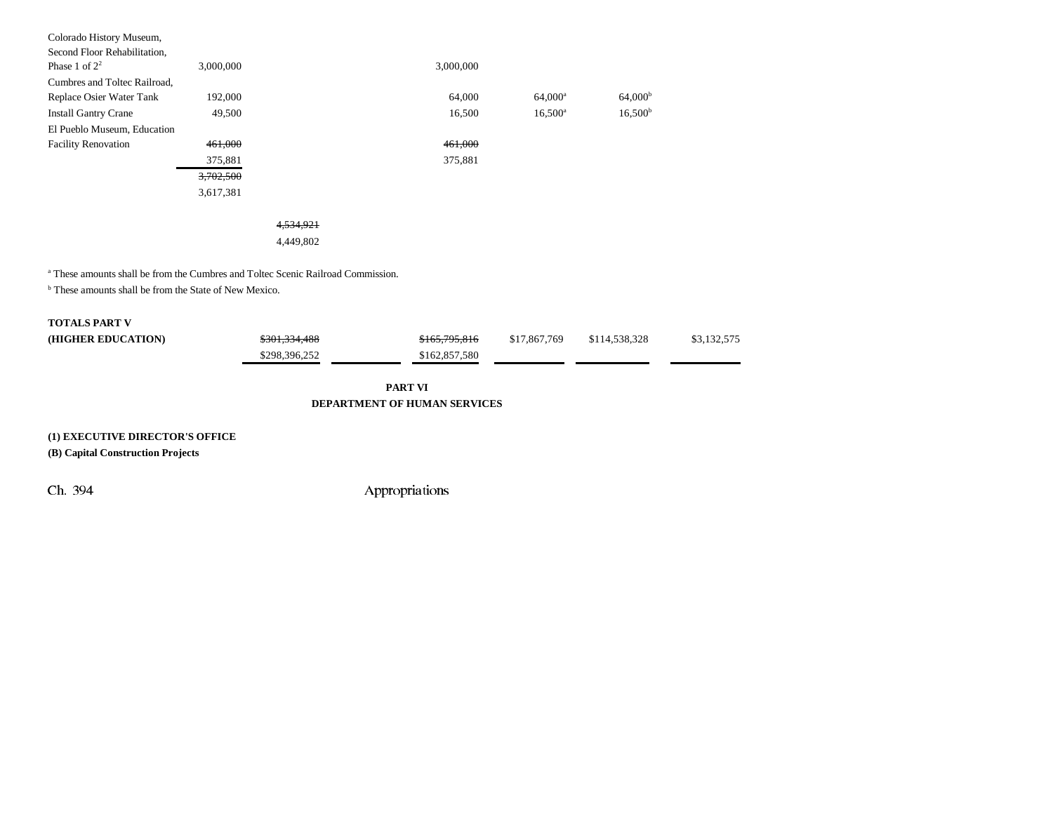| | | | | | | | |
|---|---|---|---|---|---|---|---|
| Colorado History Museum, Second Floor Rehabilitation, Phase 1 of 2[2] | 3,000,000 | | | 3,000,000 | | | |
| Cumbres and Toltec Railroad, Replace Osier Water Tank | 192,000 | | | 64,000 | 64,000[a] | 64,000[b] | |
| Install Gantry Crane | 49,500 | | | 16,500 | 16,500[a] | 16,500[b] | |
| El Pueblo Museum, Education Facility Renovation | ~~461,000~~ 375,881 | | | ~~461,000~~ 375,881 | | | |
| | ~~3,702,500~~ 3,617,381 | | | | | | |
| | | ~~4,534,921~~ 4,449,802 | | | | | |

[a] These amounts shall be from the Cumbres and Toltec Scenic Railroad Commission.

[b] These amounts shall be from the State of New Mexico.

| | | | | | | |
|---|---|---|---|---|---|---|
| **TOTALS PART V (HIGHER EDUCATION)** | ~~$301,334,488~~ $298,396,252 | | ~~$165,795,816~~ $162,857,580 | $17,867,769 | $114,538,328 | $3,132,575 |

**PART VI**
**DEPARTMENT OF HUMAN SERVICES**

**(1) EXECUTIVE DIRECTOR'S OFFICE**
**(B) Capital Construction Projects**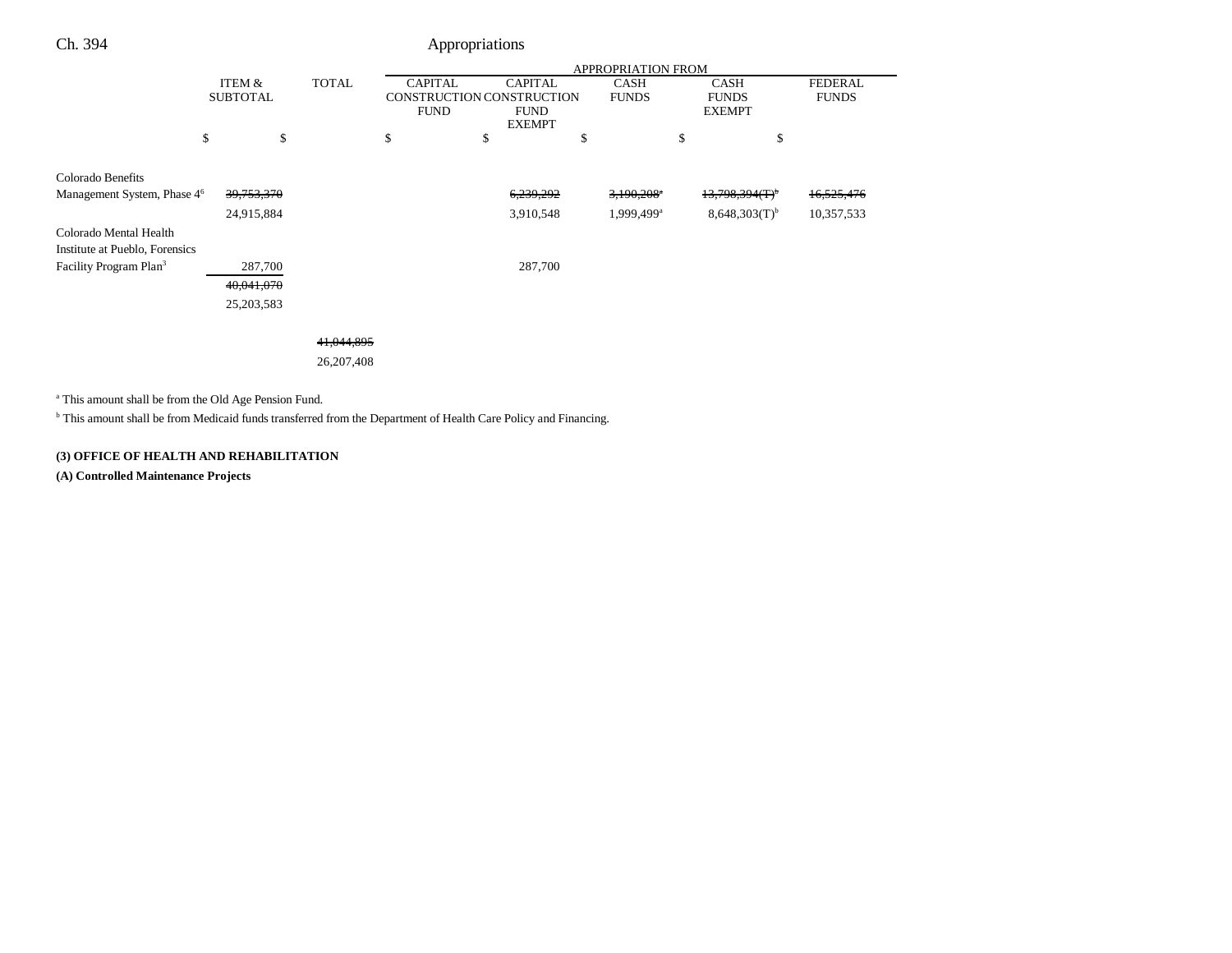| | ITEM & SUBTOTAL | TOTAL | APPROPRIATION FROM CAPITAL CONSTRUCTION FUND | CAPITAL CONSTRUCTION FUND EXEMPT | CASH FUNDS | CASH FUNDS EXEMPT | FEDERAL FUNDS |
|---|---|---|---|---|---|---|---|
| | $ | $ | $ | $ | $ | $ | $ |
| Colorado Benefits Management System, Phase 4[6] | ~~39,753,370~~ | | | ~~6,239,292~~ | ~~3,190,208~~[a] | ~~13,798,394(T)~~[b] | ~~16,525,476~~ |
| | 24,915,884 | | | 3,910,548 | 1,999,499[a] | 8,648,303(T)[b] | 10,357,533 |
| Colorado Mental Health Institute at Pueblo, Forensics Facility Program Plan[3] | 287,700 | | | 287,700 | | | |
| | ~~40,041,070~~ | | | | | | |
| | 25,203,583 | | | | | | |
| | | ~~41,044,895~~ | | | | | |
| | | 26,207,408 | | | | | |

[a] This amount shall be from the Old Age Pension Fund.

[b] This amount shall be from Medicaid funds transferred from the Department of Health Care Policy and Financing.

**(3) OFFICE OF HEALTH AND REHABILITATION**

**(A) Controlled Maintenance Projects**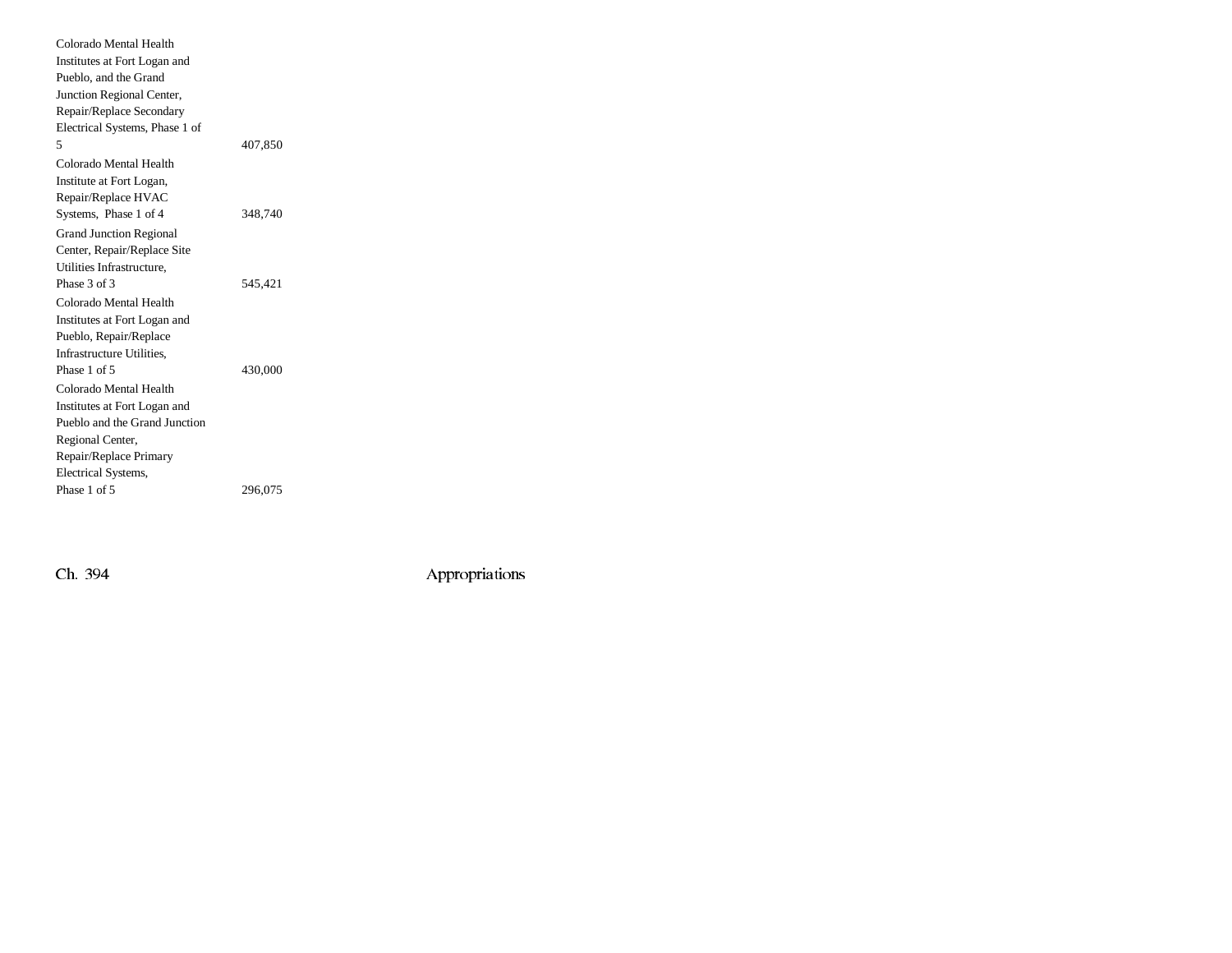| | |
|---|---|
| Colorado Mental Health Institutes at Fort Logan and Pueblo, and the Grand Junction Regional Center, Repair/Replace Secondary Electrical Systems, Phase 1 of 5 | 407,850 |
| Colorado Mental Health Institute at Fort Logan, Repair/Replace HVAC Systems, Phase 1 of 4 | 348,740 |
| Grand Junction Regional Center, Repair/Replace Site Utilities Infrastructure, Phase 3 of 3 | 545,421 |
| Colorado Mental Health Institutes at Fort Logan and Pueblo, Repair/Replace Infrastructure Utilities, Phase 1 of 5 | 430,000 |
| Colorado Mental Health Institutes at Fort Logan and Pueblo and the Grand Junction Regional Center, Repair/Replace Primary Electrical Systems, Phase 1 of 5 | 296,075 |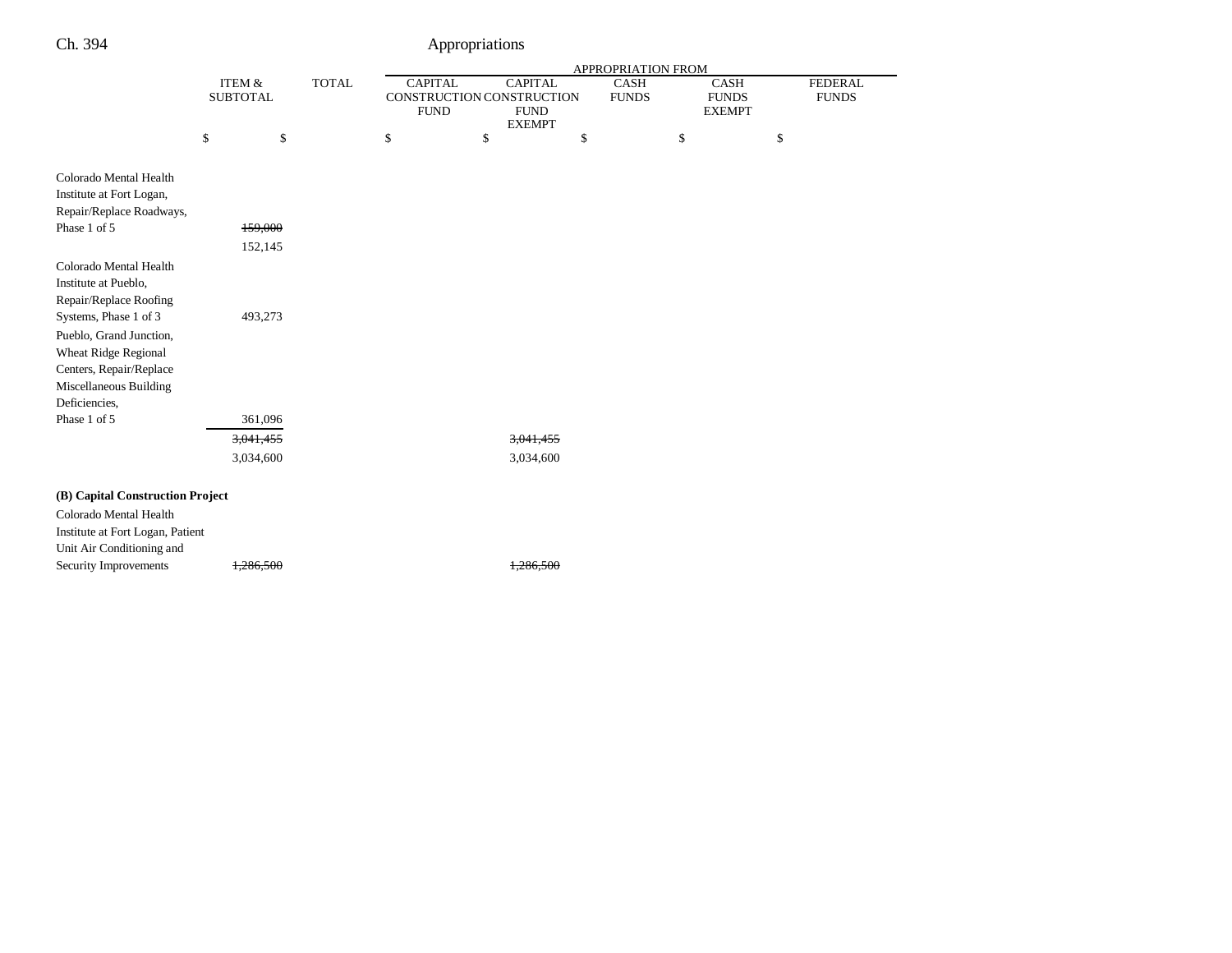| | ITEM & SUBTOTAL | TOTAL | APPROPRIATION FROM CAPITAL CONSTRUCTION FUND | CAPITAL CONSTRUCTION FUND EXEMPT | CASH FUNDS | CASH FUNDS EXEMPT | FEDERAL FUNDS |
|---|---|---|---|---|---|---|---|
| | $ | $ | $ | $ | $ | $ | $ |
| Colorado Mental Health Institute at Fort Logan, Repair/Replace Roadways, Phase 1 of 5 | ~~159,000~~ 152,145 | | | | | | |
| Colorado Mental Health Institute at Pueblo, Repair/Replace Roofing Systems, Phase 1 of 3 | 493,273 | | | | | | |
| Pueblo, Grand Junction, Wheat Ridge Regional Centers, Repair/Replace Miscellaneous Building Deficiencies, Phase 1 of 5 | 361,096 | | | | | | |
| | ~~3,041,455~~ 3,034,600 | | | ~~3,041,455~~ 3,034,600 | | | |
| **(B) Capital Construction Project** | | | | | | | |
| Colorado Mental Health Institute at Fort Logan, Patient Unit Air Conditioning and Security Improvements | ~~1,286,500~~ | | | ~~1,286,500~~ | | | |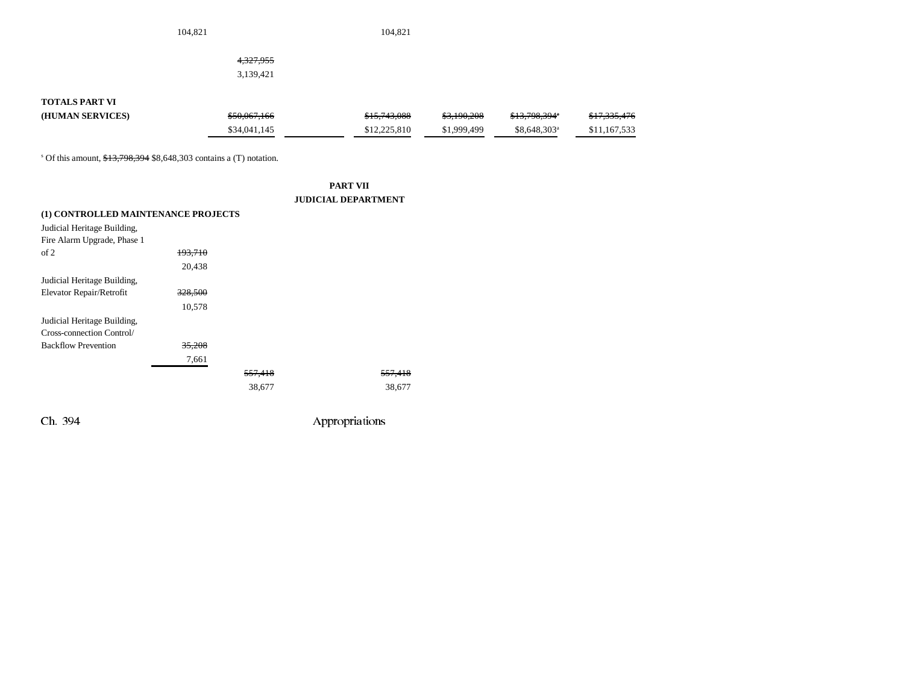| | | | | | | | |
|---|---|---|---|---|---|---|---|
| | 104,821 | | | 104,821 | | | |
| | | ~~4,327,955~~<br>3,139,421 | | | | | |
| **TOTALS PART VI (HUMAN SERVICES)** | | ~~$50,067,166~~<br>$34,041,145 | | ~~$15,743,088~~<br>$12,225,810 | ~~$3,190,208~~<br>$1,999,499 | ~~$13,798,394~~[a]<br>$8,648,303[a] | ~~$17,335,476~~<br>$11,167,533 |

[a] Of this amount, ~~$13,798,394~~ $8,648,303 contains a (T) notation.

## PART VII
## JUDICIAL DEPARTMENT

**(1) CONTROLLED MAINTENANCE PROJECTS**

| | | | | | | | |
|---|---|---|---|---|---|---|---|
| Judicial Heritage Building, Fire Alarm Upgrade, Phase 1 of 2 | ~~193,710~~<br>20,438 | | | | | | |
| Judicial Heritage Building, Elevator Repair/Retrofit | ~~328,500~~<br>10,578 | | | | | | |
| Judicial Heritage Building, Cross-connection Control/ Backflow Prevention | ~~35,208~~<br>7,661 | | | | | | |
| | | ~~557,418~~<br>38,677 | | ~~557,418~~<br>38,677 | | | |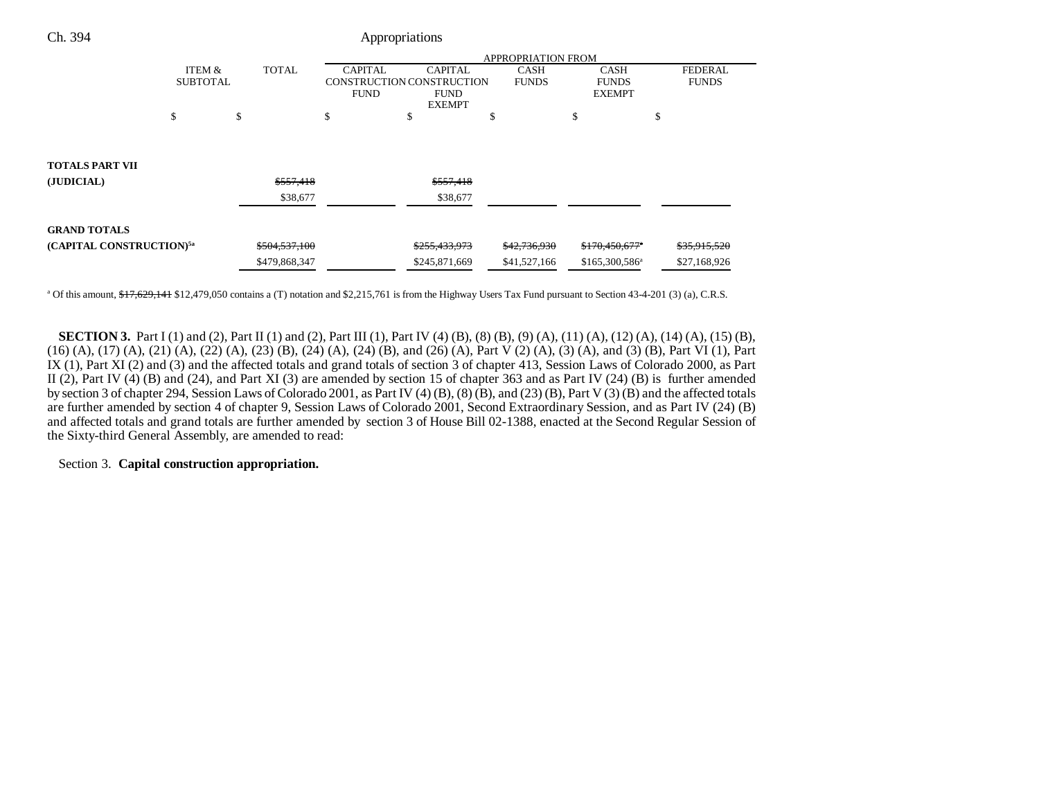| | ITEM & SUBTOTAL | TOTAL | APPROPRIATION FROM CAPITAL CONSTRUCTION FUND | CAPITAL CONSTRUCTION FUND EXEMPT | CASH FUNDS | CASH FUNDS EXEMPT | FEDERAL FUNDS |
|---|---|---|---|---|---|---|---|
| | $ | $ | $ | $ | $ | $ | $ |
| **TOTALS PART VII (JUDICIAL)** | | ~~$557,418~~ $38,677 | | ~~$557,418~~ $38,677 | | | |
| **GRAND TOTALS (CAPITAL CONSTRUCTION)**[5a] | | ~~$504,537,100~~ $479,868,347 | | ~~$255,433,973~~ $245,871,669 | ~~$42,736,930~~ $41,527,166 | ~~$170,450,677~~[a] $165,300,586[a] | ~~$35,915,520~~ $27,168,926 |

[a] Of this amount, ~~$17,629,141~~ $12,479,050 contains a (T) notation and $2,215,761 is from the Highway Users Tax Fund pursuant to Section 43-4-201 (3) (a), C.R.S.

**SECTION 3.** Part I (1) and (2), Part II (1) and (2), Part III (1), Part IV (4) (B), (8) (B), (9) (A), (11) (A), (12) (A), (14) (A), (15) (B), (16) (A), (17) (A), (21) (A), (22) (A), (23) (B), (24) (A), (24) (B), and (26) (A), Part V (2) (A), (3) (A), and (3) (B), Part VI (1), Part IX (1), Part XI (2) and (3) and the affected totals and grand totals of section 3 of chapter 413, Session Laws of Colorado 2000, as Part II (2), Part IV (4) (B) and (24), and Part XI (3) are amended by section 15 of chapter 363 and as Part IV (24) (B) is further amended by section 3 of chapter 294, Session Laws of Colorado 2001, as Part IV (4) (B), (8) (B), and (23) (B), Part V (3) (B) and the affected totals are further amended by section 4 of chapter 9, Session Laws of Colorado 2001, Second Extraordinary Session, and as Part IV (24) (B) and affected totals and grand totals are further amended by section 3 of House Bill 02-1388, enacted at the Second Regular Session of the Sixty-third General Assembly, are amended to read:

Section 3. **Capital construction appropriation.**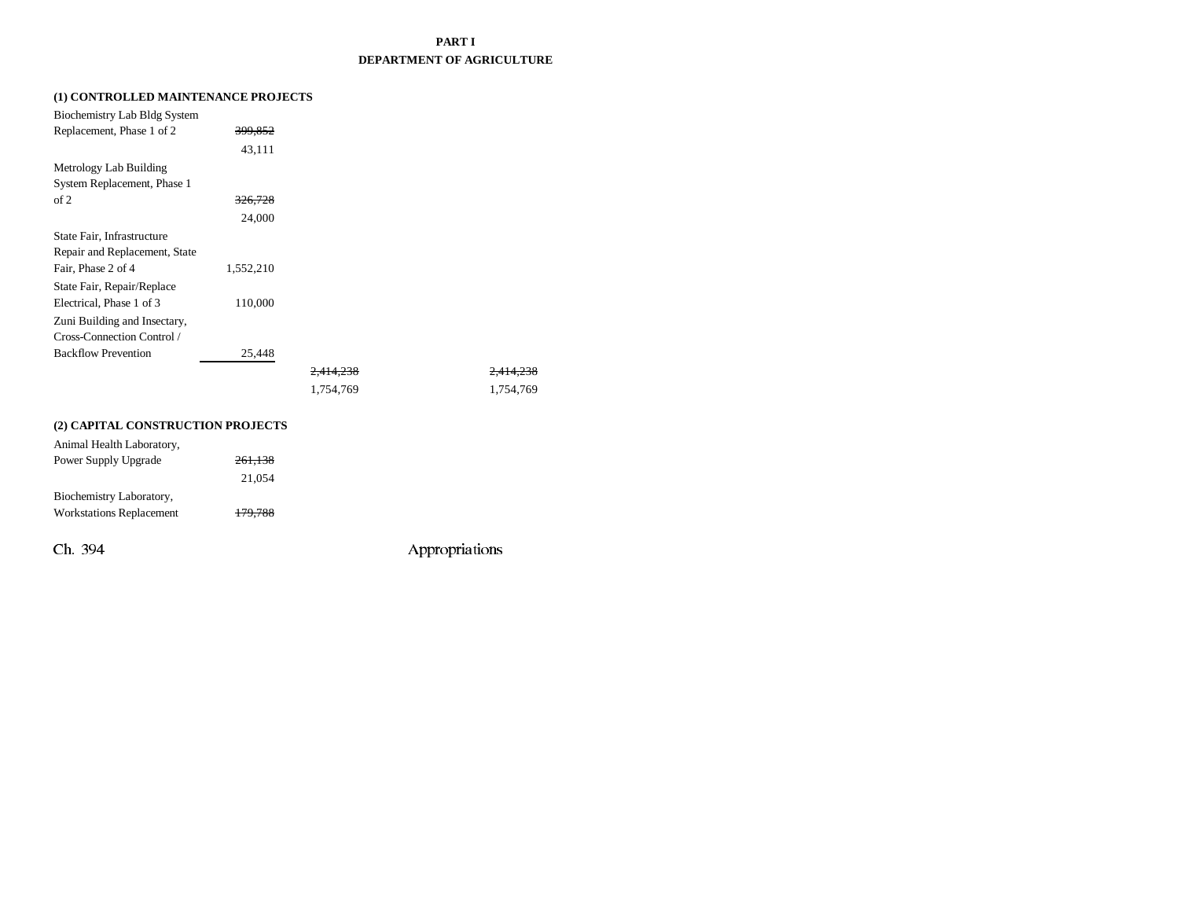# PART I
## DEPARTMENT OF AGRICULTURE

### (1) CONTROLLED MAINTENANCE PROJECTS

| | | | |
|---|---|---|---|
| Biochemistry Lab Bldg System Replacement, Phase 1 of 2 | ~~399,852~~ | | |
| | 43,111 | | |
| Metrology Lab Building System Replacement, Phase 1 of 2 | ~~326,728~~ | | |
| | 24,000 | | |
| State Fair, Infrastructure Repair and Replacement, State Fair, Phase 2 of 4 | 1,552,210 | | |
| State Fair, Repair/Replace Electrical, Phase 1 of 3 | 110,000 | | |
| Zuni Building and Insectary, Cross-Connection Control / Backflow Prevention | 25,448 | | |
| | | ~~2,414,238~~ | ~~2,414,238~~ |
| | | 1,754,769 | 1,754,769 |

### (2) CAPITAL CONSTRUCTION PROJECTS

| | | | |
|---|---|---|---|
| Animal Health Laboratory, Power Supply Upgrade | ~~261,138~~ | | |
| | 21,054 | | |
| Biochemistry Laboratory, Workstations Replacement | ~~179,788~~ | | |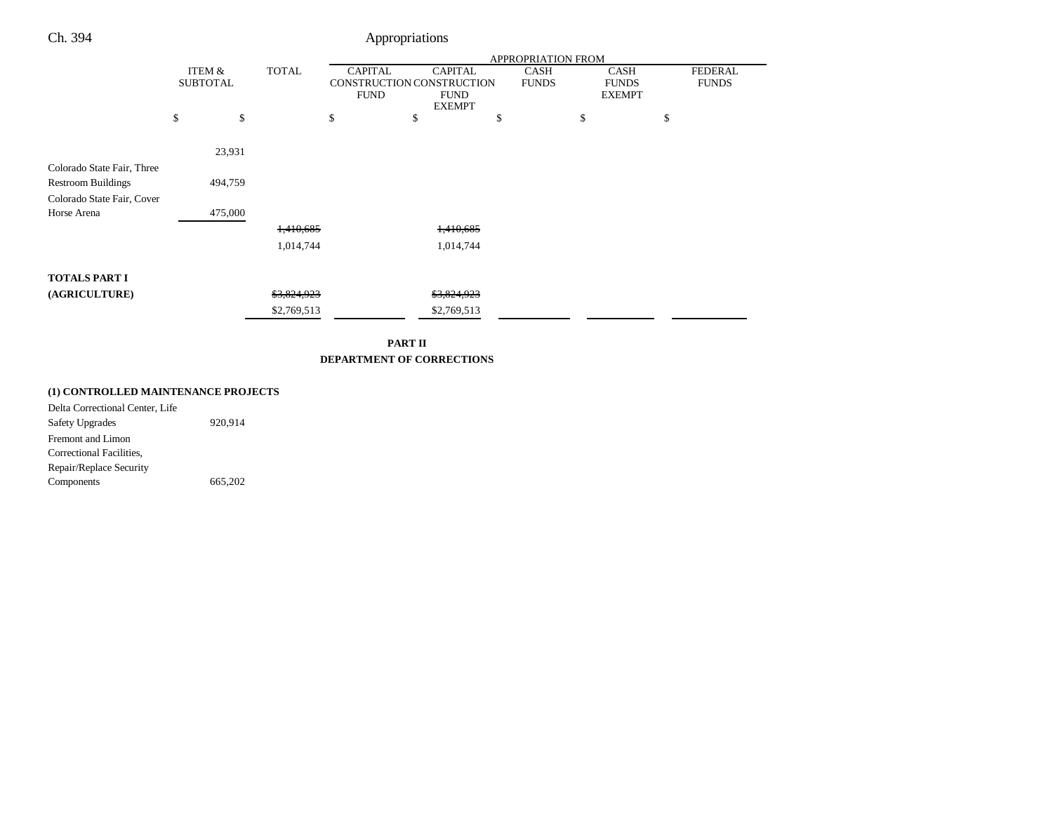| | ITEM & SUBTOTAL | TOTAL | CAPITAL CONSTRUCTION FUND | CAPITAL CONSTRUCTION FUND EXEMPT | CASH FUNDS | CASH FUNDS EXEMPT | FEDERAL FUNDS |
|---|---|---|---|---|---|---|---|
| | | | APPROPRIATION FROM | | | | |
| | $ | $ | $ | $ | $ | $ | $ |
| | 23,931 | | | | | | |
| Colorado State Fair, Three Restroom Buildings | 494,759 | | | | | | |
| Colorado State Fair, Cover Horse Arena | 475,000 | | | | | | |
| | | ~~1,410,685~~ | | ~~1,410,685~~ | | | |
| | | 1,014,744 | | 1,014,744 | | | |
| **TOTALS PART I (AGRICULTURE)** | | ~~$3,824,923~~ | | ~~$3,824,923~~ | | | |
| | | $2,769,513 | | $2,769,513 | | | |

**PART II**
**DEPARTMENT OF CORRECTIONS**

**(1) CONTROLLED MAINTENANCE PROJECTS**

| | ITEM & SUBTOTAL | TOTAL | CAPITAL CONSTRUCTION FUND | CAPITAL CONSTRUCTION FUND EXEMPT | CASH FUNDS | CASH FUNDS EXEMPT | FEDERAL FUNDS |
|---|---|---|---|---|---|---|---|
| Delta Correctional Center, Life Safety Upgrades | 920,914 | | | | | | |
| Fremont and Limon Correctional Facilities, Repair/Replace Security Components | 665,202 | | | | | | |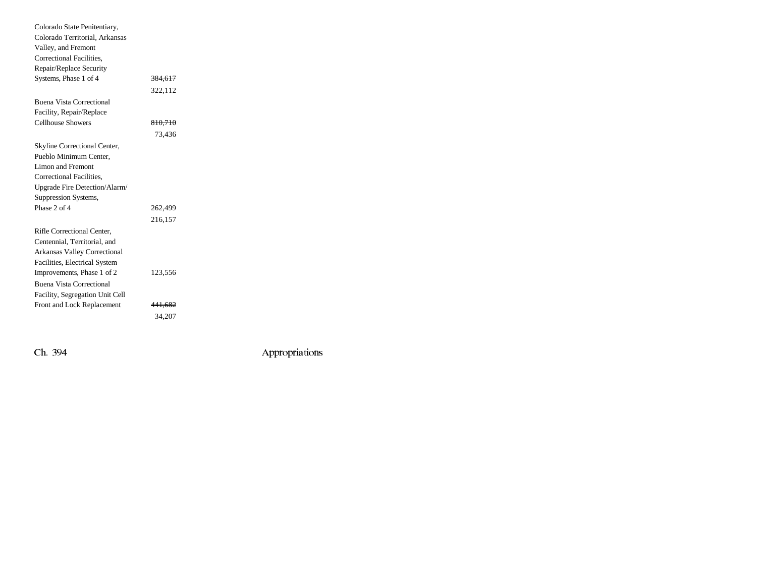| | |
|---|---|
| Colorado State Penitentiary, Colorado Territorial, Arkansas Valley, and Fremont Correctional Facilities, Repair/Replace Security Systems, Phase 1 of 4 | ~~384,617~~ 322,112 |
| Buena Vista Correctional Facility, Repair/Replace Cellhouse Showers | ~~810,710~~ 73,436 |
| Skyline Correctional Center, Pueblo Minimum Center, Limon and Fremont Correctional Facilities, Upgrade Fire Detection/Alarm/ Suppression Systems, Phase 2 of 4 | ~~262,499~~ 216,157 |
| Rifle Correctional Center, Centennial, Territorial, and Arkansas Valley Correctional Facilities, Electrical System Improvements, Phase 1 of 2 | 123,556 |
| Buena Vista Correctional Facility, Segregation Unit Cell Front and Lock Replacement | ~~441,682~~ 34,207 |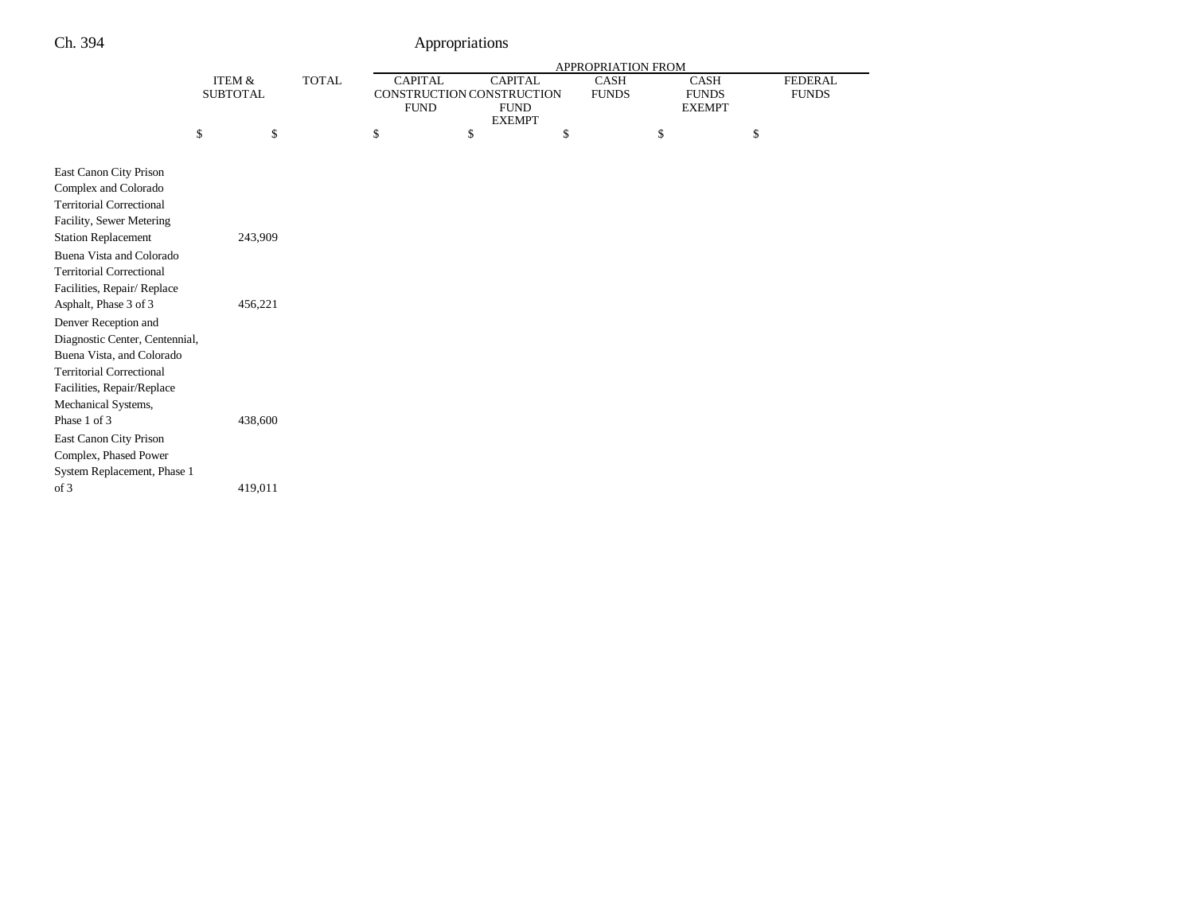| | ITEM & SUBTOTAL | TOTAL | APPROPRIATION FROM CAPITAL CONSTRUCTION FUND | CAPITAL CONSTRUCTION FUND EXEMPT | CASH FUNDS | CASH FUNDS EXEMPT | FEDERAL FUNDS |
|---|---|---|---|---|---|---|---|
| | $ | $ | $ | $ | $ | $ | $ |
| East Canon City Prison Complex and Colorado Territorial Correctional Facility, Sewer Metering Station Replacement | 243,909 | | | | | | |
| Buena Vista and Colorado Territorial Correctional Facilities, Repair/ Replace Asphalt, Phase 3 of 3 | 456,221 | | | | | | |
| Denver Reception and Diagnostic Center, Centennial, Buena Vista, and Colorado Territorial Correctional Facilities, Repair/Replace Mechanical Systems, Phase 1 of 3 | 438,600 | | | | | | |
| East Canon City Prison Complex, Phased Power System Replacement, Phase 1 of 3 | 419,011 | | | | | | |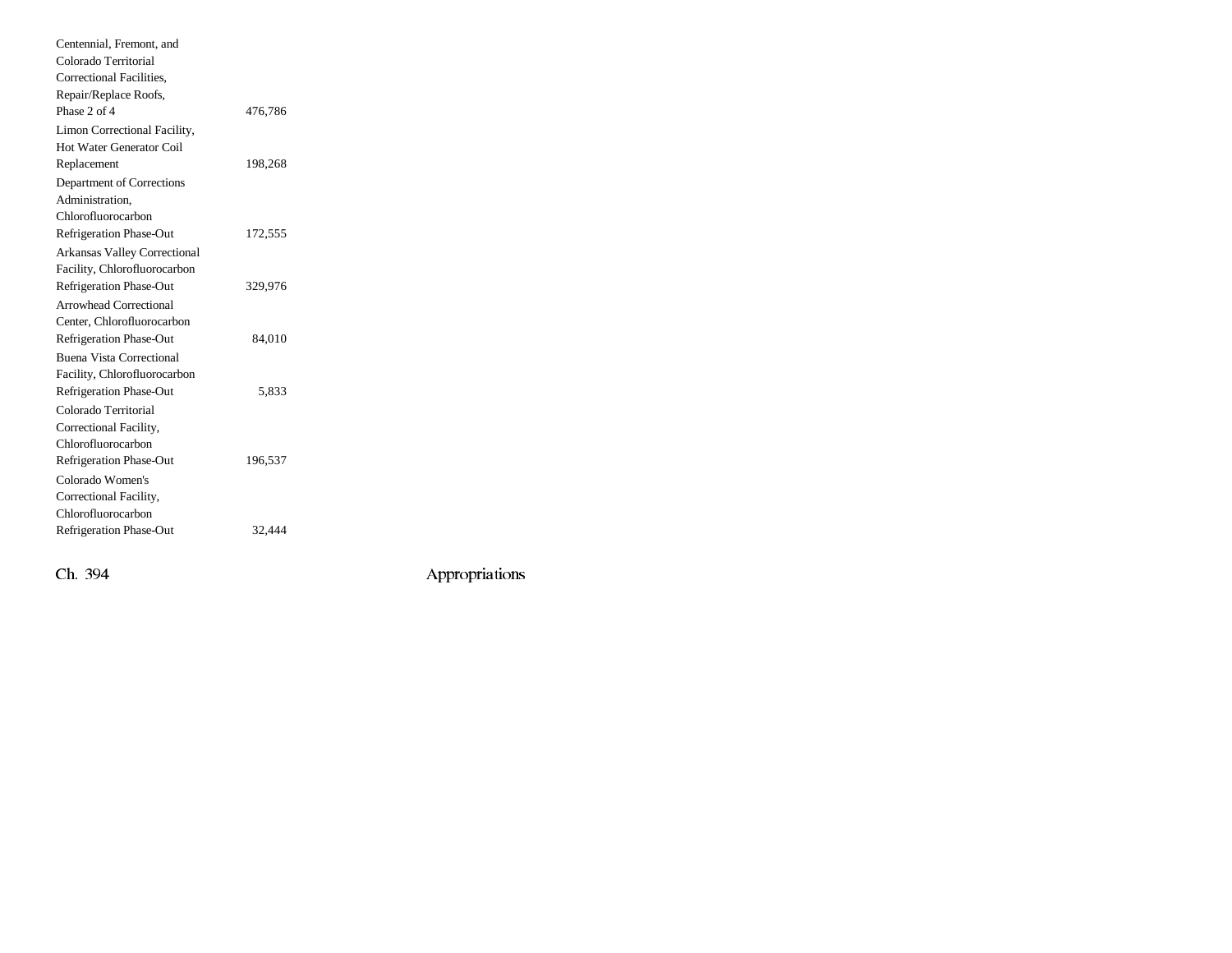| | |
|---|---|
| Centennial, Fremont, and Colorado Territorial Correctional Facilities, Repair/Replace Roofs, Phase 2 of 4 | 476,786 |
| Limon Correctional Facility, Hot Water Generator Coil Replacement | 198,268 |
| Department of Corrections Administration, Chlorofluorocarbon Refrigeration Phase-Out | 172,555 |
| Arkansas Valley Correctional Facility, Chlorofluorocarbon Refrigeration Phase-Out | 329,976 |
| Arrowhead Correctional Center, Chlorofluorocarbon Refrigeration Phase-Out | 84,010 |
| Buena Vista Correctional Facility, Chlorofluorocarbon Refrigeration Phase-Out | 5,833 |
| Colorado Territorial Correctional Facility, Chlorofluorocarbon Refrigeration Phase-Out | 196,537 |
| Colorado Women's Correctional Facility, Chlorofluorocarbon Refrigeration Phase-Out | 32,444 |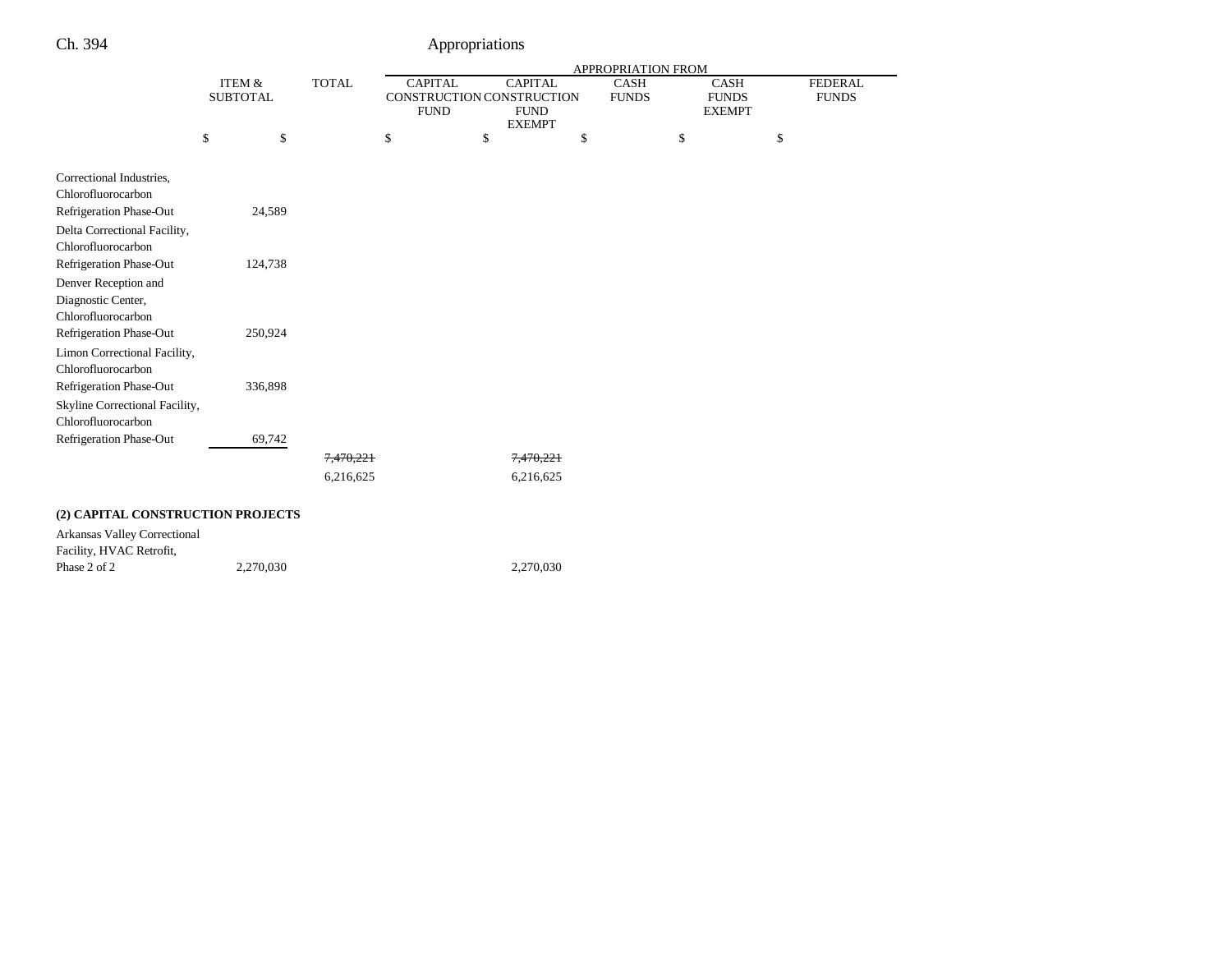| | ITEM & SUBTOTAL | TOTAL | APPROPRIATION FROM CAPITAL CONSTRUCTION FUND | CAPITAL CONSTRUCTION FUND EXEMPT | CASH FUNDS | CASH FUNDS EXEMPT | FEDERAL FUNDS |
|---|---|---|---|---|---|---|---|
| | $ | $ | $ | $ | $ | $ | $ |
| Correctional Industries, Chlorofluorocarbon Refrigeration Phase-Out | 24,589 | | | | | | |
| Delta Correctional Facility, Chlorofluorocarbon Refrigeration Phase-Out | 124,738 | | | | | | |
| Denver Reception and Diagnostic Center, Chlorofluorocarbon Refrigeration Phase-Out | 250,924 | | | | | | |
| Limon Correctional Facility, Chlorofluorocarbon Refrigeration Phase-Out | 336,898 | | | | | | |
| Skyline Correctional Facility, Chlorofluorocarbon Refrigeration Phase-Out | 69,742 | | | | | | |
| | | ~~7,470,221~~ | | ~~7,470,221~~ | | | |
| | | 6,216,625 | | 6,216,625 | | | |
| **(2) CAPITAL CONSTRUCTION PROJECTS** | | | | | | | |
| Arkansas Valley Correctional Facility, HVAC Retrofit, Phase 2 of 2 | 2,270,030 | | | 2,270,030 | | | |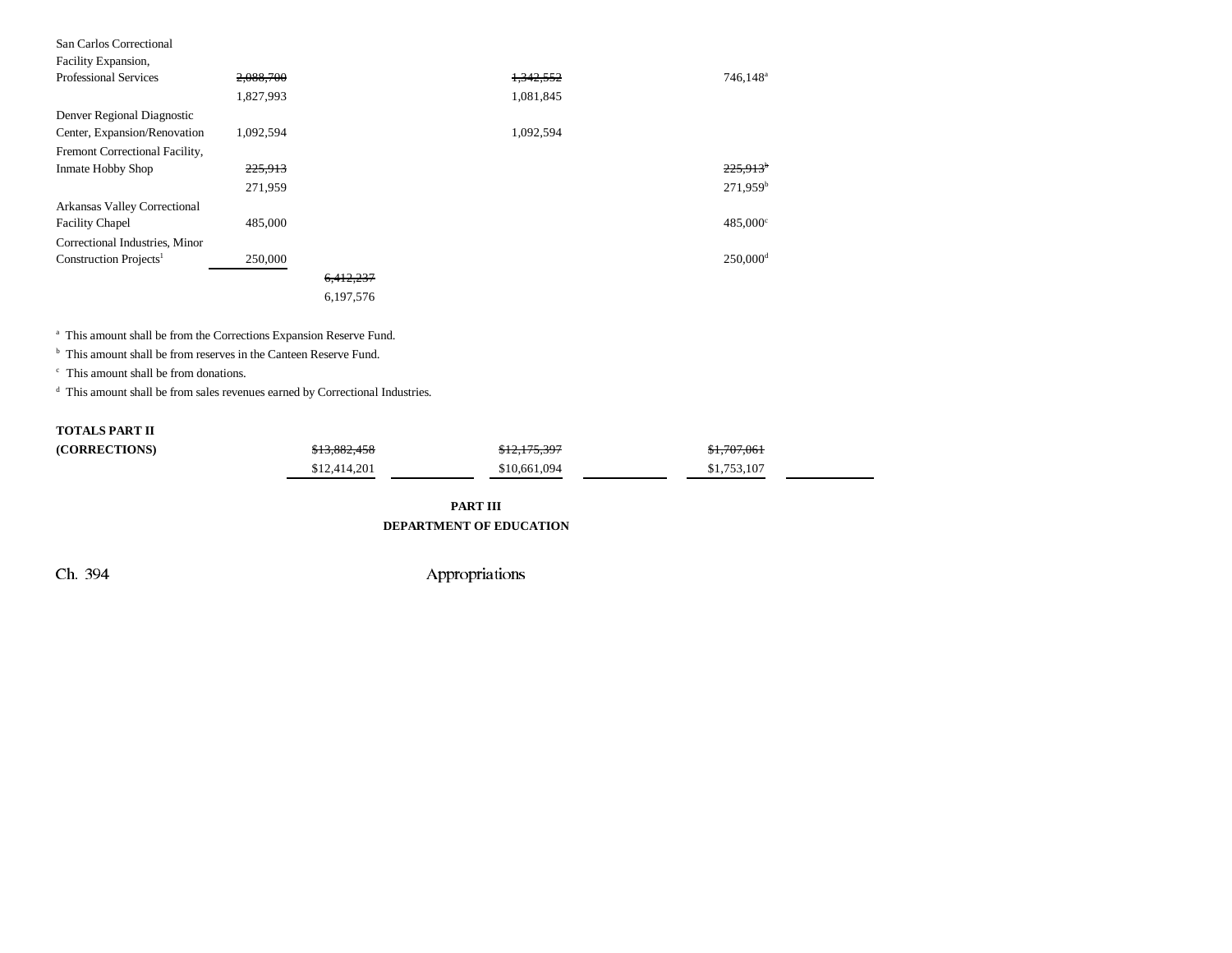| | | | | | | | | |
|---|---|---|---|---|---|---|---|---|
| San Carlos Correctional Facility Expansion, Professional Services | ~~2,088,700~~ | | | ~~1,342,552~~ | | 746,148[a] | | |
| | 1,827,993 | | | 1,081,845 | | | | |
| Denver Regional Diagnostic Center, Expansion/Renovation | 1,092,594 | | | 1,092,594 | | | | |
| Fremont Correctional Facility, Inmate Hobby Shop | ~~225,913~~ | | | | | ~~225,913[b]~~ | | |
| | 271,959 | | | | | 271,959[b] | | |
| Arkansas Valley Correctional Facility Chapel | 485,000 | | | | | 485,000[c] | | |
| Correctional Industries, Minor Construction Projects[1] | 250,000 | | | | | 250,000[d] | | |
| | | ~~6,412,237~~ | | | | | | |
| | | 6,197,576 | | | | | | |

[a] This amount shall be from the Corrections Expansion Reserve Fund.

[b] This amount shall be from reserves in the Canteen Reserve Fund.

[c] This amount shall be from donations.

[d] This amount shall be from sales revenues earned by Correctional Industries.

| | | | | | | | |
|---|---|---|---|---|---|---|---|
| **TOTALS PART II (CORRECTIONS)** | ~~$13,882,458~~ | | ~~$12,175,397~~ | | ~~$1,707,061~~ | | |
| | $12,414,201 | | $10,661,094 | | $1,753,107 | | |

## PART III
## DEPARTMENT OF EDUCATION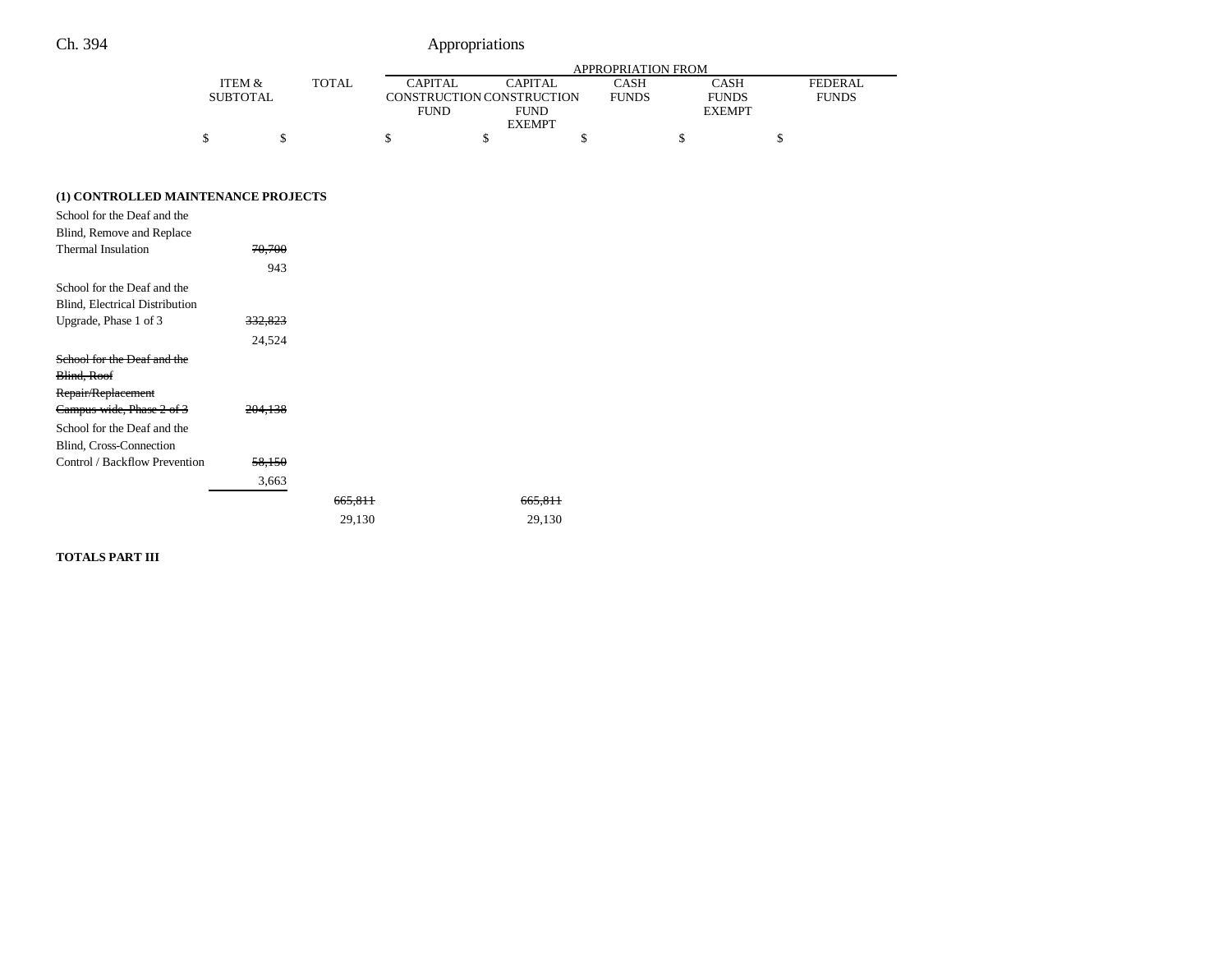| | ITEM & SUBTOTAL | TOTAL | APPROPRIATION FROM CAPITAL CONSTRUCTION FUND | CAPITAL CONSTRUCTION FUND EXEMPT | CASH FUNDS | CASH FUNDS EXEMPT | FEDERAL FUNDS |
|---|---|---|---|---|---|---|---|
| | $ | $ | $ | $ | $ | $ | $ |
| **(1) CONTROLLED MAINTENANCE PROJECTS** | | | | | | | |
| School for the Deaf and the Blind, Remove and Replace Thermal Insulation | ~~70,700~~ 943 | | | | | | |
| School for the Deaf and the Blind, Electrical Distribution Upgrade, Phase 1 of 3 | ~~332,823~~ 24,524 | | | | | | |
| ~~School for the Deaf and the Blind, Roof Repair/Replacement Campus-wide, Phase 2 of 3~~ | ~~204,138~~ | | | | | | |
| School for the Deaf and the Blind, Cross-Connection Control / Backflow Prevention | ~~58,150~~ 3,663 | | | | | | |
| | | ~~665,811~~ 29,130 | | ~~665,811~~ 29,130 | | | |

**TOTALS PART III**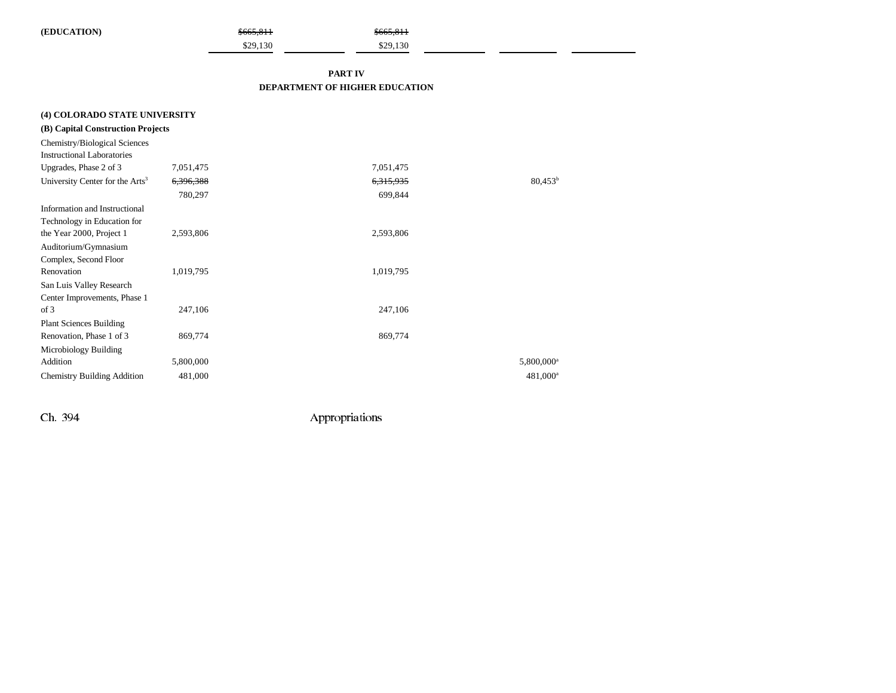| | | | | | | |
|---|---|---|---|---|---|---|
| **(EDUCATION)** | ~~$665,811~~ $29,130 | | ~~$665,811~~ $29,130 | | | |

**PART IV**
**DEPARTMENT OF HIGHER EDUCATION**

**(4) COLORADO STATE UNIVERSITY**

**(B) Capital Construction Projects**

| | | | | | |
|---|---|---|---|---|---|
| Chemistry/Biological Sciences Instructional Laboratories Upgrades, Phase 2 of 3 | 7,051,475 | | 7,051,475 | | |
| University Center for the Arts[3] | ~~6,396,388~~ 780,297 | | ~~6,315,935~~ 699,844 | | 80,453[b] |
| Information and Instructional Technology in Education for the Year 2000, Project 1 | 2,593,806 | | 2,593,806 | | |
| Auditorium/Gymnasium Complex, Second Floor Renovation | 1,019,795 | | 1,019,795 | | |
| San Luis Valley Research Center Improvements, Phase 1 of 3 | 247,106 | | 247,106 | | |
| Plant Sciences Building Renovation, Phase 1 of 3 | 869,774 | | 869,774 | | |
| Microbiology Building Addition | 5,800,000 | | | | 5,800,000[a] |
| Chemistry Building Addition | 481,000 | | | | 481,000[a] |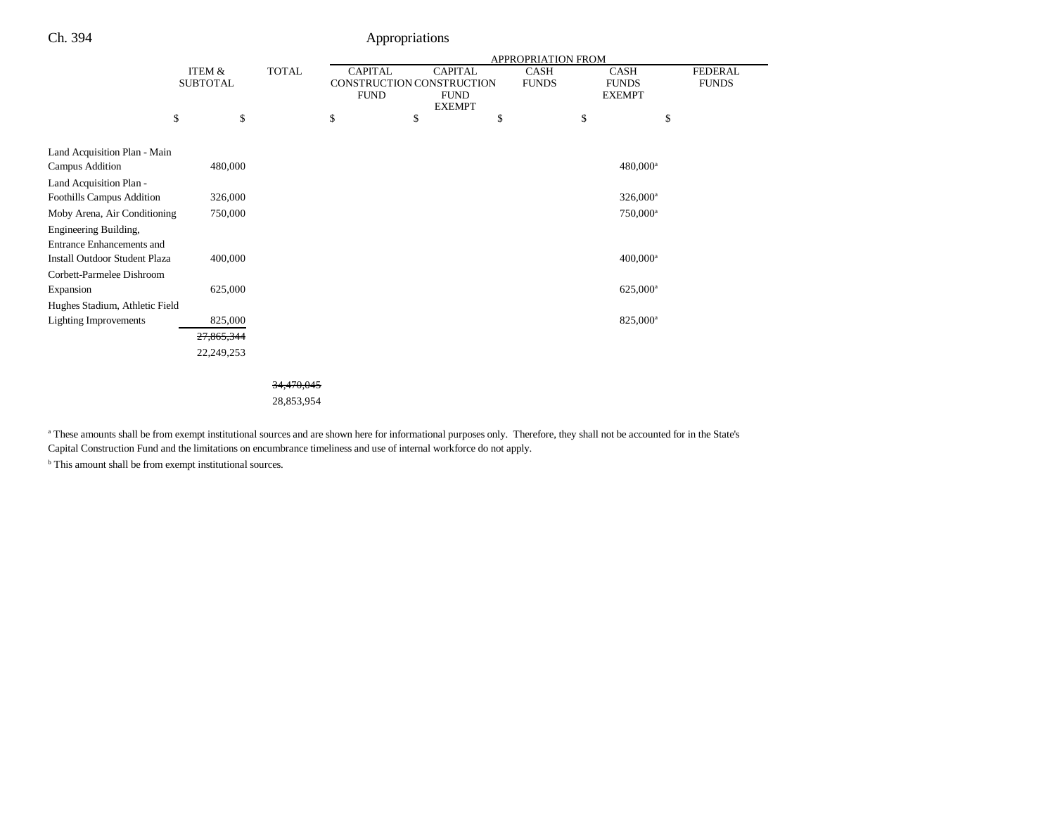| | ITEM & SUBTOTAL | TOTAL | APPROPRIATION FROM | | | | |
|---|---|---|---|---|---|---|---|
| | | | CAPITAL CONSTRUCTION FUND | CAPITAL CONSTRUCTION FUND EXEMPT | CASH FUNDS | CASH FUNDS EXEMPT | FEDERAL FUNDS |
| | $ | $ | $ | $ | $ | $ | $ |
| Land Acquisition Plan - Main Campus Addition | 480,000 | | | | | 480,000[a] | |
| Land Acquisition Plan - Foothills Campus Addition | 326,000 | | | | | 326,000[a] | |
| Moby Arena, Air Conditioning | 750,000 | | | | | 750,000[a] | |
| Engineering Building, Entrance Enhancements and Install Outdoor Student Plaza | 400,000 | | | | | 400,000[a] | |
| Corbett-Parmelee Dishroom Expansion | 625,000 | | | | | 625,000[a] | |
| Hughes Stadium, Athletic Field Lighting Improvements | 825,000 | | | | | 825,000[a] | |
| | ~~27,865,344~~ 22,249,253 | | | | | | |
| | | ~~34,470,045~~ 28,853,954 | | | | | |

[a] These amounts shall be from exempt institutional sources and are shown here for informational purposes only. Therefore, they shall not be accounted for in the State's Capital Construction Fund and the limitations on encumbrance timeliness and use of internal workforce do not apply.

[b] This amount shall be from exempt institutional sources.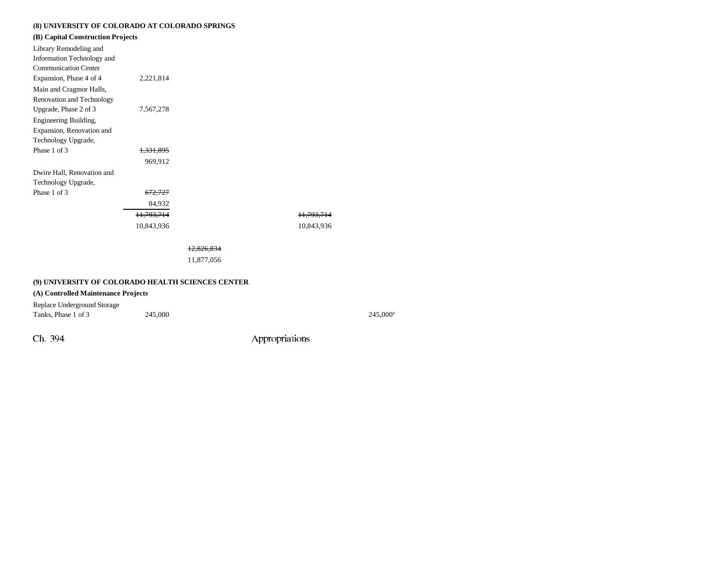**(8) UNIVERSITY OF COLORADO AT COLORADO SPRINGS**

**(B) Capital Construction Projects**

| | | | | |
|---|---|---|---|---|
| Library Remodeling and Information Technology and Communication Center Expansion, Phase 4 of 4 | 2,221,814 | | | |
| Main and Cragmor Halls, Renovation and Technology Upgrade, Phase 2 of 3 | 7,567,278 | | | |
| Engineering Building, Expansion, Renovation and Technology Upgrade, Phase 1 of 3 | ~~1,331,895~~ 969,912 | | | |
| Dwire Hall, Renovation and Technology Upgrade, Phase 1 of 3 | ~~672,727~~ 84,932 | | | |
| | ~~11,793,714~~ 10,843,936 | | ~~11,793,714~~ 10,843,936 | |
| | | ~~12,826,834~~ 11,877,056 | | |

**(9) UNIVERSITY OF COLORADO HEALTH SCIENCES CENTER**

**(A) Controlled Maintenance Projects**

| | | | | |
|---|---|---|---|---|
| Replace Underground Storage Tanks, Phase 1 of 3 | 245,000 | | | 245,000[a] |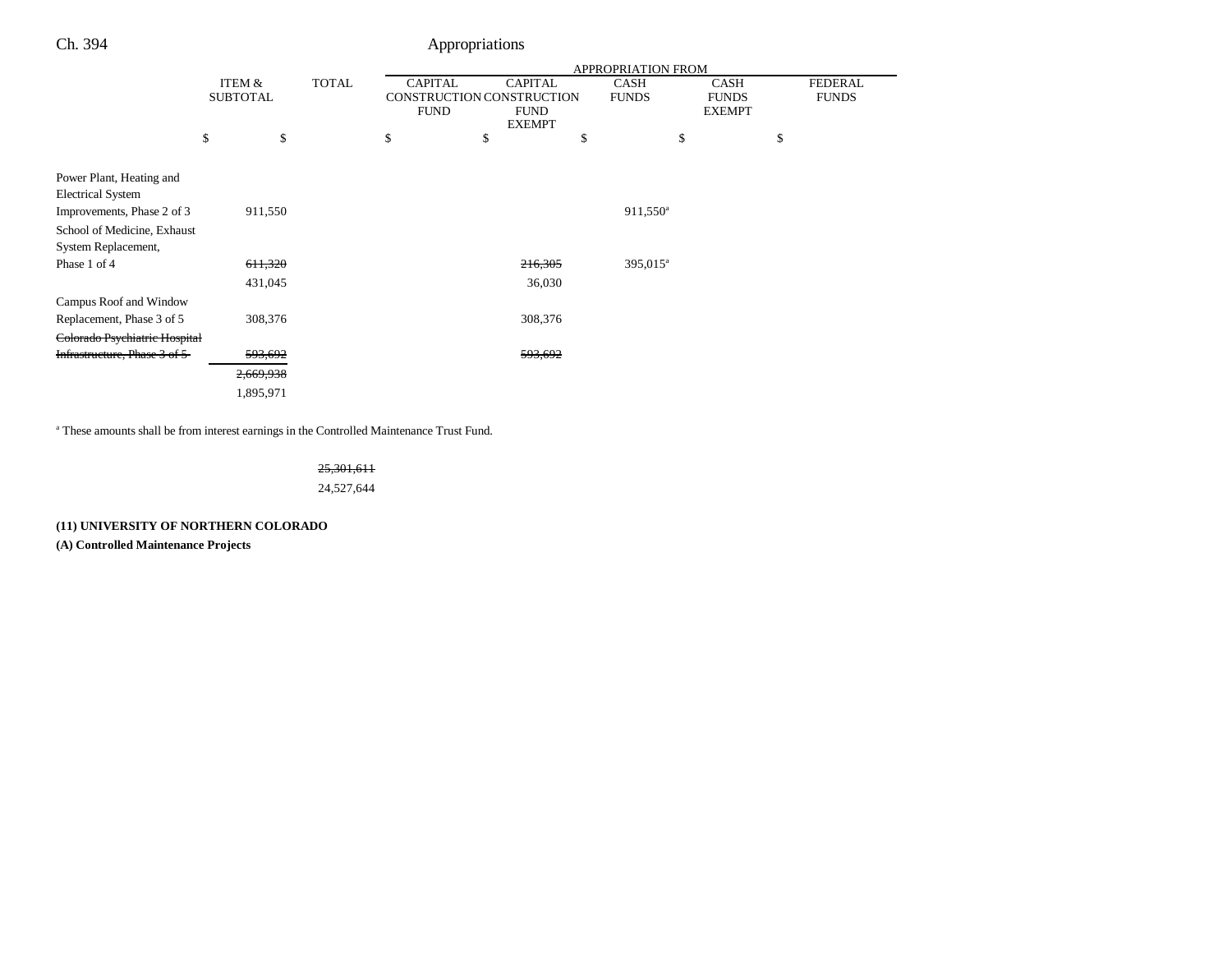| | ITEM & SUBTOTAL | TOTAL | APPROPRIATION FROM CAPITAL CONSTRUCTION FUND | CAPITAL CONSTRUCTION FUND EXEMPT | CASH FUNDS | CASH FUNDS EXEMPT | FEDERAL FUNDS |
|---|---|---|---|---|---|---|---|
| | $ | $ | $ | $ | $ | $ | $ |
| Power Plant, Heating and Electrical System Improvements, Phase 2 of 3 | 911,550 | | | | 911,550[a] | | |
| School of Medicine, Exhaust System Replacement, Phase 1 of 4 | ~~611,320~~ 431,045 | | | ~~216,305~~ 36,030 | 395,015[a] | | |
| Campus Roof and Window Replacement, Phase 3 of 5 | 308,376 | | | 308,376 | | | |
| ~~Colorado Psychiatric Hospital Infrastructure, Phase 3 of 5~~ | ~~593,692~~ | | | ~~593,692~~ | | | |
| | ~~2,669,938~~ 1,895,971 | | | | | | |

[a] These amounts shall be from interest earnings in the Controlled Maintenance Trust Fund.

| | | |
|---|---|---|
| | | ~~25,301,611~~ 24,527,644 |

**(11) UNIVERSITY OF NORTHERN COLORADO**

**(A) Controlled Maintenance Projects**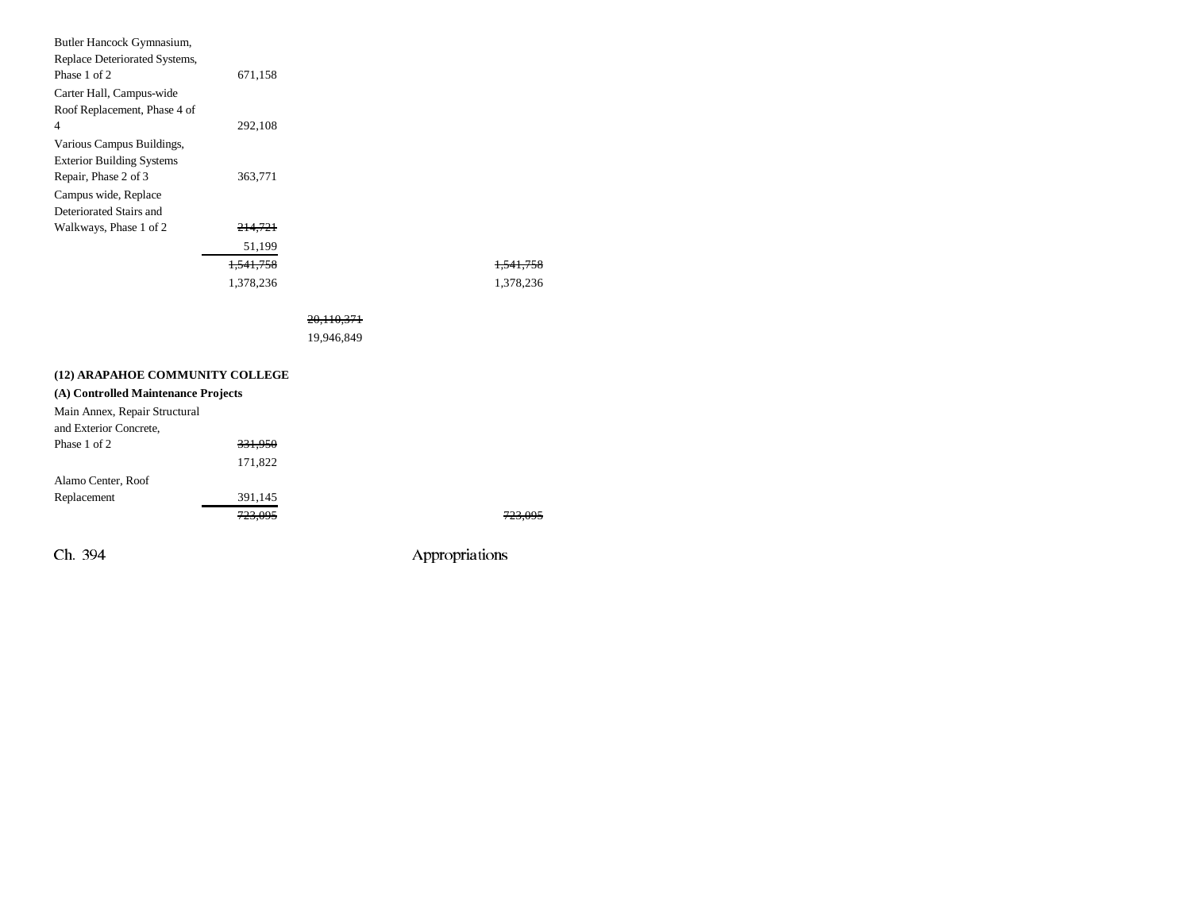| | | | |
|---|---|---|---|
| Butler Hancock Gymnasium, Replace Deteriorated Systems, Phase 1 of 2 | 671,158 | | |
| Carter Hall, Campus-wide Roof Replacement, Phase 4 of 4 | 292,108 | | |
| Various Campus Buildings, Exterior Building Systems Repair, Phase 2 of 3 | 363,771 | | |
| Campus wide, Replace Deteriorated Stairs and Walkways, Phase 1 of 2 | ~~214,721~~ | | |
| | 51,199 | | |
| | ~~1,541,758~~ | | ~~1,541,758~~ |
| | 1,378,236 | | 1,378,236 |
| | | ~~20,110,371~~ | |
| | | 19,946,849 | |

**(12) ARAPAHOE COMMUNITY COLLEGE**

**(A) Controlled Maintenance Projects**

| | | | |
|---|---|---|---|
| Main Annex, Repair Structural and Exterior Concrete, Phase 1 of 2 | ~~331,950~~ | | |
| | 171,822 | | |
| Alamo Center, Roof Replacement | 391,145 | | |
| | ~~723,095~~ | | ~~723,095~~ |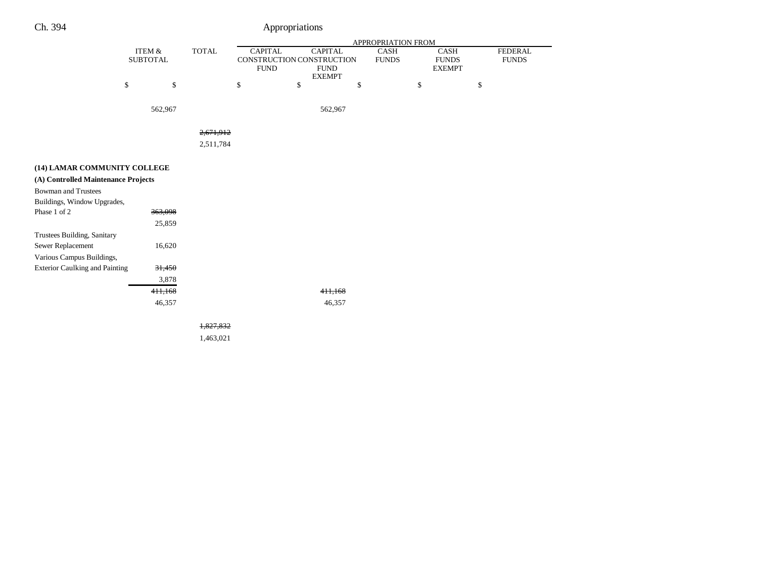| | ITEM & SUBTOTAL | TOTAL | APPROPRIATION FROM CAPITAL CONSTRUCTION FUND | CAPITAL CONSTRUCTION FUND EXEMPT | CASH FUNDS | CASH FUNDS EXEMPT | FEDERAL FUNDS |
|---|---|---|---|---|---|---|---|
| | $ | $ | $ | $ | $ | $ | $ |
| | 562,967 | | | 562,967 | | | |
| | | ~~2,671,912~~ 2,511,784 | | | | | |
| **(14) LAMAR COMMUNITY COLLEGE** | | | | | | | |
| **(A) Controlled Maintenance Projects** | | | | | | | |
| Bowman and Trustees Buildings, Window Upgrades, Phase 1 of 2 | ~~363,098~~ 25,859 | | | | | | |
| Trustees Building, Sanitary Sewer Replacement | 16,620 | | | | | | |
| Various Campus Buildings, Exterior Caulking and Painting | ~~31,450~~ 3,878 | | | | | | |
| | ~~411,168~~ 46,357 | | | ~~411,168~~ 46,357 | | | |
| | | ~~1,827,832~~ 1,463,021 | | | | | |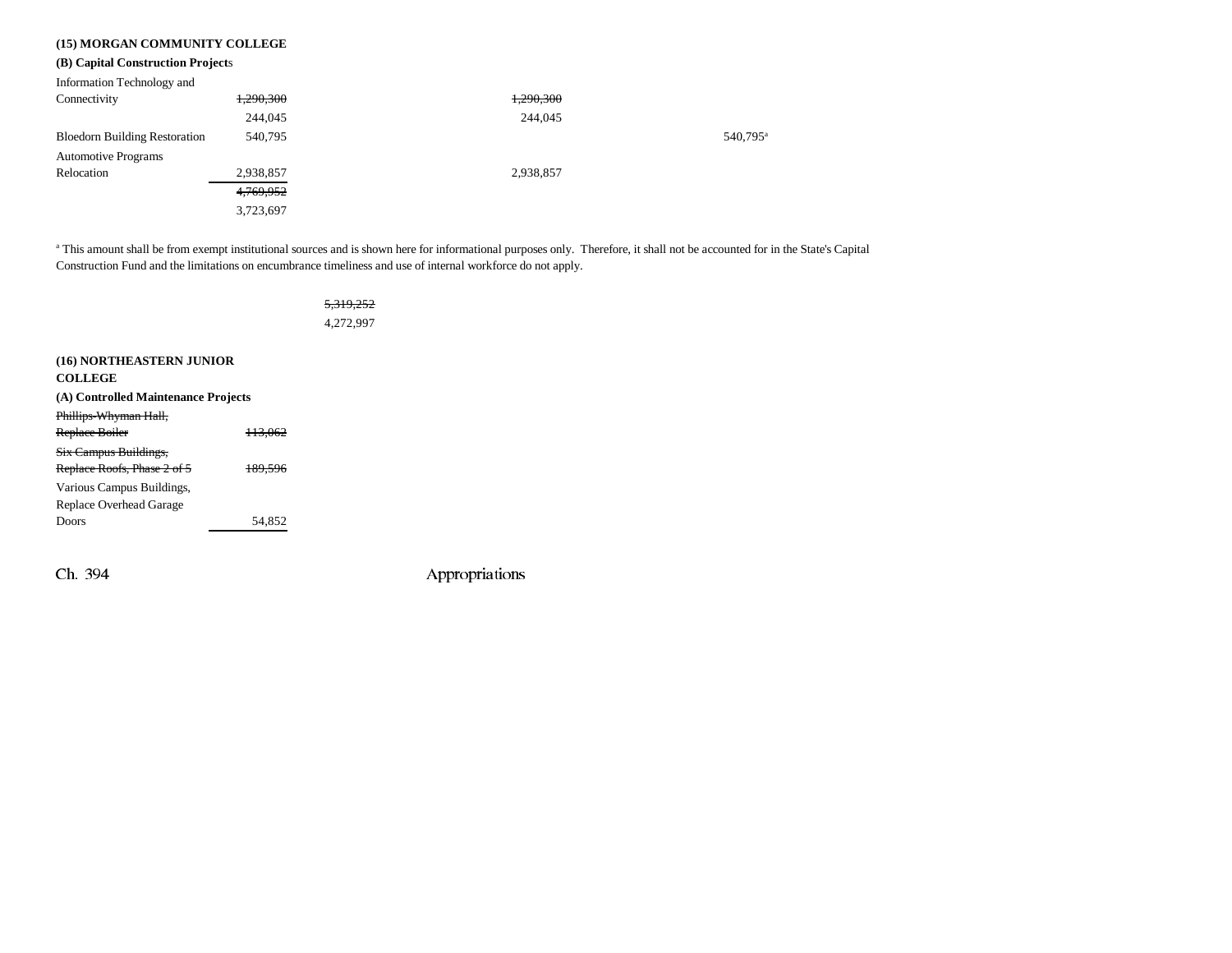**(15) MORGAN COMMUNITY COLLEGE**

**(B) Capital Construction Projects**

| | | | | | |
|---|---|---|---|---|---|
| Information Technology and Connectivity | ~~1,290,300~~ 244,045 | | ~~1,290,300~~ 244,045 | | |
| Bloedorn Building Restoration | 540,795 | | | | 540,795[a] |
| Automotive Programs Relocation | 2,938,857 | | 2,938,857 | | |
| | ~~4,769,952~~ 3,723,697 | | | | |

[a] This amount shall be from exempt institutional sources and is shown here for informational purposes only. Therefore, it shall not be accounted for in the State's Capital Construction Fund and the limitations on encumbrance timeliness and use of internal workforce do not apply.

| | | |
|---|---|---|
| | | ~~5,319,252~~ 4,272,997 |

**(16) NORTHEASTERN JUNIOR COLLEGE**

**(A) Controlled Maintenance Projects**

| | |
|---|---|
| ~~Phillips-Whyman Hall, Replace Boiler~~ | ~~113,062~~ |
| ~~Six Campus Buildings, Replace Roofs, Phase 2 of 5~~ | ~~189,596~~ |
| Various Campus Buildings, Replace Overhead Garage Doors | 54,852 |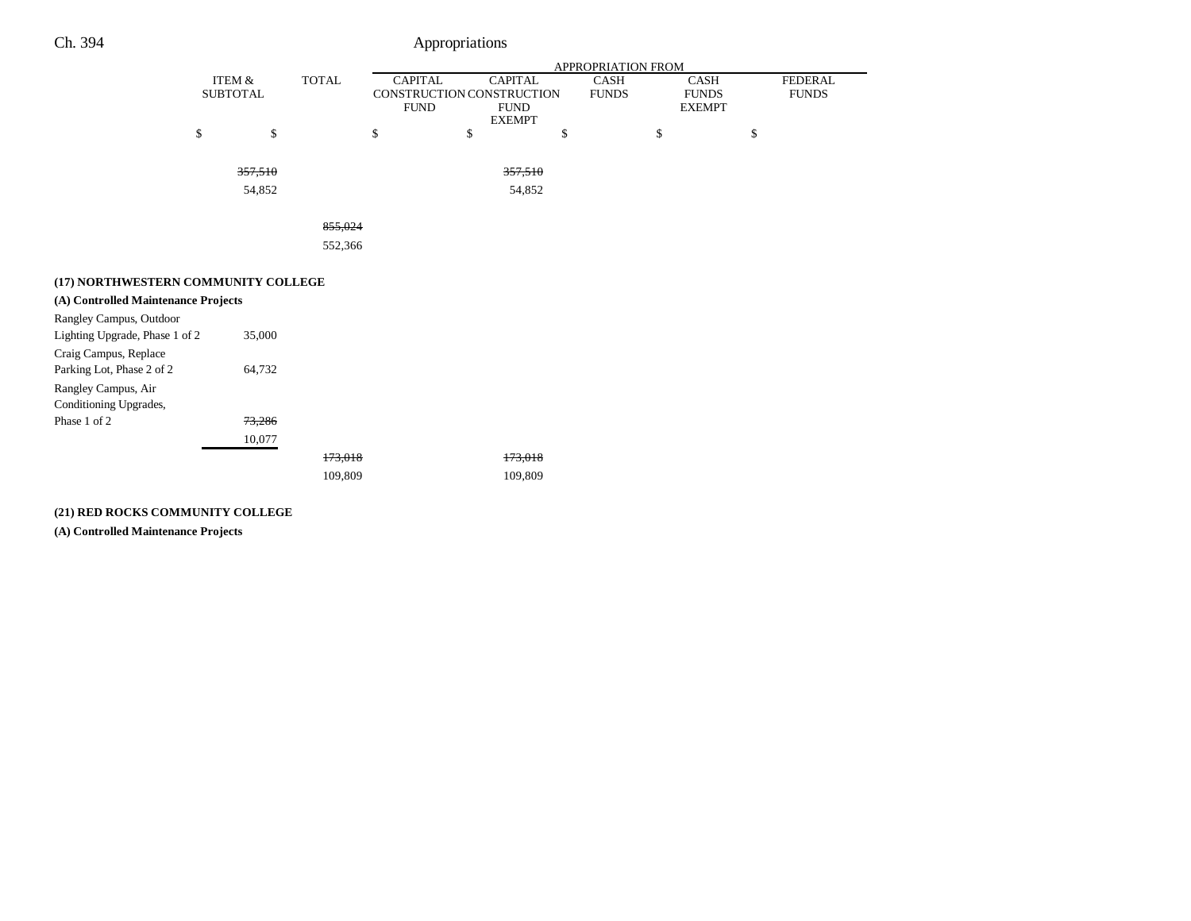| | ITEM & SUBTOTAL | TOTAL | APPROPRIATION FROM CAPITAL CONSTRUCTION FUND | CAPITAL CONSTRUCTION FUND EXEMPT | CASH FUNDS | CASH FUNDS EXEMPT | FEDERAL FUNDS |
|---|---|---|---|---|---|---|---|
| | $ | $ | $ | $ | $ | $ | $ |
| | ~~357,510~~ | | | ~~357,510~~ | | | |
| | 54,852 | | | 54,852 | | | |
| | | ~~855,024~~ | | | | | |
| | | 552,366 | | | | | |
| **(17) NORTHWESTERN COMMUNITY COLLEGE** | | | | | | | |
| **(A) Controlled Maintenance Projects** | | | | | | | |
| Rangley Campus, Outdoor Lighting Upgrade, Phase 1 of 2 | 35,000 | | | | | | |
| Craig Campus, Replace Parking Lot, Phase 2 of 2 | 64,732 | | | | | | |
| Rangley Campus, Air Conditioning Upgrades, Phase 1 of 2 | ~~73,286~~ | | | | | | |
| | 10,077 | | | | | | |
| | | ~~173,018~~ | | ~~173,018~~ | | | |
| | | 109,809 | | 109,809 | | | |
| **(21) RED ROCKS COMMUNITY COLLEGE** | | | | | | | |
| **(A) Controlled Maintenance Projects** | | | | | | | |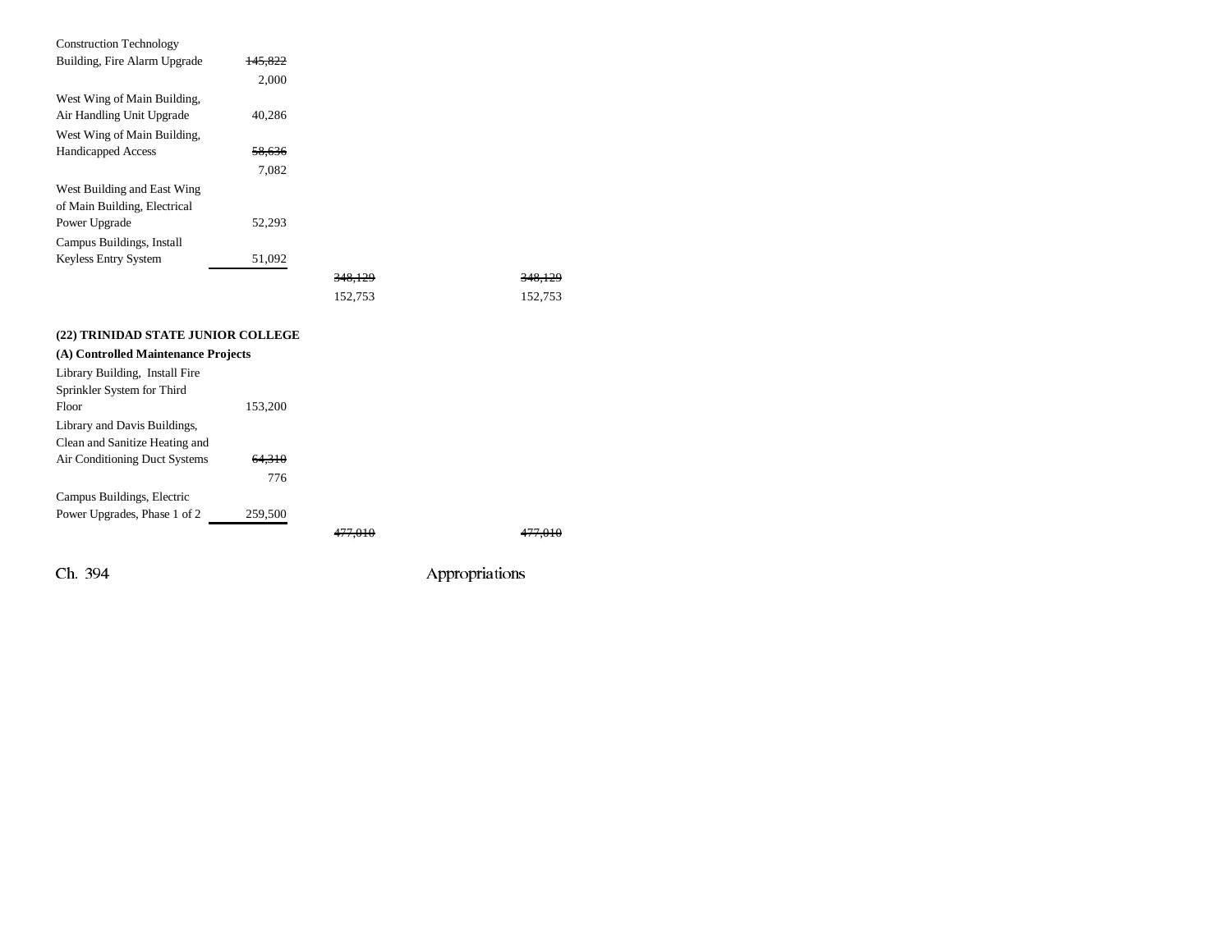| | | | |
|---|---|---|---|
| Construction Technology Building, Fire Alarm Upgrade | ~~145,822~~ 2,000 | | |
| West Wing of Main Building, Air Handling Unit Upgrade | 40,286 | | |
| West Wing of Main Building, Handicapped Access | ~~58,636~~ 7,082 | | |
| West Building and East Wing of Main Building, Electrical Power Upgrade | 52,293 | | |
| Campus Buildings, Install Keyless Entry System | 51,092 | | |
| | | ~~348,129~~ 152,753 | ~~348,129~~ 152,753 |

**(22) TRINIDAD STATE JUNIOR COLLEGE**

**(A) Controlled Maintenance Projects**

| | | | |
|---|---|---|---|
| Library Building, Install Fire Sprinkler System for Third Floor | 153,200 | | |
| Library and Davis Buildings, Clean and Sanitize Heating and Air Conditioning Duct Systems | ~~64,310~~ 776 | | |
| Campus Buildings, Electric Power Upgrades, Phase 1 of 2 | 259,500 | | |
| | | ~~477,010~~ | ~~477,010~~ |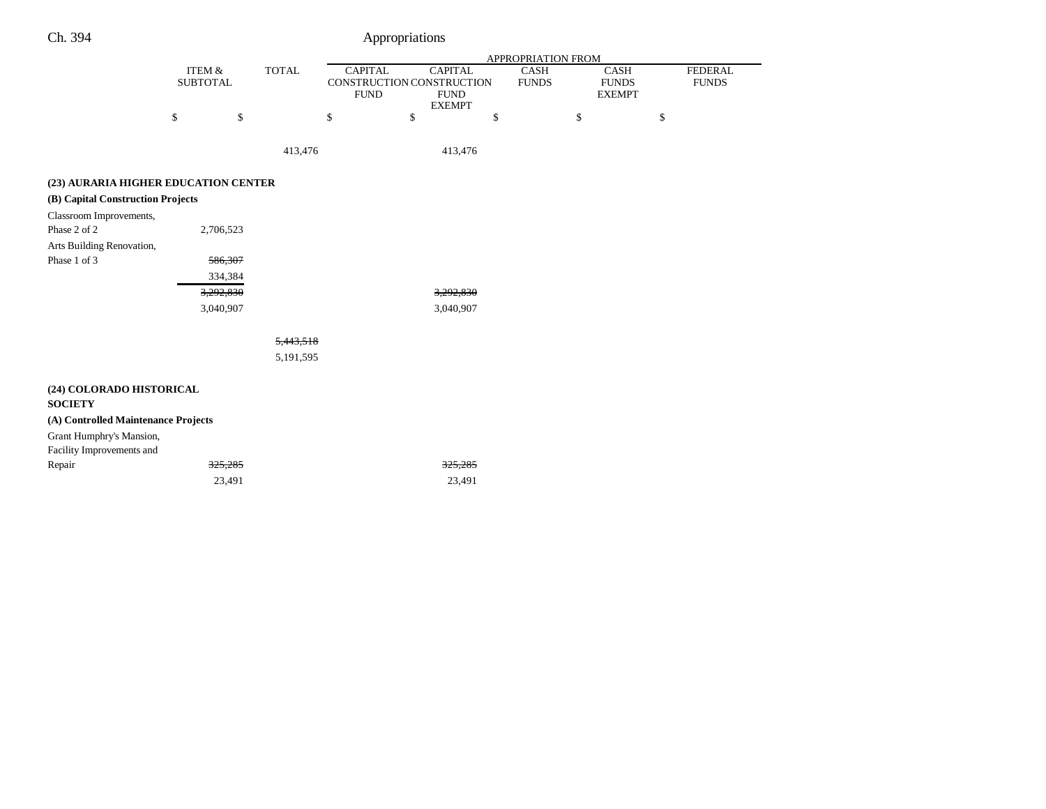| | ITEM & SUBTOTAL | TOTAL | APPROPRIATION FROM CAPITAL CONSTRUCTION FUND | CAPITAL CONSTRUCTION FUND EXEMPT | CASH FUNDS | CASH FUNDS EXEMPT | FEDERAL FUNDS |
|---|---|---|---|---|---|---|---|
| | $ | $ | $ | $ | $ | $ | $ |
| | | 413,476 | | 413,476 | | | |
| **(23) AURARIA HIGHER EDUCATION CENTER** | | | | | | | |
| **(B) Capital Construction Projects** | | | | | | | |
| Classroom Improvements, Phase 2 of 2 | 2,706,523 | | | | | | |
| Arts Building Renovation, Phase 1 of 3 | ~~586,307~~ 334,384 | | | | | | |
| | ~~3,292,830~~ 3,040,907 | | | ~~3,292,830~~ 3,040,907 | | | |
| | | ~~5,443,518~~ 5,191,595 | | | | | |
| **(24) COLORADO HISTORICAL SOCIETY** | | | | | | | |
| **(A) Controlled Maintenance Projects** | | | | | | | |
| Grant Humphry's Mansion, Facility Improvements and Repair | ~~325,285~~ 23,491 | | | ~~325,285~~ 23,491 | | | |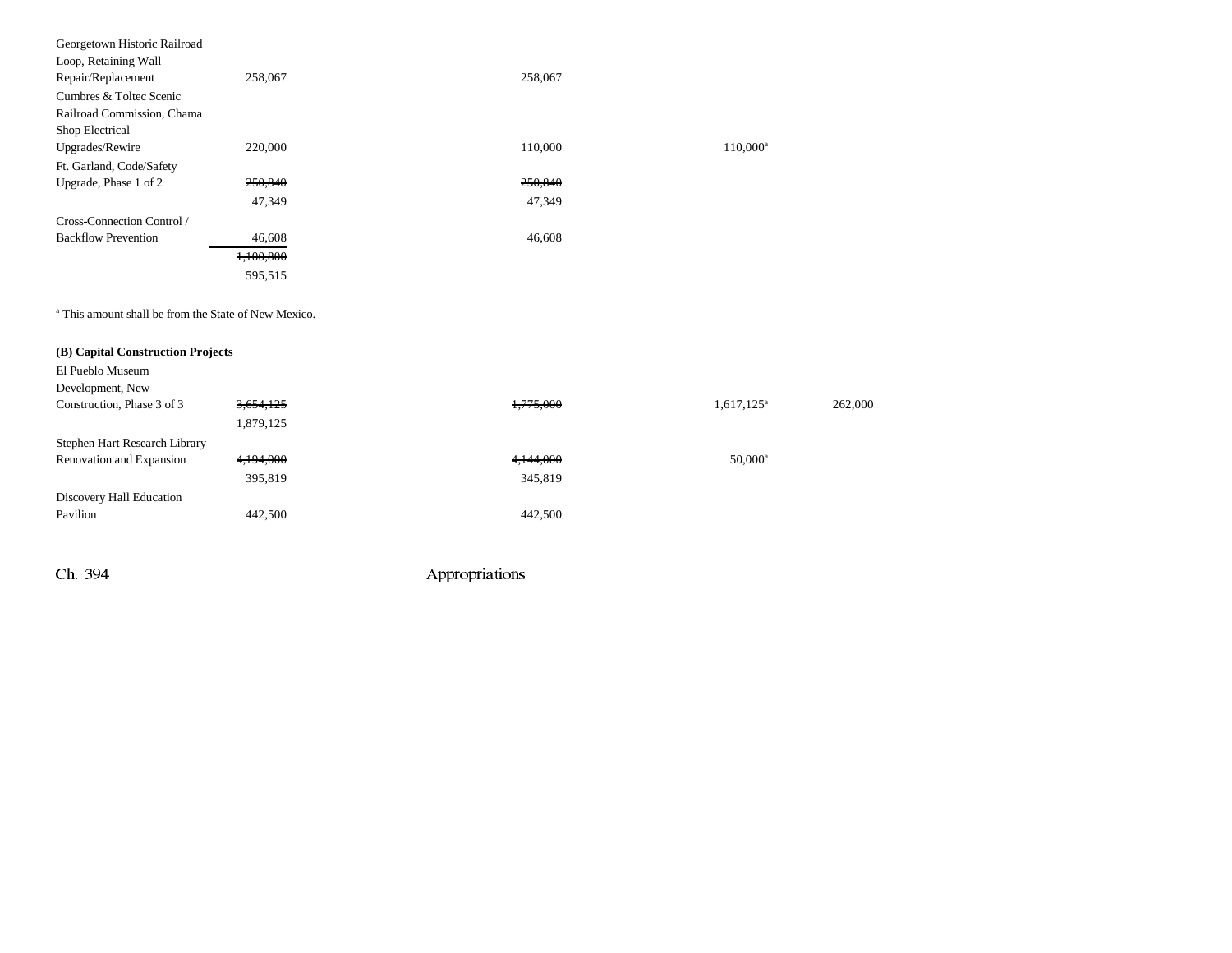| | | | | |
|---|---|---|---|---|
| Georgetown Historic Railroad Loop, Retaining Wall Repair/Replacement | 258,067 | 258,067 | | |
| Cumbres & Toltec Scenic Railroad Commission, Chama Shop Electrical Upgrades/Rewire | 220,000 | 110,000 | 110,000[a] | |
| Ft. Garland, Code/Safety Upgrade, Phase 1 of 2 | ~~250,840~~ 47,349 | ~~250,840~~ 47,349 | | |
| Cross-Connection Control / Backflow Prevention | 46,608 | 46,608 | | |
| | ~~1,100,800~~ 595,515 | | | |

[a] This amount shall be from the State of New Mexico.

**(B) Capital Construction Projects**

| | | | | |
|---|---|---|---|---|
| El Pueblo Museum Development, New Construction, Phase 3 of 3 | ~~3,654,125~~ 1,879,125 | ~~1,775,000~~ | 1,617,125[a] | 262,000 |
| Stephen Hart Research Library Renovation and Expansion | ~~4,194,000~~ 395,819 | ~~4,144,000~~ 345,819 | 50,000[a] | |
| Discovery Hall Education Pavilion | 442,500 | 442,500 | | |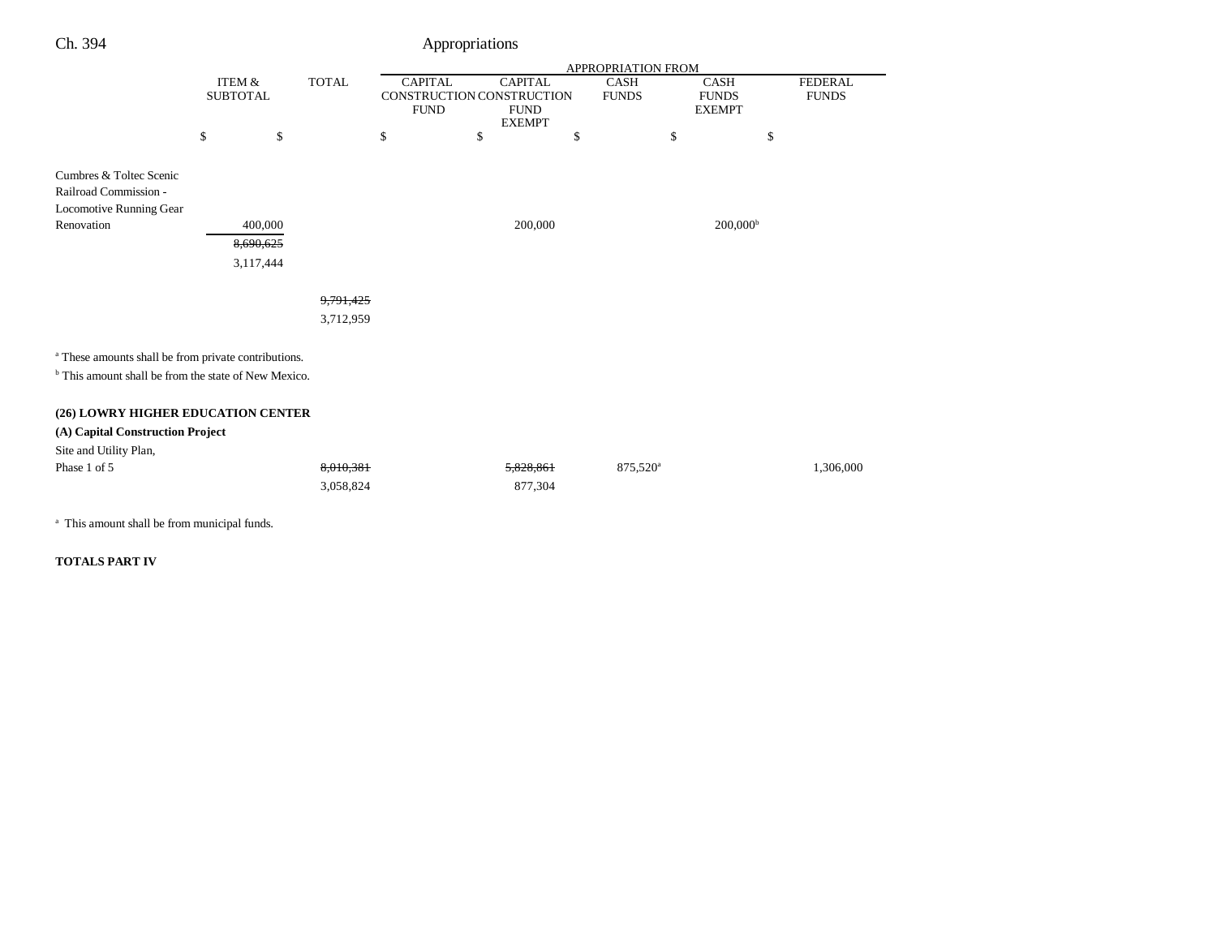| | ITEM & SUBTOTAL | TOTAL | APPROPRIATION FROM CAPITAL CONSTRUCTION FUND | CAPITAL CONSTRUCTION FUND EXEMPT | CASH FUNDS | CASH FUNDS EXEMPT | FEDERAL FUNDS |
|---|---|---|---|---|---|---|---|
| | $ | $ | $ | $ | $ | $ | $ |
| Cumbres & Toltec Scenic Railroad Commission - Locomotive Running Gear Renovation | 400,000 | | | 200,000 | | 200,000[b] | |
| | ~~8,690,625~~ | | | | | | |
| | 3,117,444 | | | | | | |
| | | ~~9,791,425~~ | | | | | |
| | | 3,712,959 | | | | | |

[a] These amounts shall be from private contributions.
[b] This amount shall be from the state of New Mexico.

**(26) LOWRY HIGHER EDUCATION CENTER**

**(A) Capital Construction Project**

| | ITEM & SUBTOTAL | TOTAL | CAPITAL CONSTRUCTION FUND | CAPITAL CONSTRUCTION FUND EXEMPT | CASH FUNDS | CASH FUNDS EXEMPT | FEDERAL FUNDS |
|---|---|---|---|---|---|---|---|
| Site and Utility Plan, Phase 1 of 5 | | ~~8,010,381~~ | | ~~5,828,861~~ | 875,520[a] | | 1,306,000 |
| | | 3,058,824 | | 877,304 | | | |

[a] This amount shall be from municipal funds.

**TOTALS PART IV**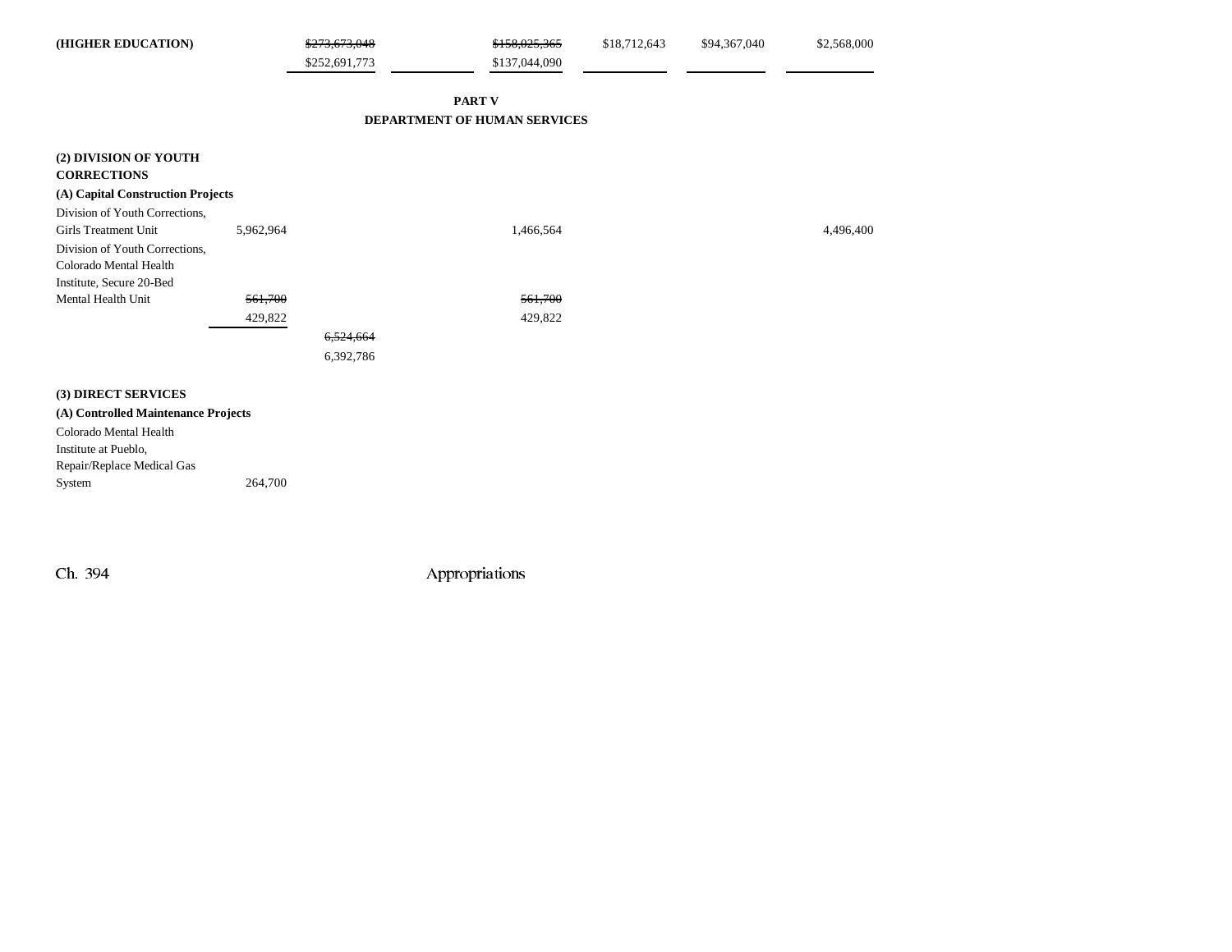| | | | | | | | |
|---|---|---|---|---|---|---|---|
| (HIGHER EDUCATION) | | ~~$273,673,048~~ $252,691,773 | | ~~$158,025,365~~ $137,044,090 | $18,712,643 | $94,367,040 | $2,568,000 |

**PART V**
**DEPARTMENT OF HUMAN SERVICES**

| | | | | | | | |
|---|---|---|---|---|---|---|---|
| **(2) DIVISION OF YOUTH CORRECTIONS** | | | | | | | |
| **(A) Capital Construction Projects** | | | | | | | |
| Division of Youth Corrections, Girls Treatment Unit | 5,962,964 | | | 1,466,564 | | | 4,496,400 |
| Division of Youth Corrections, Colorado Mental Health Institute, Secure 20-Bed Mental Health Unit | ~~561,700~~ 429,822 | | | ~~561,700~~ 429,822 | | | |
| | | ~~6,524,664~~ 6,392,786 | | | | | |
| **(3) DIRECT SERVICES** | | | | | | | |
| **(A) Controlled Maintenance Projects** | | | | | | | |
| Colorado Mental Health Institute at Pueblo, Repair/Replace Medical Gas System | 264,700 | | | | | | |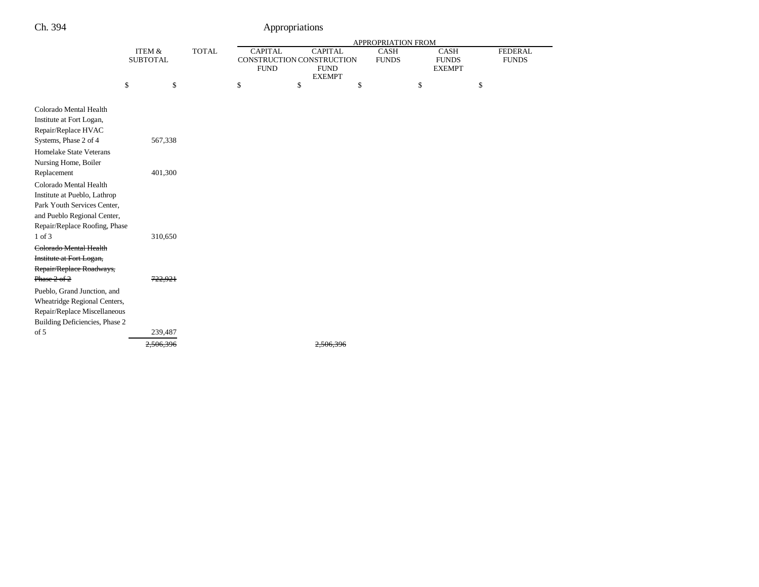| | ITEM & SUBTOTAL | TOTAL | APPROPRIATION FROM CAPITAL CONSTRUCTION FUND | CAPITAL CONSTRUCTION FUND EXEMPT | CASH FUNDS | CASH FUNDS EXEMPT | FEDERAL FUNDS |
|---|---|---|---|---|---|---|---|
| | $ | $ | $ | $ | $ | $ | $ |
| Colorado Mental Health Institute at Fort Logan, Repair/Replace HVAC Systems, Phase 2 of 4 | 567,338 | | | | | | |
| Homelake State Veterans Nursing Home, Boiler Replacement | 401,300 | | | | | | |
| Colorado Mental Health Institute at Pueblo, Lathrop Park Youth Services Center, and Pueblo Regional Center, Repair/Replace Roofing, Phase 1 of 3 | 310,650 | | | | | | |
| ~~Colorado Mental Health Institute at Fort Logan, Repair/Replace Roadways, Phase 2 of 2~~ | ~~722,921~~ | | | | | | |
| Pueblo, Grand Junction, and Wheatridge Regional Centers, Repair/Replace Miscellaneous Building Deficiencies, Phase 2 of 5 | 239,487 | | | | | | |
| | ~~2,506,396~~ | | | ~~2,506,396~~ | | | |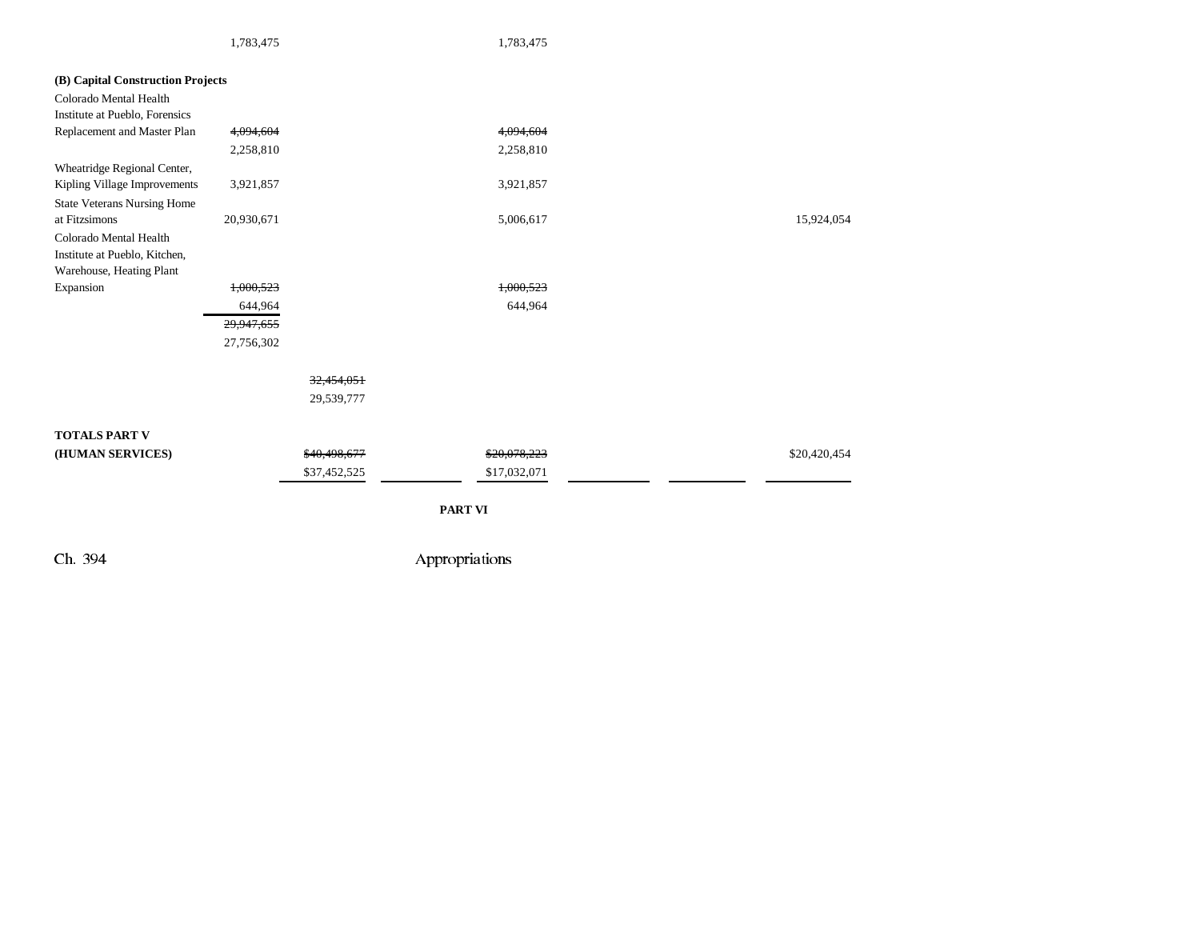| | | | | | | | |
|---|---|---|---|---|---|---|---|
| | 1,783,475 | | | 1,783,475 | | | |
| **(B) Capital Construction Projects** | | | | | | | |
| Colorado Mental Health Institute at Pueblo, Forensics Replacement and Master Plan | ~~4,094,604~~ 2,258,810 | | | ~~4,094,604~~ 2,258,810 | | | |
| Wheatridge Regional Center, Kipling Village Improvements | 3,921,857 | | | 3,921,857 | | | |
| State Veterans Nursing Home at Fitzsimons | 20,930,671 | | | 5,006,617 | | | 15,924,054 |
| Colorado Mental Health Institute at Pueblo, Kitchen, Warehouse, Heating Plant Expansion | ~~1,000,523~~ 644,964 | | | ~~1,000,523~~ 644,964 | | | |
| | ~~29,947,655~~ 27,756,302 | | | | | | |
| | | ~~32,454,051~~ 29,539,777 | | | | | |
| **TOTALS PART V (HUMAN SERVICES)** | | ~~$40,498,677~~ $37,452,525 | | ~~$20,078,223~~ $17,032,071 | | | $20,420,454 |

**PART VI**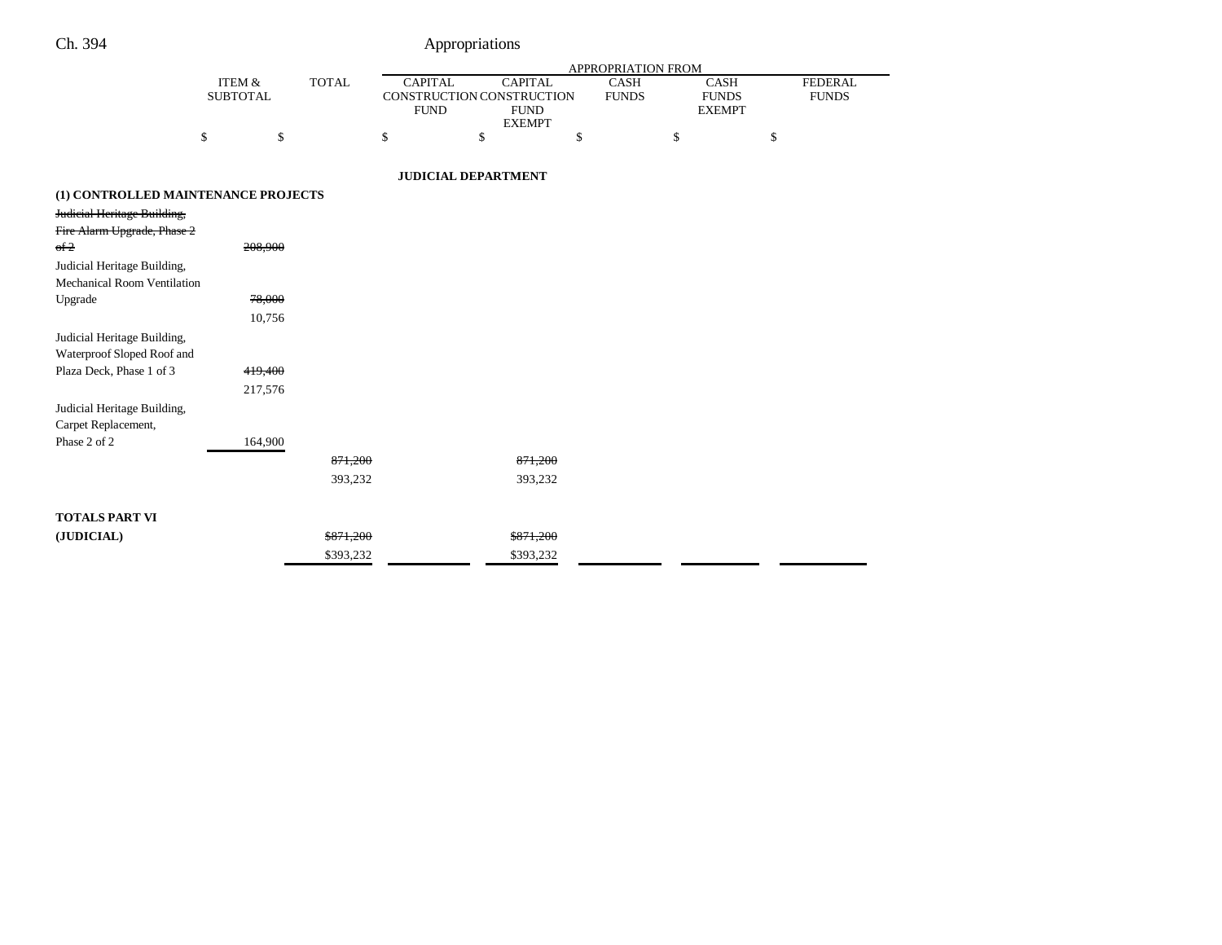## JUDICIAL DEPARTMENT

| | ITEM & SUBTOTAL | TOTAL | CAPITAL CONSTRUCTION FUND | CAPITAL CONSTRUCTION FUND EXEMPT | CASH FUNDS | CASH FUNDS EXEMPT | FEDERAL FUNDS |
|---|---|---|---|---|---|---|---|
| | $ | $ | $ | $ | $ | $ | $ |
| **(1) CONTROLLED MAINTENANCE PROJECTS** | | | | | | | |
| ~~Judicial Heritage Building, Fire Alarm Upgrade, Phase 2 of 2~~ | ~~208,900~~ | | | | | | |
| Judicial Heritage Building, Mechanical Room Ventilation Upgrade | ~~78,000~~ 10,756 | | | | | | |
| Judicial Heritage Building, Waterproof Sloped Roof and Plaza Deck, Phase 1 of 3 | ~~419,400~~ 217,576 | | | | | | |
| Judicial Heritage Building, Carpet Replacement, Phase 2 of 2 | 164,900 | | | | | | |
| | | ~~871,200~~ 393,232 | | ~~871,200~~ 393,232 | | | |
| **TOTALS PART VI (JUDICIAL)** | | ~~$871,200~~ $393,232 | | ~~$871,200~~ $393,232 | | | |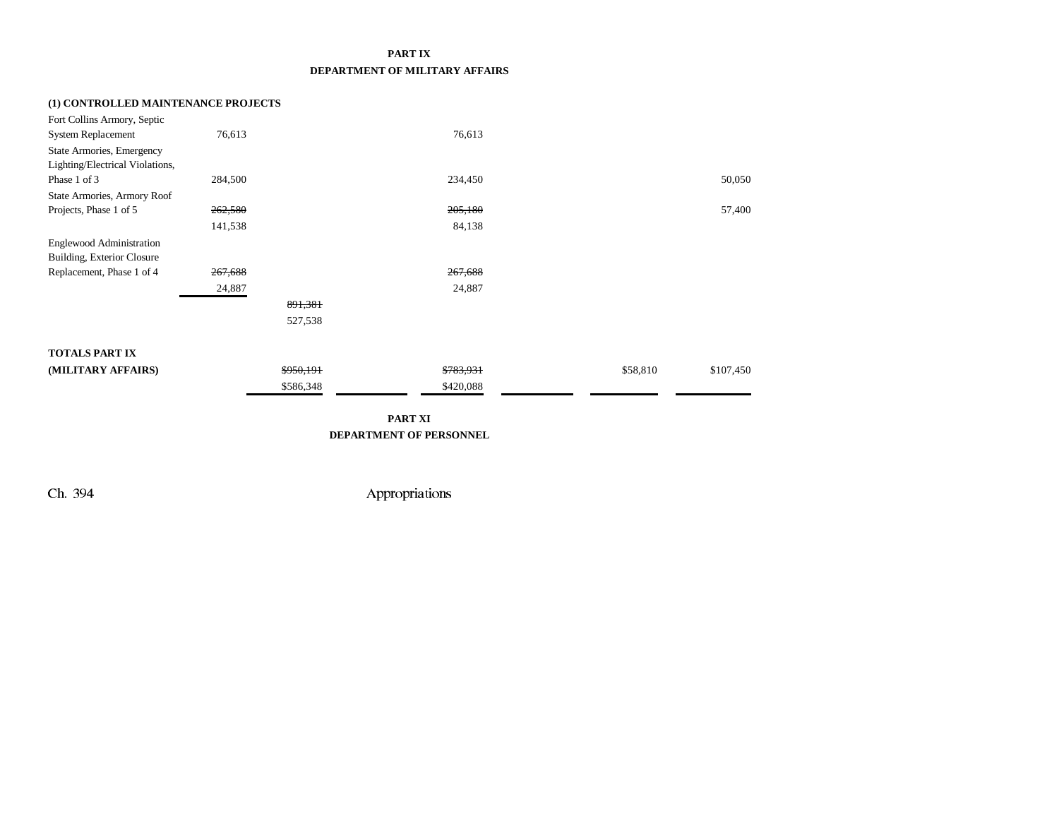**PART IX**

**DEPARTMENT OF MILITARY AFFAIRS**

| | | | | | | | |
|---|---|---|---|---|---|---|---|
| **(1) CONTROLLED MAINTENANCE PROJECTS** | | | | | | | |
| Fort Collins Armory, Septic System Replacement | 76,613 | | | 76,613 | | | |
| State Armories, Emergency Lighting/Electrical Violations, Phase 1 of 3 | 284,500 | | | 234,450 | | | 50,050 |
| State Armories, Armory Roof Projects, Phase 1 of 5 | ~~262,580~~ 141,538 | | | ~~205,180~~ 84,138 | | | 57,400 |
| Englewood Administration Building, Exterior Closure Replacement, Phase 1 of 4 | ~~267,688~~ 24,887 | | | ~~267,688~~ 24,887 | | | |
| | | ~~891,381~~ 527,538 | | | | | |
| **TOTALS PART IX (MILITARY AFFAIRS)** | | ~~$950,191~~ $586,348 | | ~~$783,931~~ $420,088 | | $58,810 | $107,450 |

**PART XI**

**DEPARTMENT OF PERSONNEL**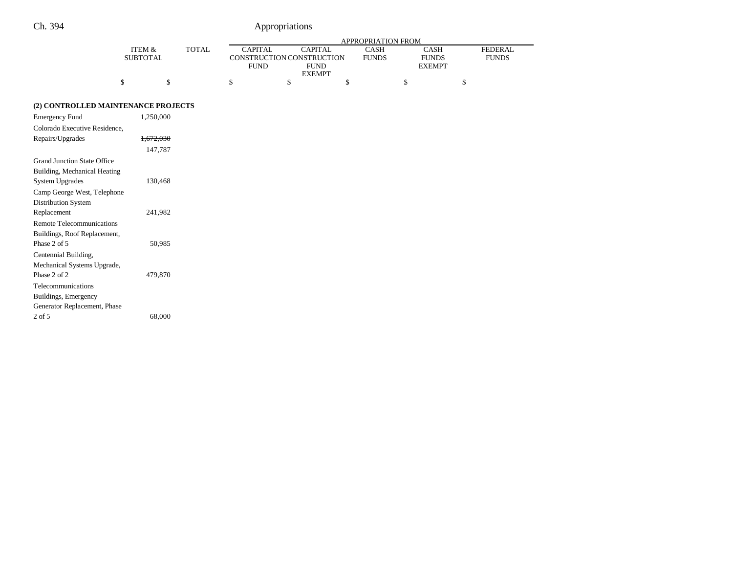| | ITEM & SUBTOTAL | TOTAL | APPROPRIATION FROM CAPITAL CONSTRUCTION FUND | CAPITAL CONSTRUCTION FUND EXEMPT | CASH FUNDS | CASH FUNDS EXEMPT | FEDERAL FUNDS |
|---|---|---|---|---|---|---|---|
| | $ | $ | $ | $ | $ | $ | $ |
| **(2) CONTROLLED MAINTENANCE PROJECTS** | | | | | | | |
| Emergency Fund | 1,250,000 | | | | | | |
| Colorado Executive Residence, Repairs/Upgrades | ~~1,672,030~~ 147,787 | | | | | | |
| Grand Junction State Office Building, Mechanical Heating System Upgrades | 130,468 | | | | | | |
| Camp George West, Telephone Distribution System Replacement | 241,982 | | | | | | |
| Remote Telecommunications Buildings, Roof Replacement, Phase 2 of 5 | 50,985 | | | | | | |
| Centennial Building, Mechanical Systems Upgrade, Phase 2 of 2 | 479,870 | | | | | | |
| Telecommunications Buildings, Emergency Generator Replacement, Phase 2 of 5 | 68,000 | | | | | | |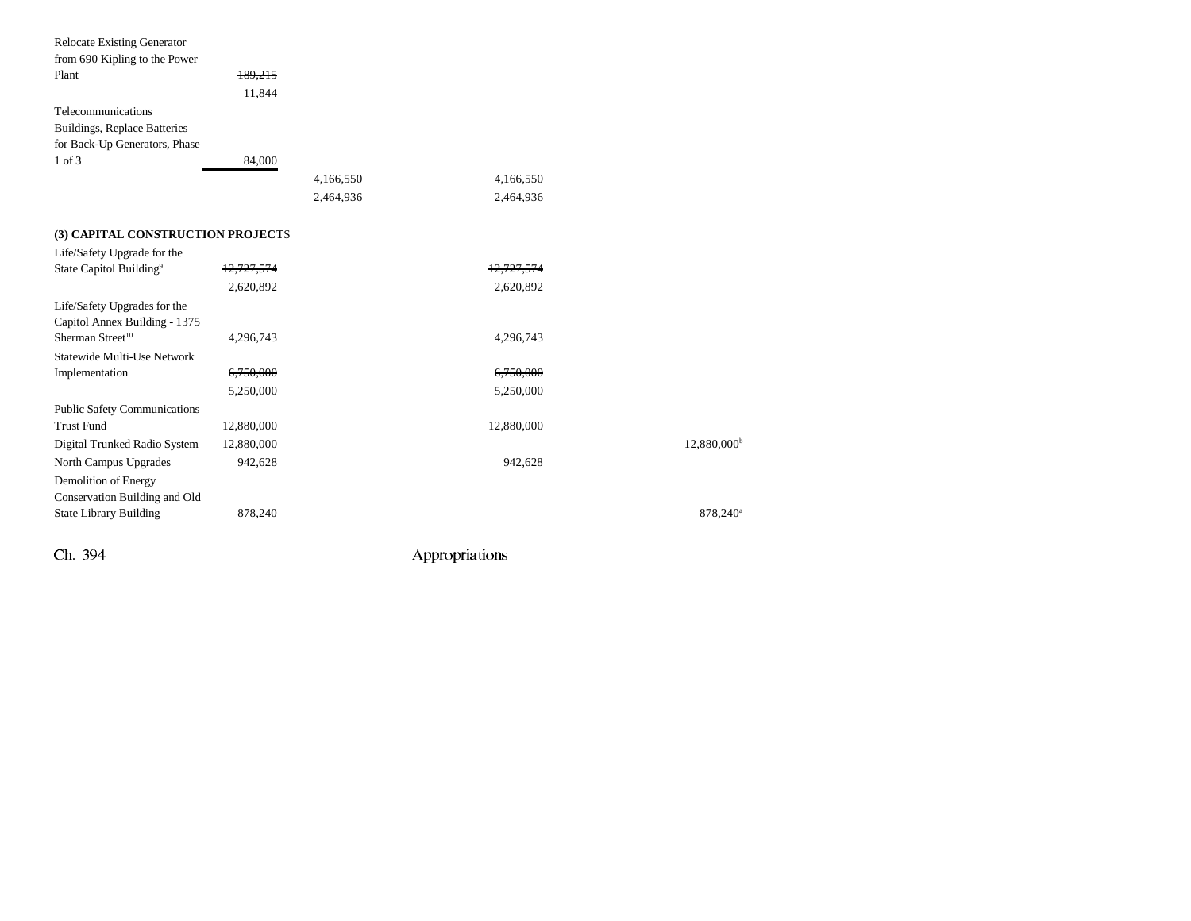| | | | | | |
|---|---|---|---|---|---|
| Relocate Existing Generator from 690 Kipling to the Power Plant | ~~189,215~~ | | | | |
| | 11,844 | | | | |
| Telecommunications Buildings, Replace Batteries for Back-Up Generators, Phase 1 of 3 | 84,000 | | | | |
| | | ~~4,166,550~~ | ~~4,166,550~~ | | |
| | | 2,464,936 | 2,464,936 | | |

**(3) CAPITAL CONSTRUCTION PROJECTS**

| | | | | | |
|---|---|---|---|---|---|
| Life/Safety Upgrade for the State Capitol Building[9] | ~~12,727,574~~ | | ~~12,727,574~~ | | |
| | 2,620,892 | | 2,620,892 | | |
| Life/Safety Upgrades for the Capitol Annex Building - 1375 Sherman Street[10] | 4,296,743 | | 4,296,743 | | |
| Statewide Multi-Use Network Implementation | ~~6,750,000~~ | | ~~6,750,000~~ | | |
| | 5,250,000 | | 5,250,000 | | |
| Public Safety Communications Trust Fund | 12,880,000 | | 12,880,000 | | |
| Digital Trunked Radio System | 12,880,000 | | | | 12,880,000[b] |
| North Campus Upgrades | 942,628 | | 942,628 | | |
| Demolition of Energy Conservation Building and Old State Library Building | 878,240 | | | | 878,240[a] |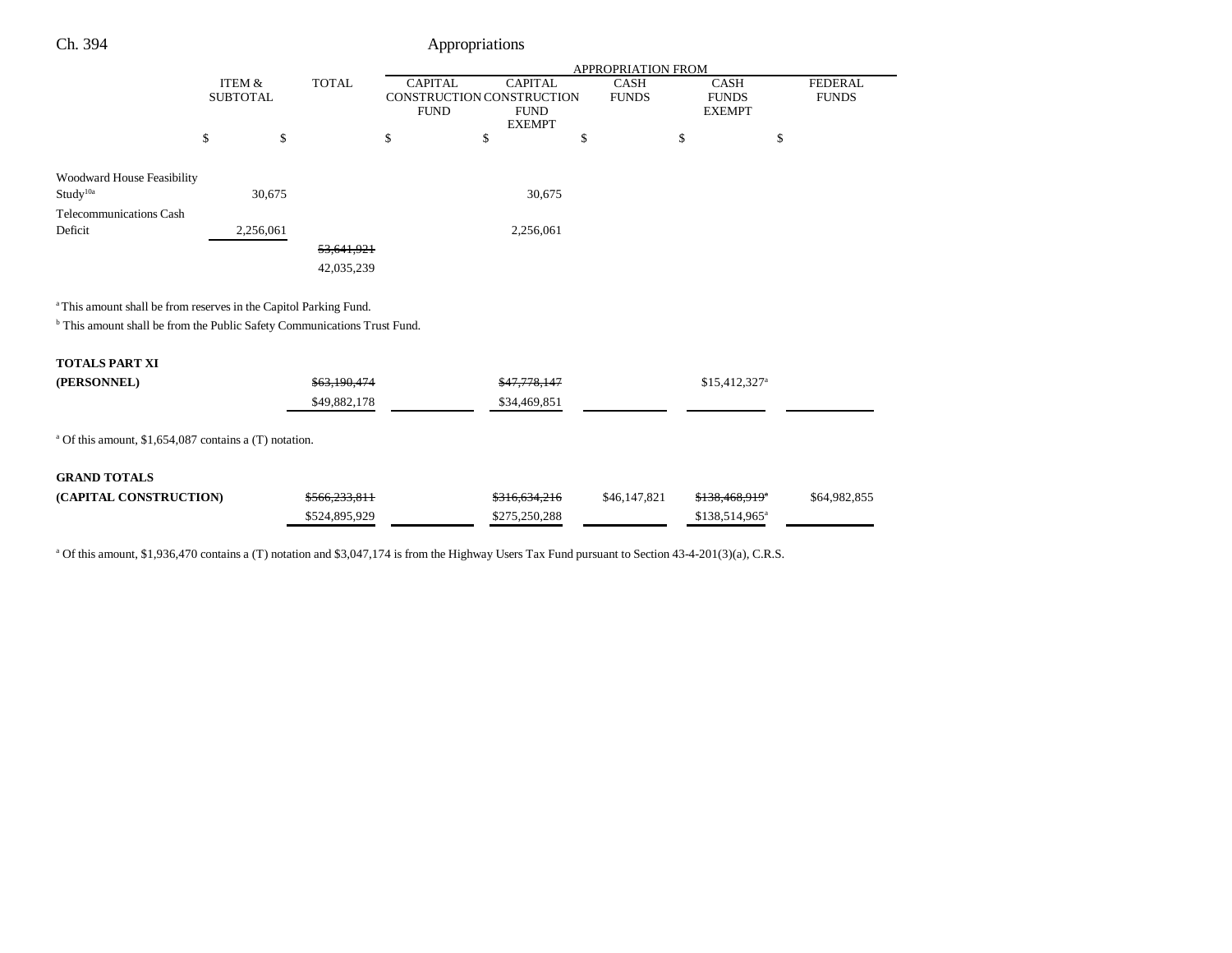| | ITEM & SUBTOTAL | TOTAL | APPROPRIATION FROM CAPITAL CONSTRUCTION FUND | CAPITAL CONSTRUCTION FUND EXEMPT | CASH FUNDS | CASH FUNDS EXEMPT | FEDERAL FUNDS |
|---|---|---|---|---|---|---|---|
| | $ | $ | $ | $ | $ | $ | $ |
| Woodward House Feasibility Study[10a] | 30,675 | | | 30,675 | | | |
| Telecommunications Cash Deficit | 2,256,061 | | | 2,256,061 | | | |
| | | ~~53,641,921~~ | | | | | |
| | | 42,035,239 | | | | | |

[a] This amount shall be from reserves in the Capitol Parking Fund.

[b] This amount shall be from the Public Safety Communications Trust Fund.

| | | TOTAL | CAPITAL CONSTRUCTION FUND | CAPITAL CONSTRUCTION FUND EXEMPT | CASH FUNDS | CASH FUNDS EXEMPT | FEDERAL FUNDS |
|---|---|---|---|---|---|---|---|
| **TOTALS PART XI** | | | | | | | |
| **(PERSONNEL)** | | ~~$63,190,474~~ | | ~~$47,778,147~~ | | $15,412,327[a] | |
| | | $49,882,178 | | $34,469,851 | | | |

[a] Of this amount, $1,654,087 contains a (T) notation.

| | | TOTAL | CAPITAL CONSTRUCTION FUND | CAPITAL CONSTRUCTION FUND EXEMPT | CASH FUNDS | CASH FUNDS EXEMPT | FEDERAL FUNDS |
|---|---|---|---|---|---|---|---|
| **GRAND TOTALS** | | | | | | | |
| **(CAPITAL CONSTRUCTION)** | | ~~$566,233,811~~ | | ~~$316,634,216~~ | $46,147,821 | ~~$138,468,919~~[a] | $64,982,855 |
| | | $524,895,929 | | $275,250,288 | | $138,514,965[a] | |

[a] Of this amount, $1,936,470 contains a (T) notation and $3,047,174 is from the Highway Users Tax Fund pursuant to Section 43-4-201(3)(a), C.R.S.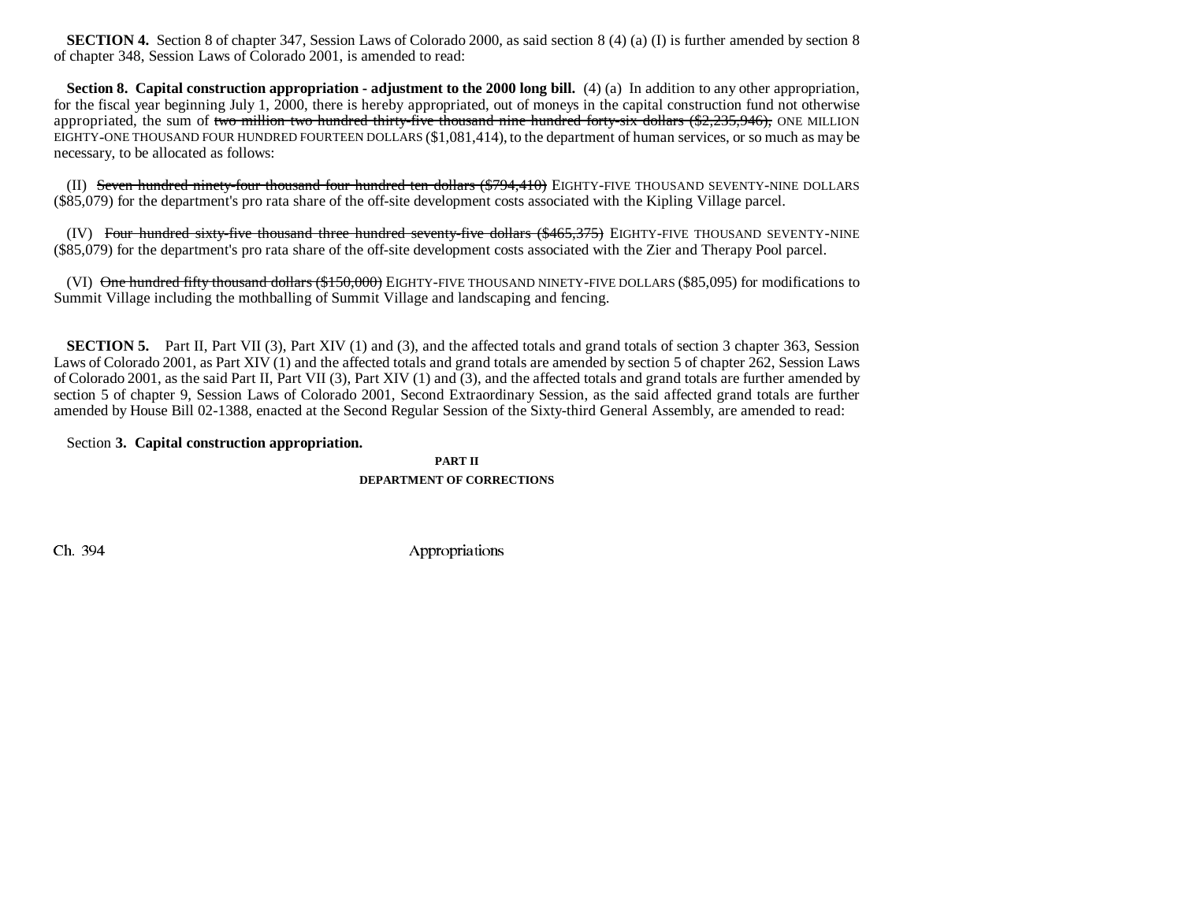**SECTION 4.** Section 8 of chapter 347, Session Laws of Colorado 2000, as said section 8 (4) (a) (I) is further amended by section 8 of chapter 348, Session Laws of Colorado 2001, is amended to read:

**Section 8. Capital construction appropriation - adjustment to the 2000 long bill.** (4) (a) In addition to any other appropriation, for the fiscal year beginning July 1, 2000, there is hereby appropriated, out of moneys in the capital construction fund not otherwise appropriated, the sum of ~~two million two hundred thirty-five thousand nine hundred forty-six dollars ($2,235,946),~~ ONE MILLION EIGHTY-ONE THOUSAND FOUR HUNDRED FOURTEEN DOLLARS ($1,081,414), to the department of human services, or so much as may be necessary, to be allocated as follows:

(II) ~~Seven hundred ninety-four thousand four hundred ten dollars ($794,410)~~ EIGHTY-FIVE THOUSAND SEVENTY-NINE DOLLARS ($85,079) for the department's pro rata share of the off-site development costs associated with the Kipling Village parcel.

(IV) ~~Four hundred sixty-five thousand three hundred seventy-five dollars ($465,375)~~ EIGHTY-FIVE THOUSAND SEVENTY-NINE ($85,079) for the department's pro rata share of the off-site development costs associated with the Zier and Therapy Pool parcel.

(VI) ~~One hundred fifty thousand dollars ($150,000)~~ EIGHTY-FIVE THOUSAND NINETY-FIVE DOLLARS ($85,095) for modifications to Summit Village including the mothballing of Summit Village and landscaping and fencing.

**SECTION 5.** Part II, Part VII (3), Part XIV (1) and (3), and the affected totals and grand totals of section 3 chapter 363, Session Laws of Colorado 2001, as Part XIV (1) and the affected totals and grand totals are amended by section 5 of chapter 262, Session Laws of Colorado 2001, as the said Part II, Part VII (3), Part XIV (1) and (3), and the affected totals and grand totals are further amended by section 5 of chapter 9, Session Laws of Colorado 2001, Second Extraordinary Session, as the said affected grand totals are further amended by House Bill 02-1388, enacted at the Second Regular Session of the Sixty-third General Assembly, are amended to read:

Section **3. Capital construction appropriation.**

**PART II**

**DEPARTMENT OF CORRECTIONS**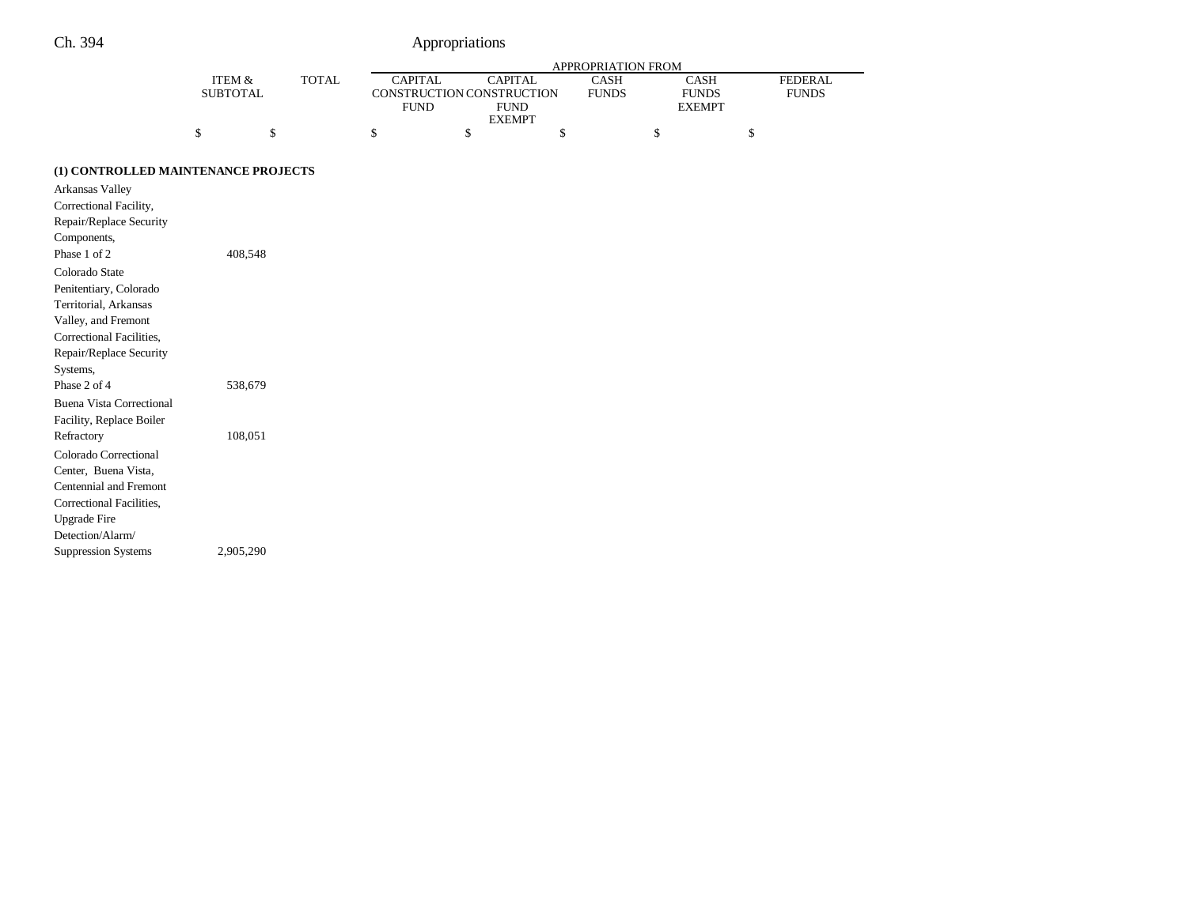| | ITEM & SUBTOTAL | TOTAL | APPROPRIATION FROM CAPITAL CONSTRUCTION FUND | CAPITAL CONSTRUCTION FUND EXEMPT | CASH FUNDS | CASH FUNDS EXEMPT | FEDERAL FUNDS |
|---|---|---|---|---|---|---|---|
| | $ | $ | $ | $ | $ | $ | $ |
| **(1) CONTROLLED MAINTENANCE PROJECTS** | | | | | | | |
| Arkansas Valley Correctional Facility, Repair/Replace Security Components, Phase 1 of 2 | 408,548 | | | | | | |
| Colorado State Penitentiary, Colorado Territorial, Arkansas Valley, and Fremont Correctional Facilities, Repair/Replace Security Systems, Phase 2 of 4 | 538,679 | | | | | | |
| Buena Vista Correctional Facility, Replace Boiler Refractory | 108,051 | | | | | | |
| Colorado Correctional Center, Buena Vista, Centennial and Fremont Correctional Facilities, Upgrade Fire Detection/Alarm/ Suppression Systems | 2,905,290 | | | | | | |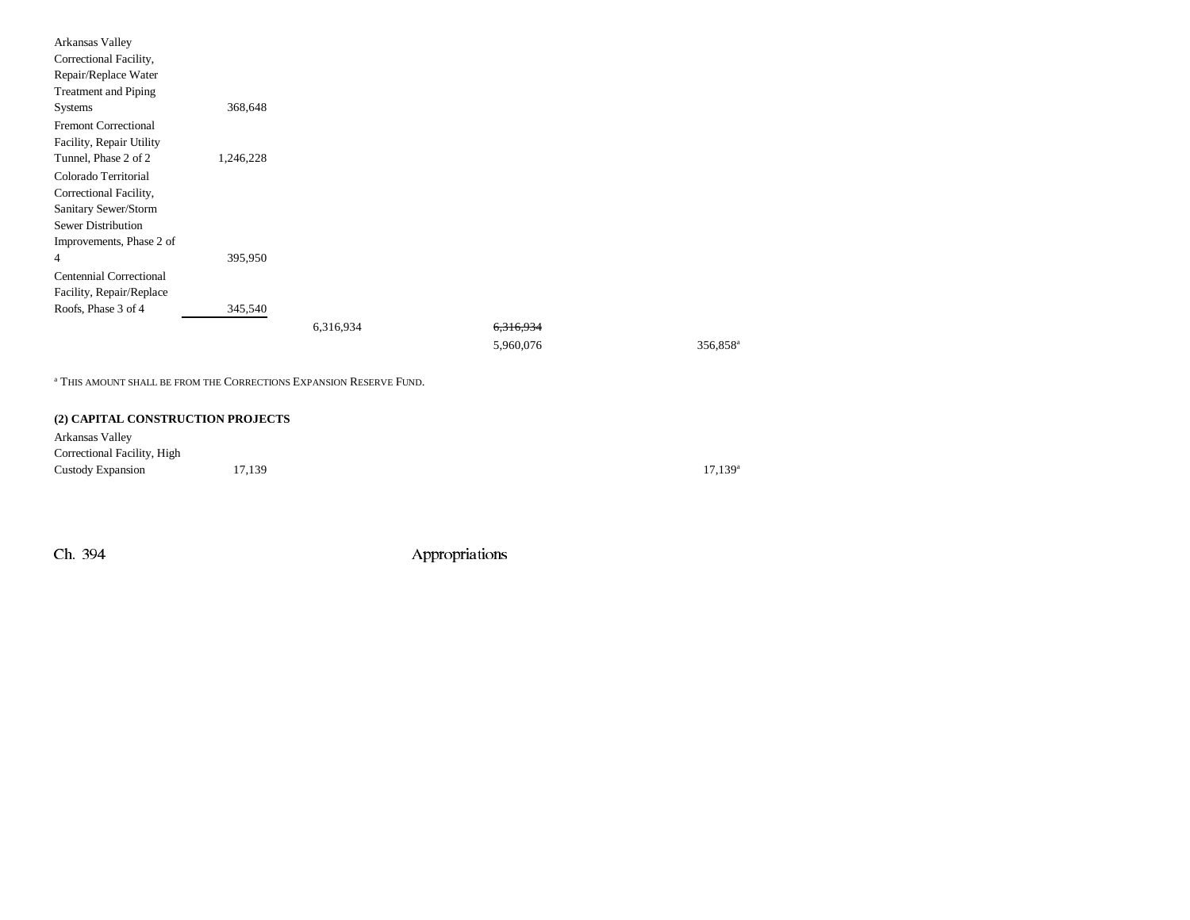| | | | | |
|---|---|---|---|---|
| Arkansas Valley Correctional Facility, Repair/Replace Water Treatment and Piping Systems | 368,648 | | | |
| Fremont Correctional Facility, Repair Utility Tunnel, Phase 2 of 2 | 1,246,228 | | | |
| Colorado Territorial Correctional Facility, Sanitary Sewer/Storm Sewer Distribution Improvements, Phase 2 of 4 | 395,950 | | | |
| Centennial Correctional Facility, Repair/Replace Roofs, Phase 3 of 4 | 345,540 | | | |
| | | 6,316,934 | ~~6,316,934~~ 5,960,076 | 356,858[a] |

[a] THIS AMOUNT SHALL BE FROM THE CORRECTIONS EXPANSION RESERVE FUND.

**(2) CAPITAL CONSTRUCTION PROJECTS**

| | | | | |
|---|---|---|---|---|
| Arkansas Valley Correctional Facility, High Custody Expansion | 17,139 | | | 17,139[a] |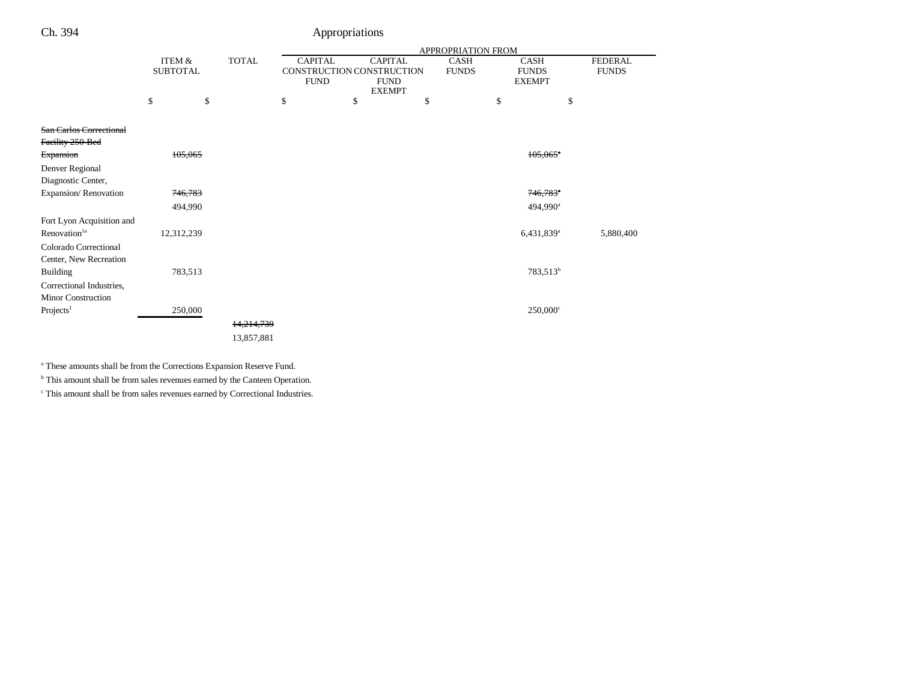| | ITEM & SUBTOTAL | TOTAL | APPROPRIATION FROM CAPITAL CONSTRUCTION FUND | CAPITAL CONSTRUCTION FUND EXEMPT | CASH FUNDS | CASH FUNDS EXEMPT | FEDERAL FUNDS |
|---|---|---|---|---|---|---|---|
| | $ | $ | $ | $ | $ | $ | $ |
| ~~San Carlos Correctional Facility 250-Bed Expansion~~ | ~~105,065~~ | | | | | ~~105,065~~[a] | |
| Denver Regional Diagnostic Center, Expansion/ Renovation | ~~746,783~~ | | | | | ~~746,783~~[a] | |
| | 494,990 | | | | | 494,990[a] | |
| Fort Lyon Acquisition and Renovation[1a] | 12,312,239 | | | | | 6,431,839[a] | 5,880,400 |
| Colorado Correctional Center, New Recreation Building | 783,513 | | | | | 783,513[b] | |
| Correctional Industries, Minor Construction Projects[1] | 250,000 | | | | | 250,000[c] | |
| | | ~~14,214,739~~ | | | | | |
| | | 13,857,881 | | | | | |

[a] These amounts shall be from the Corrections Expansion Reserve Fund.

[b] This amount shall be from sales revenues earned by the Canteen Operation.

[c] This amount shall be from sales revenues earned by Correctional Industries.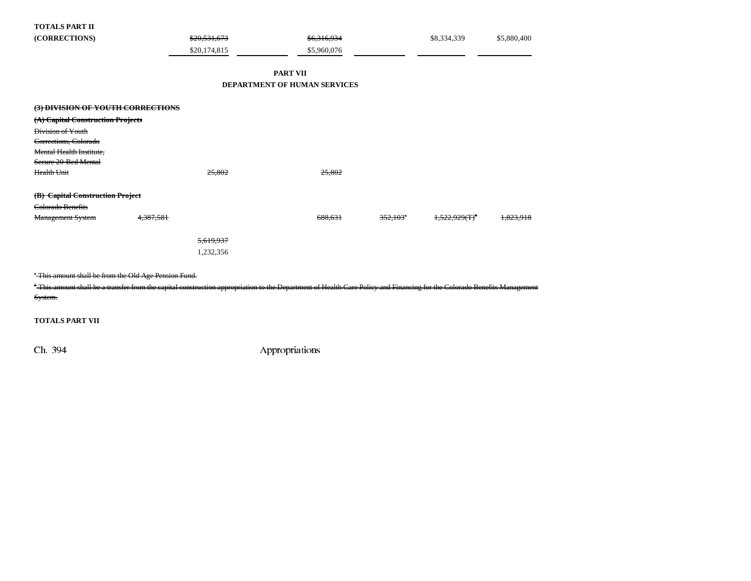| | | | | | | |
|---|---|---|---|---|---|---|
| **TOTALS PART II (CORRECTIONS)** | | ~~$20,531,673~~ $20,174,815 | | ~~$6,316,934~~ $5,960,076 | | $8,334,339 | $5,880,400 |

**PART VII**
**DEPARTMENT OF HUMAN SERVICES**

| | | | | | | | |
|---|---|---|---|---|---|---|---|
| ~~**(3) DIVISION OF YOUTH CORRECTIONS**~~ | | | | | | | |
| ~~**(A) Capital Construction Projects**~~ | | | | | | | |
| ~~Division of Youth Corrections, Colorado Mental Health Institute, Secure 20-Bed Mental Health Unit~~ | | ~~25,802~~ | | ~~25,802~~ | | | |
| ~~**(B) Capital Construction Project**~~ | | | | | | | |
| ~~Colorado Benefits Management System~~ | ~~4,387,581~~ | | | ~~688,631~~ | ~~352,103~~[a] | ~~1,522,929(T)~~[b] | ~~1,823,918~~ |
| | | ~~5,619,937~~ 1,232,356 | | | | | |

~~[a] This amount shall be from the Old Age Pension Fund.~~

~~[b] This amount shall be a transfer from the capital construction appropriation to the Department of Health Care Policy and Financing for the Colorado Benefits Management System.~~

**TOTALS PART VII**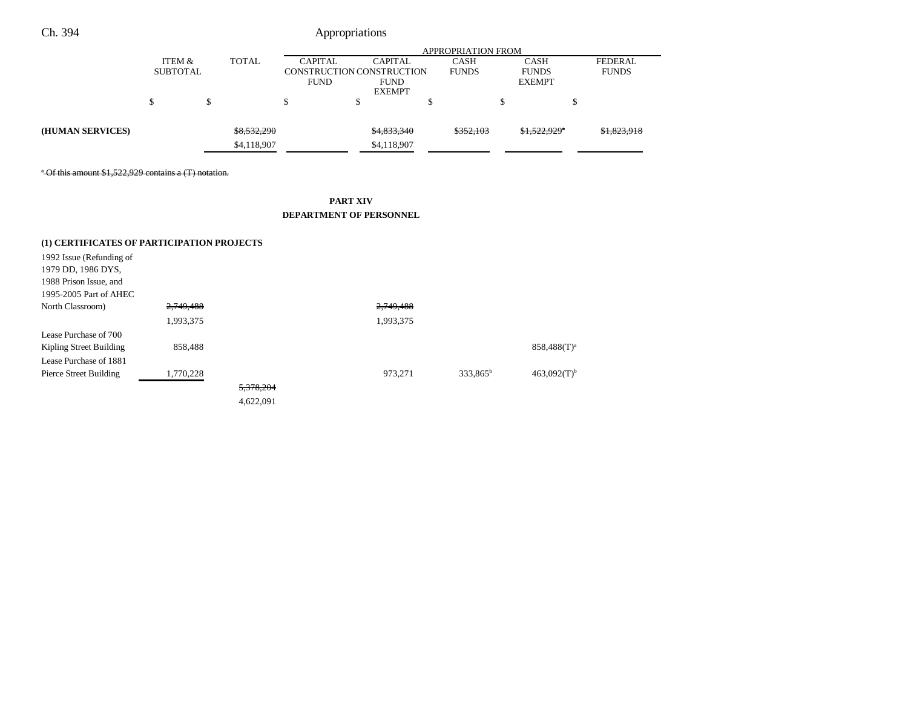| | ITEM & SUBTOTAL | TOTAL | APPROPRIATION FROM CAPITAL CONSTRUCTION FUND | CAPITAL CONSTRUCTION FUND EXEMPT | CASH FUNDS | CASH FUNDS EXEMPT | FEDERAL FUNDS |
|---|---|---|---|---|---|---|---|
| | $ | $ | $ | $ | $ | $ | $ |
| **(HUMAN SERVICES)** | | ~~$8,532,290~~ | | ~~$4,833,340~~ | ~~$352,103~~ | ~~$1,522,929[a]~~ | ~~$1,823,918~~ |
| | | $4,118,907 | | $4,118,907 | | | |

~~[a] Of this amount $1,522,929 contains a (T) notation.~~

## PART XIV
## DEPARTMENT OF PERSONNEL

| | ITEM & SUBTOTAL | TOTAL | CAPITAL CONSTRUCTION FUND | CAPITAL CONSTRUCTION FUND EXEMPT | CASH FUNDS | CASH FUNDS EXEMPT | FEDERAL FUNDS |
|---|---|---|---|---|---|---|---|
| **(1) CERTIFICATES OF PARTICIPATION PROJECTS** | | | | | | | |
| 1992 Issue (Refunding of 1979 DD, 1986 DYS, 1988 Prison Issue, and 1995-2005 Part of AHEC North Classroom) | ~~2,749,488~~ | | | ~~2,749,488~~ | | | |
| | 1,993,375 | | | 1,993,375 | | | |
| Lease Purchase of 700 Kipling Street Building | 858,488 | | | | | 858,488(T)[a] | |
| Lease Purchase of 1881 Pierce Street Building | 1,770,228 | | | 973,271 | 333,865[b] | 463,092(T)[b] | |
| | | ~~5,378,204~~ | | | | | |
| | | 4,622,091 | | | | | |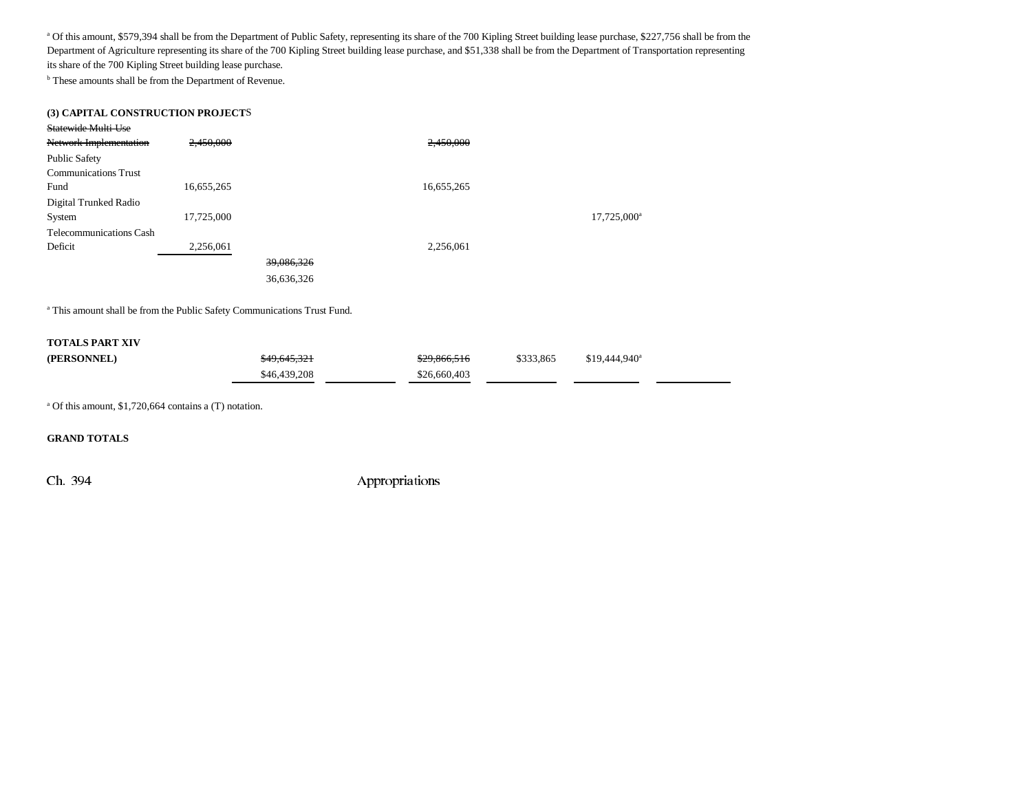[a] Of this amount, $579,394 shall be from the Department of Public Safety, representing its share of the 700 Kipling Street building lease purchase, $227,756 shall be from the Department of Agriculture representing its share of the 700 Kipling Street building lease purchase, and $51,338 shall be from the Department of Transportation representing its share of the 700 Kipling Street building lease purchase.

[b] These amounts shall be from the Department of Revenue.

**(3) CAPITAL CONSTRUCTION PROJECTS**

| | | | | | | | |
|---|---|---|---|---|---|---|---|
| ~~Statewide Multi-Use Network Implementation~~ | ~~2,450,000~~ | | | ~~2,450,000~~ | | | |
| Public Safety Communications Trust Fund | 16,655,265 | | | 16,655,265 | | | |
| Digital Trunked Radio System | 17,725,000 | | | | | 17,725,000[a] | |
| Telecommunications Cash Deficit | 2,256,061 | | | 2,256,061 | | | |
| | | ~~39,086,326~~ 36,636,326 | | | | | |

[a] This amount shall be from the Public Safety Communications Trust Fund.

| | | | | | | |
|---|---|---|---|---|---|---|
| **TOTALS PART XIV (PERSONNEL)** | ~~$49,645,321~~ $46,439,208 | | ~~$29,866,516~~ $26,660,403 | $333,865 | $19,444,940[a] | |

[a] Of this amount, $1,720,664 contains a (T) notation.

**GRAND TOTALS**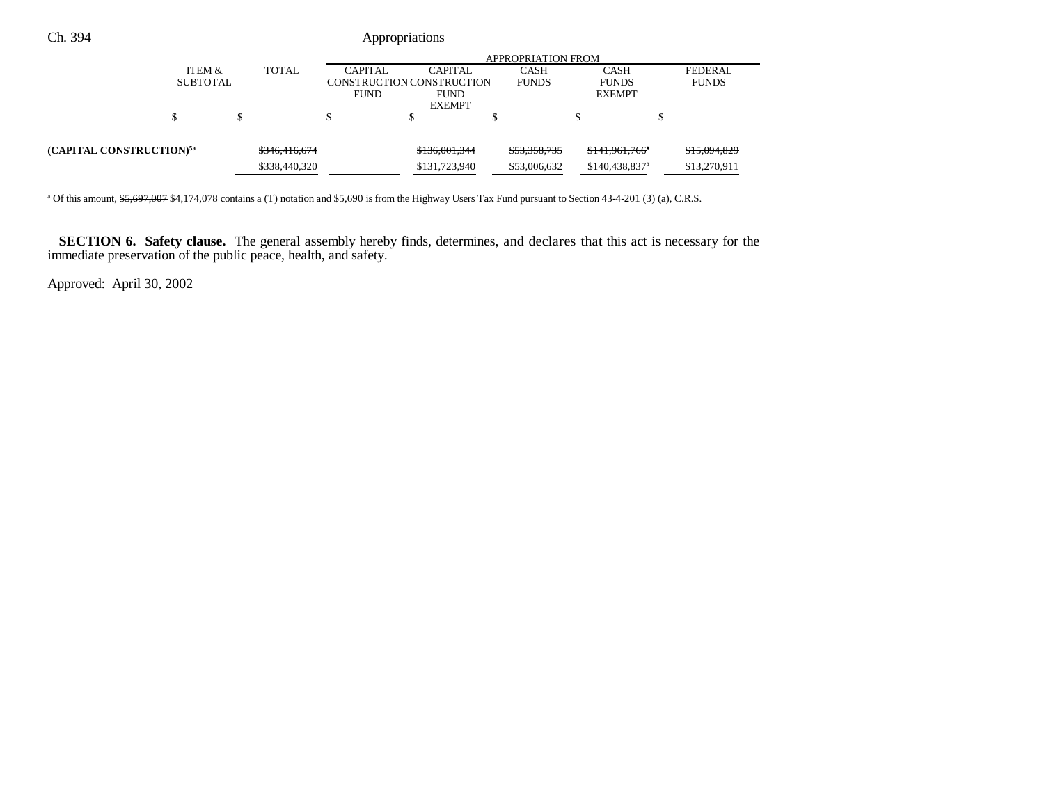| | ITEM & SUBTOTAL | TOTAL | APPROPRIATION FROM | | | | |
|---|---|---|---|---|---|---|---|
| | | | CAPITAL CONSTRUCTION FUND | CAPITAL CONSTRUCTION FUND EXEMPT | CASH FUNDS | CASH FUNDS EXEMPT | FEDERAL FUNDS |
| | $ | $ | $ | $ | $ | $ | $ |
| **(CAPITAL CONSTRUCTION)**[5a] | | ~~$346,416,674~~ | | ~~$136,001,344~~ | ~~$53,358,735~~ | ~~$141,961,766~~[a] | ~~$15,094,829~~ |
| | | $338,440,320 | | $131,723,940 | $53,006,632 | $140,438,837[a] | $13,270,911 |

[a] Of this amount, ~~$5,697,007~~ $4,174,078 contains a (T) notation and $5,690 is from the Highway Users Tax Fund pursuant to Section 43-4-201 (3) (a), C.R.S.

**SECTION 6. Safety clause.** The general assembly hereby finds, determines, and declares that this act is necessary for the immediate preservation of the public peace, health, and safety.

Approved: April 30, 2002